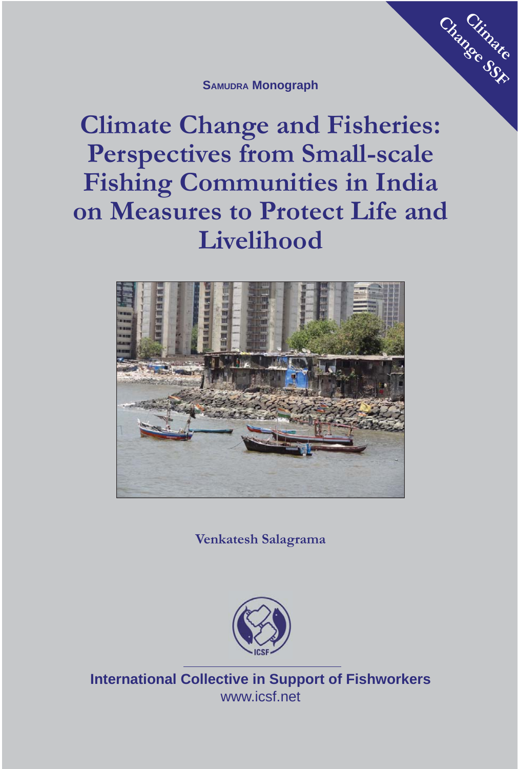Climate Change SSF

**SAMUDRA Monograph**

# Climate Change and Fisheries: Perspectives from Small-scale Fishing Communities in India on Measures to Protect Life and Livelihood

**Venkatesh Salagrama**

**International Collective in Support of Fishworkers**

www.icsf.net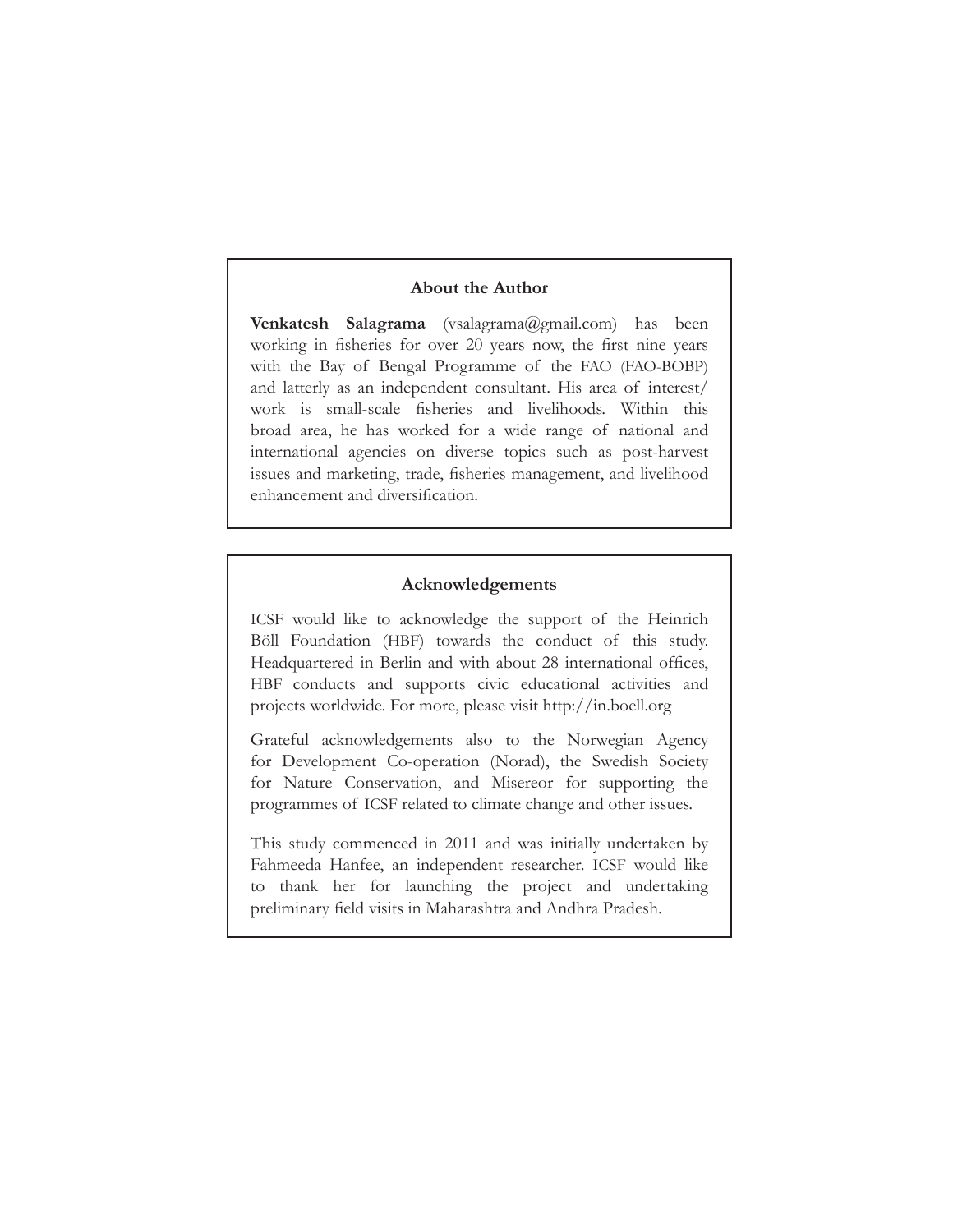## About the Author

**Venkatesh Salagrama** (vsalagrama@gmail.com) has been working in fisheries for over 20 years now, the first nine years with the Bay of Bengal Programme of the FAO (FAO-BOBP) and latterly as an independent consultant. His area of interest/ work is small-scale fisheries and livelihoods. Within this broad area, he has worked for a wide range of national and international agencies on diverse topics such as post-harvest issues and marketing, trade, fisheries management, and livelihood enhancement and diversification.

## Acknowledgements

ICSF would like to acknowledge the support of the Heinrich Böll Foundation (HBF) towards the conduct of this study. Headquartered in Berlin and with about 28 international offices, HBF conducts and supports civic educational activities and projects worldwide. For more, please visit http://in.boell.org

Grateful acknowledgements also to the Norwegian Agency for Development Co-operation (Norad), the Swedish Society for Nature Conservation, and Misereor for supporting the programmes of ICSF related to climate change and other issues.

This study commenced in 2011 and was initially undertaken by Fahmeeda Hanfee, an independent researcher. ICSF would like to thank her for launching the project and undertaking preliminary field visits in Maharashtra and Andhra Pradesh.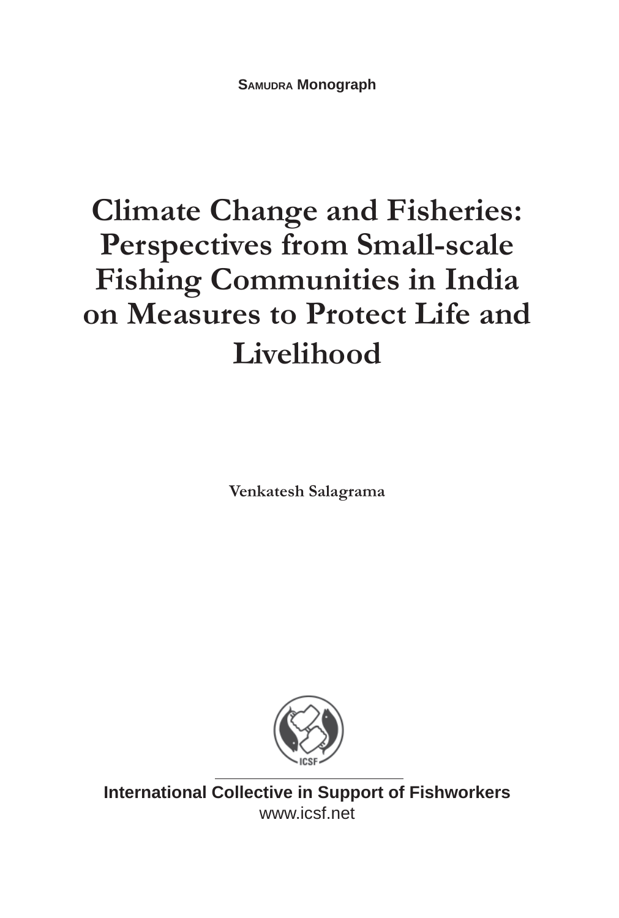**SAMUDRA Monograph**

# Climate Change and Fisheries: Perspectives from Small-scale Fishing Communities in India on Measures to Protect Life and Livelihood

**Venkatesh Salagrama**

**International Collective in Support of Fishworkers**

www.icsf.net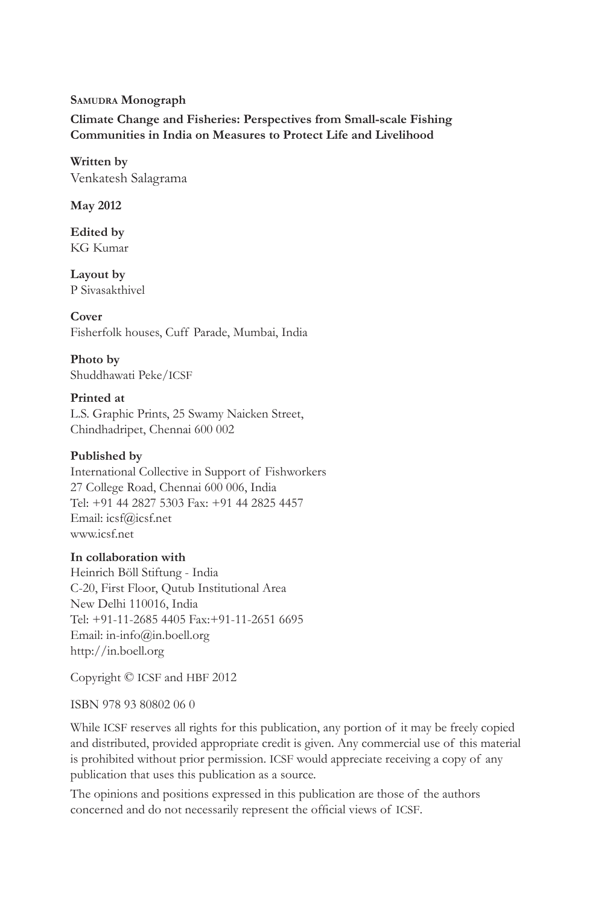**Samudra Monograph**

**Climate Change and Fisheries: Perspectives from Small-scale Fishing Communities in India on Measures to Protect Life and Livelihood**

**Written by**
Venkatesh Salagrama

**May 2012**

**Edited by**
KG Kumar

**Layout by**
P Sivasakthivel

**Cover**
Fisherfolk houses, Cuff Parade, Mumbai, India

**Photo by**
Shuddhawati Peke/ICSF

**Printed at**
L.S. Graphic Prints, 25 Swamy Naicken Street,
Chindhadripet, Chennai 600 002

**Published by**
International Collective in Support of Fishworkers
27 College Road, Chennai 600 006, India
Tel: +91 44 2827 5303 Fax: +91 44 2825 4457
Email: icsf@icsf.net
www.icsf.net

**In collaboration with**
Heinrich Böll Stiftung - India
C-20, First Floor, Qutub Institutional Area
New Delhi 110016, India
Tel: +91-11-2685 4405 Fax:+91-11-2651 6695
Email: in-info@in.boell.org
http://in.boell.org

Copyright © ICSF and HBF 2012

ISBN 978 93 80802 06 0

While ICSF reserves all rights for this publication, any portion of it may be freely copied and distributed, provided appropriate credit is given. Any commercial use of this material is prohibited without prior permission. ICSF would appreciate receiving a copy of any publication that uses this publication as a source.

The opinions and positions expressed in this publication are those of the authors concerned and do not necessarily represent the official views of ICSF.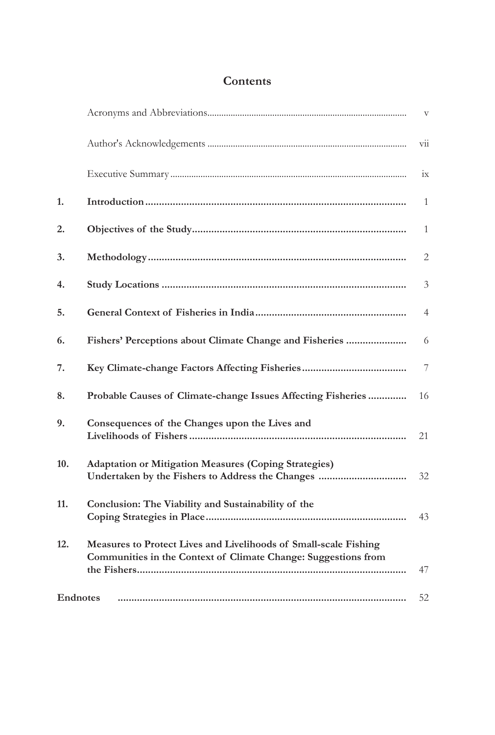# Contents

| | | |
|---|---|---|
| | Acronyms and Abbreviations | v |
| | Author's Acknowledgements | vii |
| | Executive Summary | ix |
| **1.** | **Introduction** | 1 |
| **2.** | **Objectives of the Study** | 1 |
| **3.** | **Methodology** | 2 |
| **4.** | **Study Locations** | 3 |
| **5.** | **General Context of Fisheries in India** | 4 |
| **6.** | **Fishers' Perceptions about Climate Change and Fisheries** | 6 |
| **7.** | **Key Climate-change Factors Affecting Fisheries** | 7 |
| **8.** | **Probable Causes of Climate-change Issues Affecting Fisheries** | 16 |
| **9.** | **Consequences of the Changes upon the Lives and Livelihoods of Fishers** | 21 |
| **10.** | **Adaptation or Mitigation Measures (Coping Strategies) Undertaken by the Fishers to Address the Changes** | 32 |
| **11.** | **Conclusion: The Viability and Sustainability of the Coping Strategies in Place** | 43 |
| **12.** | **Measures to Protect Lives and Livelihoods of Small-scale Fishing Communities in the Context of Climate Change: Suggestions from the Fishers** | 47 |
| **Endnotes** | | 52 |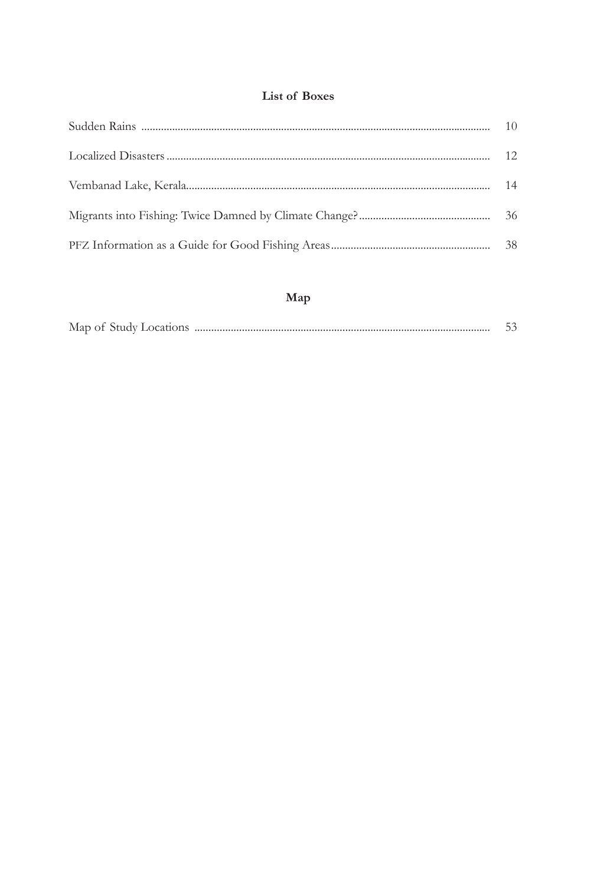## List of Boxes

| | |
|---|---|
| Sudden Rains | 10 |
| Localized Disasters | 12 |
| Vembanad Lake, Kerala | 14 |
| Migrants into Fishing: Twice Damned by Climate Change? | 36 |
| PFZ Information as a Guide for Good Fishing Areas | 38 |

## Map

| | |
|---|---|
| Map of Study Locations | 53 |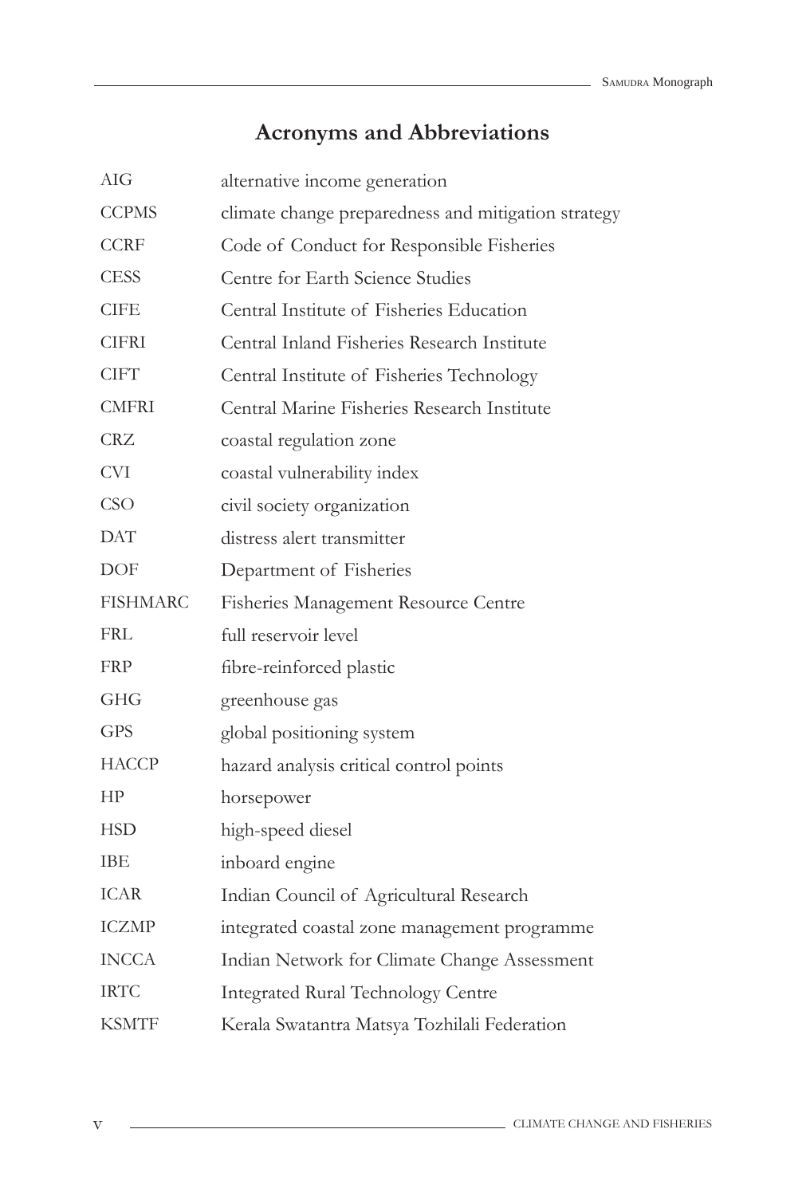# Acronyms and Abbreviations

| | |
|---|---|
| AIG | alternative income generation |
| CCPMS | climate change preparedness and mitigation strategy |
| CCRF | Code of Conduct for Responsible Fisheries |
| CESS | Centre for Earth Science Studies |
| CIFE | Central Institute of Fisheries Education |
| CIFRI | Central Inland Fisheries Research Institute |
| CIFT | Central Institute of Fisheries Technology |
| CMFRI | Central Marine Fisheries Research Institute |
| CRZ | coastal regulation zone |
| CVI | coastal vulnerability index |
| CSO | civil society organization |
| DAT | distress alert transmitter |
| DOF | Department of Fisheries |
| FISHMARC | Fisheries Management Resource Centre |
| FRL | full reservoir level |
| FRP | fibre-reinforced plastic |
| GHG | greenhouse gas |
| GPS | global positioning system |
| HACCP | hazard analysis critical control points |
| HP | horsepower |
| HSD | high-speed diesel |
| IBE | inboard engine |
| ICAR | Indian Council of Agricultural Research |
| ICZMP | integrated coastal zone management programme |
| INCCA | Indian Network for Climate Change Assessment |
| IRTC | Integrated Rural Technology Centre |
| KSMTF | Kerala Swatantra Matsya Tozhilali Federation |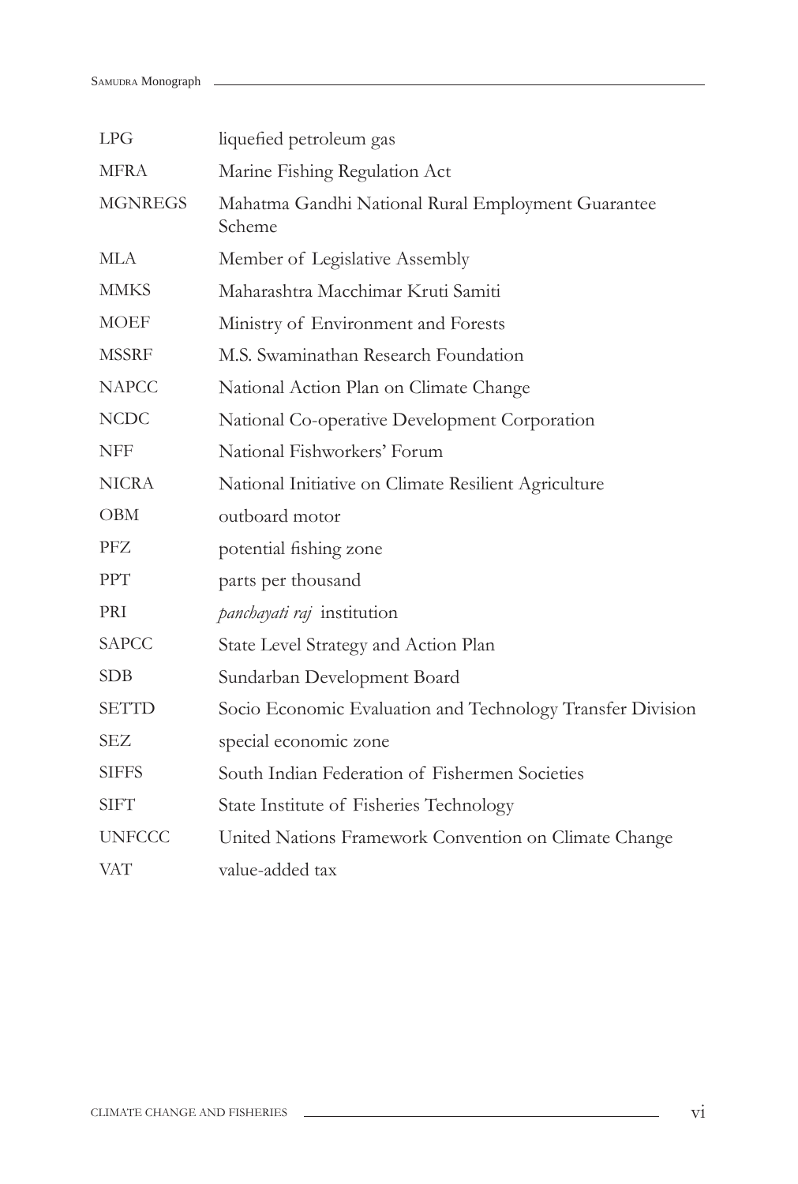| | |
|---|---|
| LPG | liquefied petroleum gas |
| MFRA | Marine Fishing Regulation Act |
| MGNREGS | Mahatma Gandhi National Rural Employment Guarantee Scheme |
| MLA | Member of Legislative Assembly |
| MMKS | Maharashtra Macchimar Kruti Samiti |
| MOEF | Ministry of Environment and Forests |
| MSSRF | M.S. Swaminathan Research Foundation |
| NAPCC | National Action Plan on Climate Change |
| NCDC | National Co-operative Development Corporation |
| NFF | National Fishworkers' Forum |
| NICRA | National Initiative on Climate Resilient Agriculture |
| OBM | outboard motor |
| PFZ | potential fishing zone |
| PPT | parts per thousand |
| PRI | *panchayati raj* institution |
| SAPCC | State Level Strategy and Action Plan |
| SDB | Sundarban Development Board |
| SETTD | Socio Economic Evaluation and Technology Transfer Division |
| SEZ | special economic zone |
| SIFFS | South Indian Federation of Fishermen Societies |
| SIFT | State Institute of Fisheries Technology |
| UNFCCC | United Nations Framework Convention on Climate Change |
| VAT | value-added tax |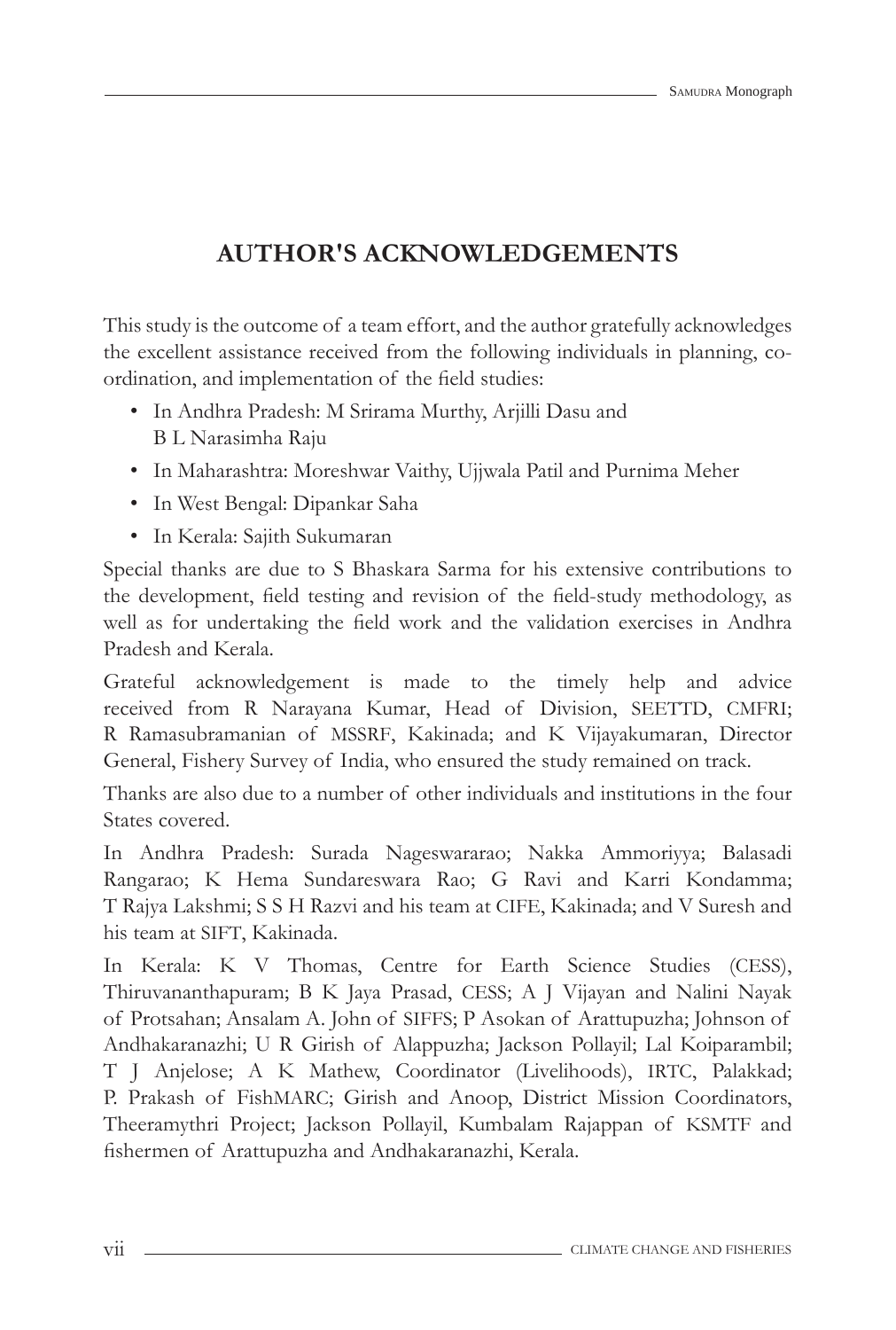# AUTHOR'S ACKNOWLEDGEMENTS

This study is the outcome of a team effort, and the author gratefully acknowledges the excellent assistance received from the following individuals in planning, co-ordination, and implementation of the field studies:

- In Andhra Pradesh: M Srirama Murthy, Arjilli Dasu and B L Narasimha Raju
- In Maharashtra: Moreshwar Vaithy, Ujjwala Patil and Purnima Meher
- In West Bengal: Dipankar Saha
- In Kerala: Sajith Sukumaran

Special thanks are due to S Bhaskara Sarma for his extensive contributions to the development, field testing and revision of the field-study methodology, as well as for undertaking the field work and the validation exercises in Andhra Pradesh and Kerala.

Grateful acknowledgement is made to the timely help and advice received from R Narayana Kumar, Head of Division, SEETTD, CMFRI; R Ramasubramanian of MSSRF, Kakinada; and K Vijayakumaran, Director General, Fishery Survey of India, who ensured the study remained on track.

Thanks are also due to a number of other individuals and institutions in the four States covered.

In Andhra Pradesh: Surada Nageswararao; Nakka Ammoriyya; Balasadi Rangarao; K Hema Sundareswara Rao; G Ravi and Karri Kondamma; T Rajya Lakshmi; S S H Razvi and his team at CIFE, Kakinada; and V Suresh and his team at SIFT, Kakinada.

In Kerala: K V Thomas, Centre for Earth Science Studies (CESS), Thiruvananthapuram; B K Jaya Prasad, CESS; A J Vijayan and Nalini Nayak of Protsahan; Ansalam A. John of SIFFS; P Asokan of Arattupuzha; Johnson of Andhakaranazhi; U R Girish of Alappuzha; Jackson Pollayil; Lal Koiparambil; T J Anjelose; A K Mathew, Coordinator (Livelihoods), IRTC, Palakkad; P. Prakash of FishMARC; Girish and Anoop, District Mission Coordinators, Theeramythri Project; Jackson Pollayil, Kumbalam Rajappan of KSMTF and fishermen of Arattupuzha and Andhakaranazhi, Kerala.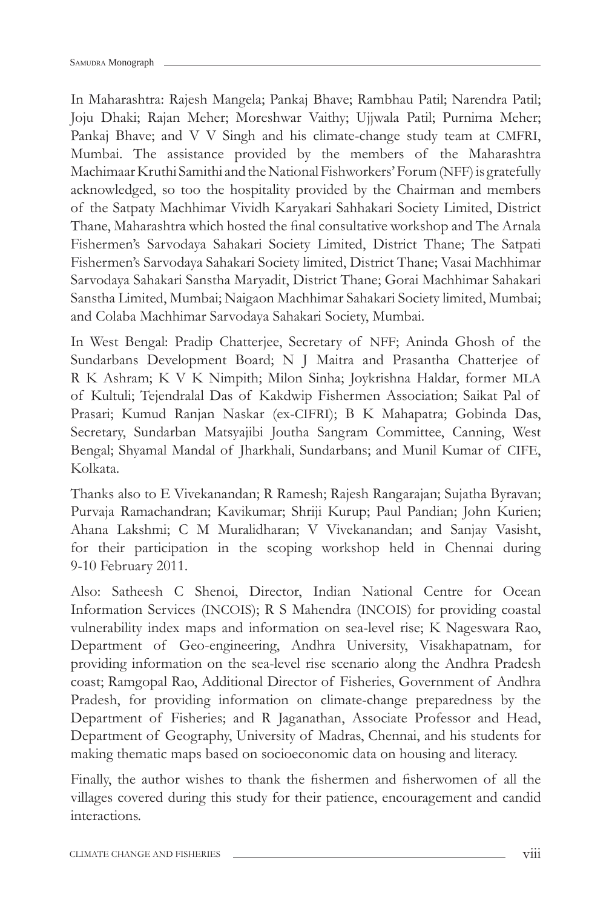In Maharashtra: Rajesh Mangela; Pankaj Bhave; Rambhau Patil; Narendra Patil; Joju Dhaki; Rajan Meher; Moreshwar Vaithy; Ujjwala Patil; Purnima Meher; Pankaj Bhave; and V V Singh and his climate-change study team at CMFRI, Mumbai. The assistance provided by the members of the Maharashtra Machimaar Kruthi Samithi and the National Fishworkers' Forum (NFF) is gratefully acknowledged, so too the hospitality provided by the Chairman and members of the Satpaty Machhimar Vividh Karyakari Sahhakari Society Limited, District Thane, Maharashtra which hosted the final consultative workshop and The Arnala Fishermen's Sarvodaya Sahakari Society Limited, District Thane; The Satpati Fishermen's Sarvodaya Sahakari Society limited, District Thane; Vasai Machhimar Sarvodaya Sahakari Sanstha Maryadit, District Thane; Gorai Machhimar Sahakari Sanstha Limited, Mumbai; Naigaon Machhimar Sahakari Society limited, Mumbai; and Colaba Machhimar Sarvodaya Sahakari Society, Mumbai.

In West Bengal: Pradip Chatterjee, Secretary of NFF; Aninda Ghosh of the Sundarbans Development Board; N J Maitra and Prasantha Chatterjee of R K Ashram; K V K Nimpith; Milon Sinha; Joykrishna Haldar, former MLA of Kultuli; Tejendralal Das of Kakdwip Fishermen Association; Saikat Pal of Prasari; Kumud Ranjan Naskar (ex-CIFRI); B K Mahapatra; Gobinda Das, Secretary, Sundarban Matsyajibi Joutha Sangram Committee, Canning, West Bengal; Shyamal Mandal of Jharkhali, Sundarbans; and Munil Kumar of CIFE, Kolkata.

Thanks also to E Vivekanandan; R Ramesh; Rajesh Rangarajan; Sujatha Byravan; Purvaja Ramachandran; Kavikumar; Shriji Kurup; Paul Pandian; John Kurien; Ahana Lakshmi; C M Muralidharan; V Vivekanandan; and Sanjay Vasisht, for their participation in the scoping workshop held in Chennai during 9-10 February 2011.

Also: Satheesh C Shenoi, Director, Indian National Centre for Ocean Information Services (INCOIS); R S Mahendra (INCOIS) for providing coastal vulnerability index maps and information on sea-level rise; K Nageswara Rao, Department of Geo-engineering, Andhra University, Visakhapatnam, for providing information on the sea-level rise scenario along the Andhra Pradesh coast; Ramgopal Rao, Additional Director of Fisheries, Government of Andhra Pradesh, for providing information on climate-change preparedness by the Department of Fisheries; and R Jaganathan, Associate Professor and Head, Department of Geography, University of Madras, Chennai, and his students for making thematic maps based on socioeconomic data on housing and literacy.

Finally, the author wishes to thank the fishermen and fisherwomen of all the villages covered during this study for their patience, encouragement and candid interactions.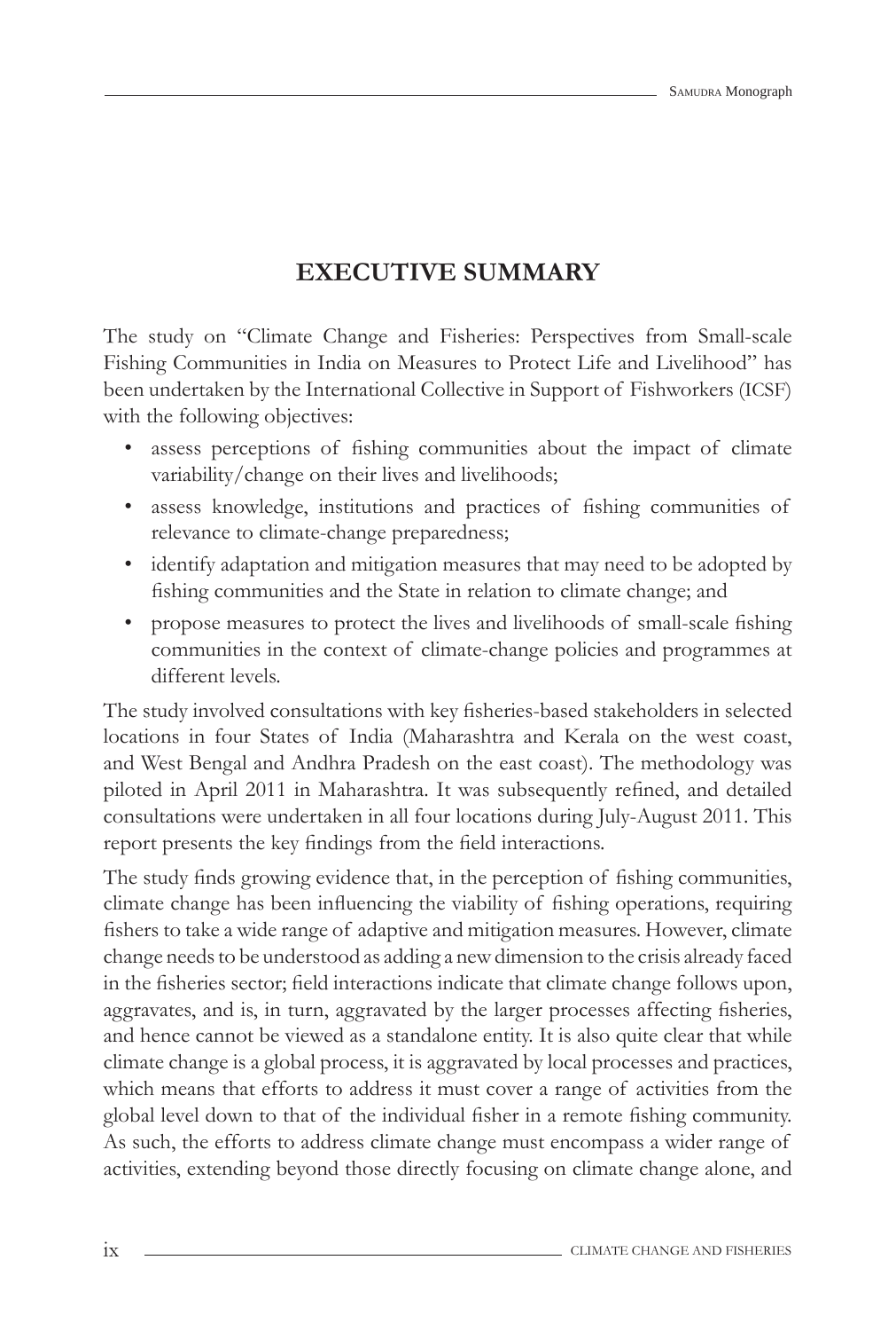# EXECUTIVE SUMMARY

The study on "Climate Change and Fisheries: Perspectives from Small-scale Fishing Communities in India on Measures to Protect Life and Livelihood" has been undertaken by the International Collective in Support of Fishworkers (ICSF) with the following objectives:

- assess perceptions of fishing communities about the impact of climate variability/change on their lives and livelihoods;
- assess knowledge, institutions and practices of fishing communities of relevance to climate-change preparedness;
- identify adaptation and mitigation measures that may need to be adopted by fishing communities and the State in relation to climate change; and
- propose measures to protect the lives and livelihoods of small-scale fishing communities in the context of climate-change policies and programmes at different levels.

The study involved consultations with key fisheries-based stakeholders in selected locations in four States of India (Maharashtra and Kerala on the west coast, and West Bengal and Andhra Pradesh on the east coast). The methodology was piloted in April 2011 in Maharashtra. It was subsequently refined, and detailed consultations were undertaken in all four locations during July-August 2011. This report presents the key findings from the field interactions.

The study finds growing evidence that, in the perception of fishing communities, climate change has been influencing the viability of fishing operations, requiring fishers to take a wide range of adaptive and mitigation measures. However, climate change needs to be understood as adding a new dimension to the crisis already faced in the fisheries sector; field interactions indicate that climate change follows upon, aggravates, and is, in turn, aggravated by the larger processes affecting fisheries, and hence cannot be viewed as a standalone entity. It is also quite clear that while climate change is a global process, it is aggravated by local processes and practices, which means that efforts to address it must cover a range of activities from the global level down to that of the individual fisher in a remote fishing community. As such, the efforts to address climate change must encompass a wider range of activities, extending beyond those directly focusing on climate change alone, and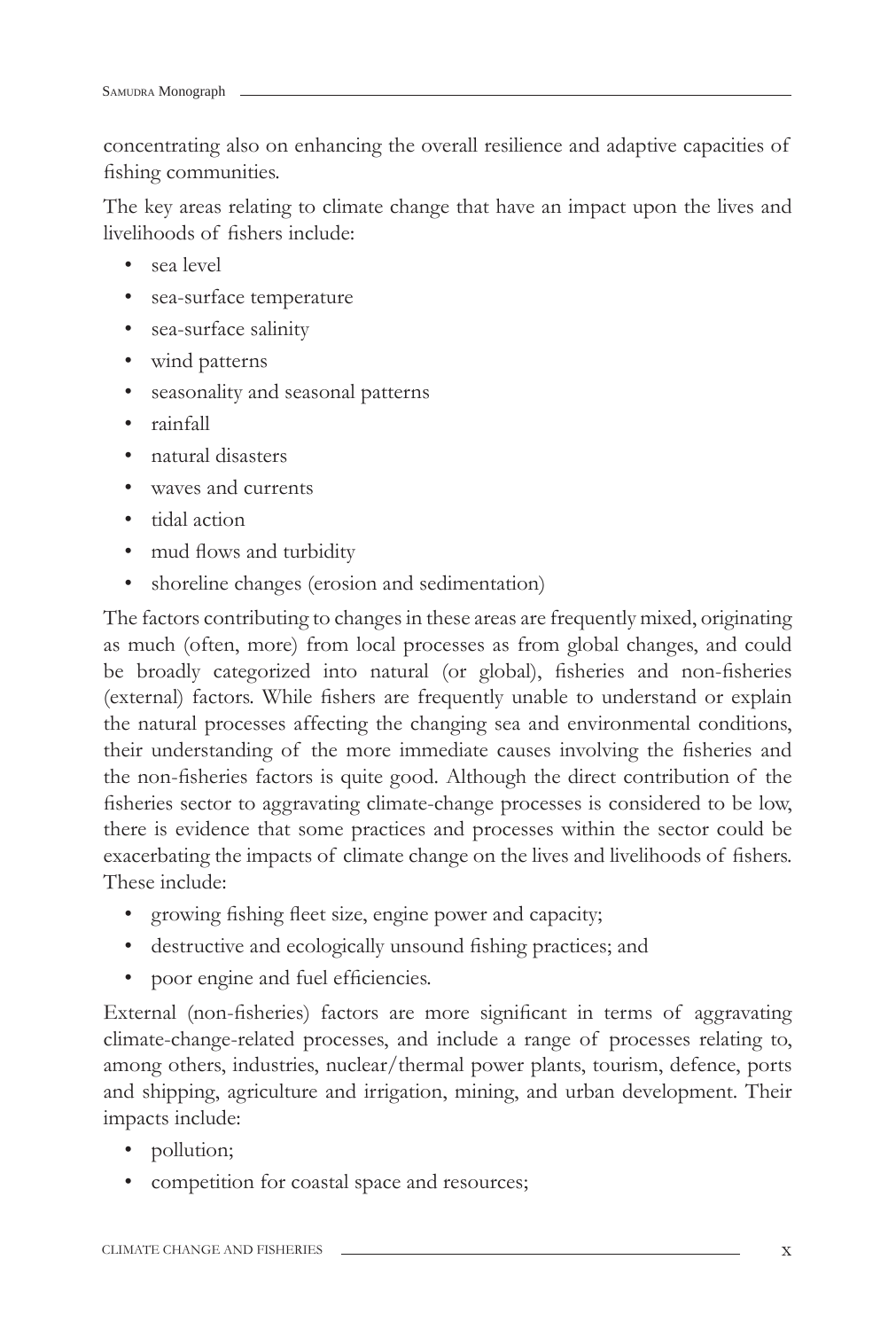concentrating also on enhancing the overall resilience and adaptive capacities of fishing communities.

The key areas relating to climate change that have an impact upon the lives and livelihoods of fishers include:

- sea level
- sea-surface temperature
- sea-surface salinity
- wind patterns
- seasonality and seasonal patterns
- rainfall
- natural disasters
- waves and currents
- tidal action
- mud flows and turbidity
- shoreline changes (erosion and sedimentation)

The factors contributing to changes in these areas are frequently mixed, originating as much (often, more) from local processes as from global changes, and could be broadly categorized into natural (or global), fisheries and non-fisheries (external) factors. While fishers are frequently unable to understand or explain the natural processes affecting the changing sea and environmental conditions, their understanding of the more immediate causes involving the fisheries and the non-fisheries factors is quite good. Although the direct contribution of the fisheries sector to aggravating climate-change processes is considered to be low, there is evidence that some practices and processes within the sector could be exacerbating the impacts of climate change on the lives and livelihoods of fishers. These include:

- growing fishing fleet size, engine power and capacity;
- destructive and ecologically unsound fishing practices; and
- poor engine and fuel efficiencies.

External (non-fisheries) factors are more significant in terms of aggravating climate-change-related processes, and include a range of processes relating to, among others, industries, nuclear/thermal power plants, tourism, defence, ports and shipping, agriculture and irrigation, mining, and urban development. Their impacts include:

- pollution;
- competition for coastal space and resources;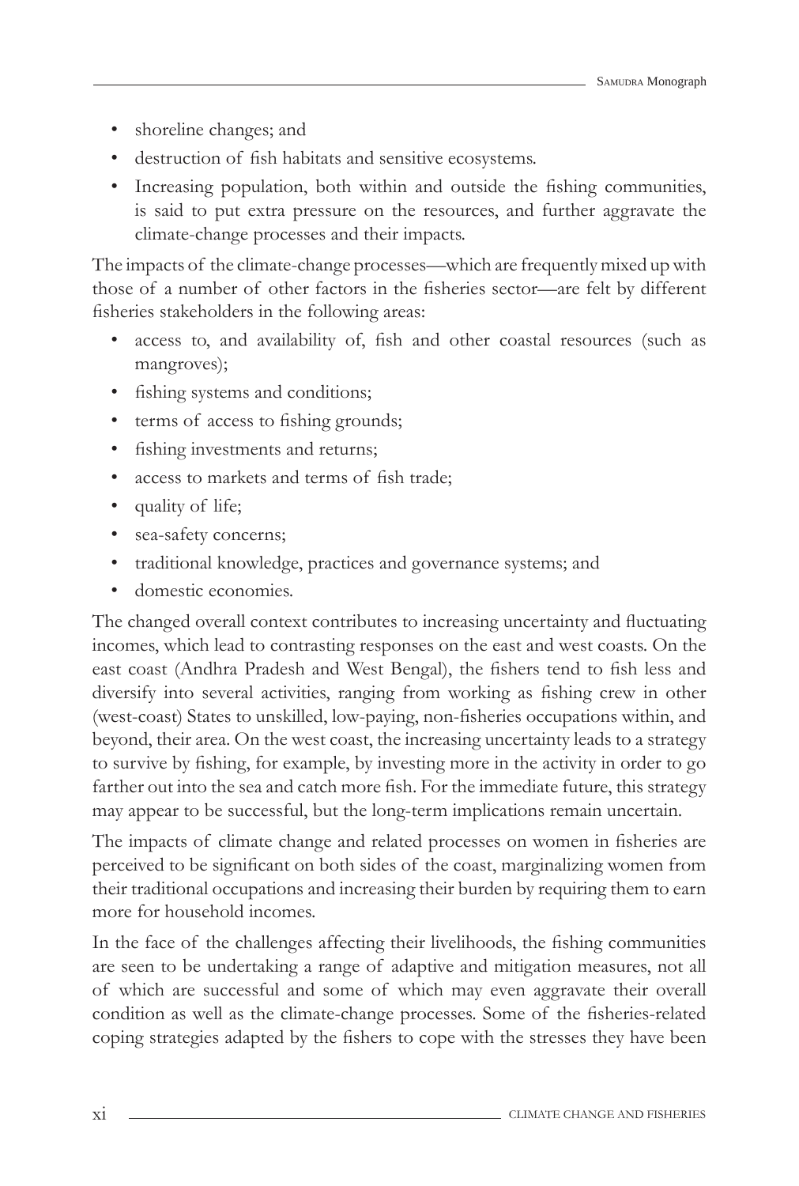- shoreline changes; and
- destruction of fish habitats and sensitive ecosystems.
- Increasing population, both within and outside the fishing communities, is said to put extra pressure on the resources, and further aggravate the climate-change processes and their impacts.

The impacts of the climate-change processes—which are frequently mixed up with those of a number of other factors in the fisheries sector—are felt by different fisheries stakeholders in the following areas:

- access to, and availability of, fish and other coastal resources (such as mangroves);
- fishing systems and conditions;
- terms of access to fishing grounds;
- fishing investments and returns;
- access to markets and terms of fish trade;
- quality of life;
- sea-safety concerns;
- traditional knowledge, practices and governance systems; and
- domestic economies.

The changed overall context contributes to increasing uncertainty and fluctuating incomes, which lead to contrasting responses on the east and west coasts. On the east coast (Andhra Pradesh and West Bengal), the fishers tend to fish less and diversify into several activities, ranging from working as fishing crew in other (west-coast) States to unskilled, low-paying, non-fisheries occupations within, and beyond, their area. On the west coast, the increasing uncertainty leads to a strategy to survive by fishing, for example, by investing more in the activity in order to go farther out into the sea and catch more fish. For the immediate future, this strategy may appear to be successful, but the long-term implications remain uncertain.

The impacts of climate change and related processes on women in fisheries are perceived to be significant on both sides of the coast, marginalizing women from their traditional occupations and increasing their burden by requiring them to earn more for household incomes.

In the face of the challenges affecting their livelihoods, the fishing communities are seen to be undertaking a range of adaptive and mitigation measures, not all of which are successful and some of which may even aggravate their overall condition as well as the climate-change processes. Some of the fisheries-related coping strategies adapted by the fishers to cope with the stresses they have been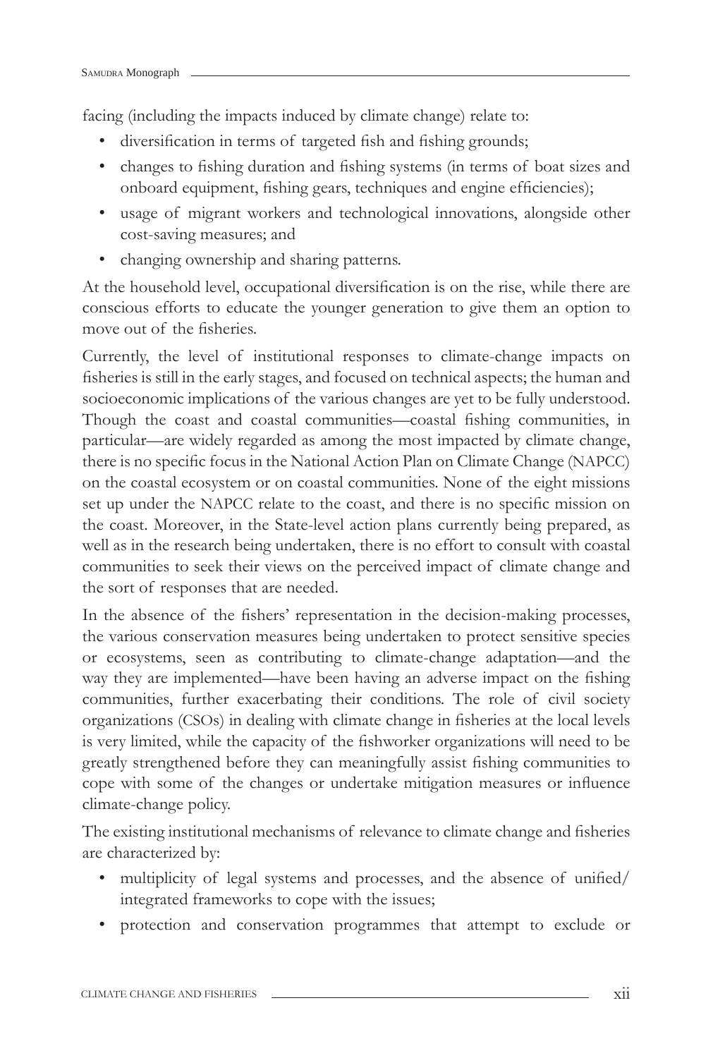facing (including the impacts induced by climate change) relate to:

- diversification in terms of targeted fish and fishing grounds;
- changes to fishing duration and fishing systems (in terms of boat sizes and onboard equipment, fishing gears, techniques and engine efficiencies);
- usage of migrant workers and technological innovations, alongside other cost-saving measures; and
- changing ownership and sharing patterns.

At the household level, occupational diversification is on the rise, while there are conscious efforts to educate the younger generation to give them an option to move out of the fisheries.

Currently, the level of institutional responses to climate-change impacts on fisheries is still in the early stages, and focused on technical aspects; the human and socioeconomic implications of the various changes are yet to be fully understood. Though the coast and coastal communities—coastal fishing communities, in particular—are widely regarded as among the most impacted by climate change, there is no specific focus in the National Action Plan on Climate Change (NAPCC) on the coastal ecosystem or on coastal communities. None of the eight missions set up under the NAPCC relate to the coast, and there is no specific mission on the coast. Moreover, in the State-level action plans currently being prepared, as well as in the research being undertaken, there is no effort to consult with coastal communities to seek their views on the perceived impact of climate change and the sort of responses that are needed.

In the absence of the fishers' representation in the decision-making processes, the various conservation measures being undertaken to protect sensitive species or ecosystems, seen as contributing to climate-change adaptation—and the way they are implemented—have been having an adverse impact on the fishing communities, further exacerbating their conditions. The role of civil society organizations (CSOs) in dealing with climate change in fisheries at the local levels is very limited, while the capacity of the fishworker organizations will need to be greatly strengthened before they can meaningfully assist fishing communities to cope with some of the changes or undertake mitigation measures or influence climate-change policy.

The existing institutional mechanisms of relevance to climate change and fisheries are characterized by:

- multiplicity of legal systems and processes, and the absence of unified/integrated frameworks to cope with the issues;
- protection and conservation programmes that attempt to exclude or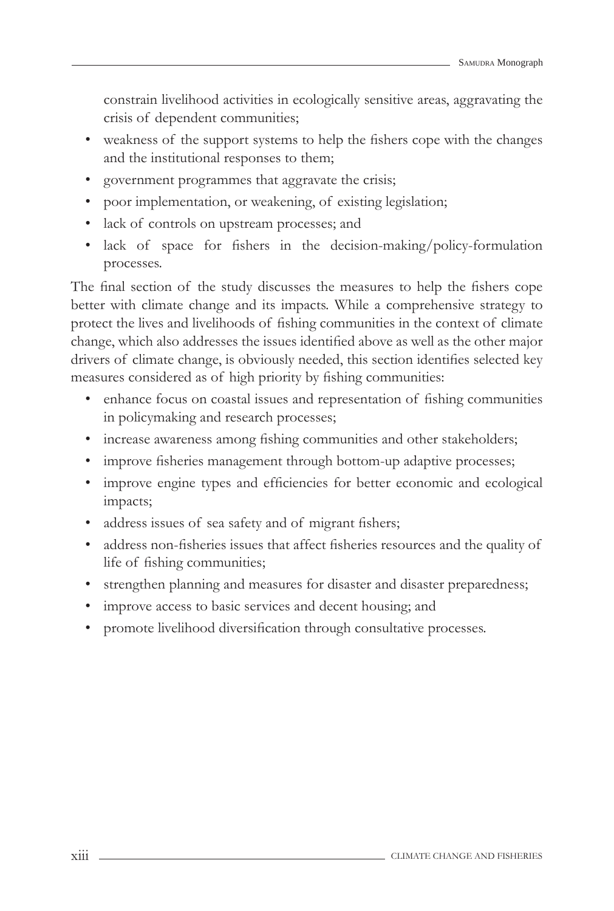constrain livelihood activities in ecologically sensitive areas, aggravating the crisis of dependent communities;

- weakness of the support systems to help the fishers cope with the changes and the institutional responses to them;
- government programmes that aggravate the crisis;
- poor implementation, or weakening, of existing legislation;
- lack of controls on upstream processes; and
- lack of space for fishers in the decision-making/policy-formulation processes.

The final section of the study discusses the measures to help the fishers cope better with climate change and its impacts. While a comprehensive strategy to protect the lives and livelihoods of fishing communities in the context of climate change, which also addresses the issues identified above as well as the other major drivers of climate change, is obviously needed, this section identifies selected key measures considered as of high priority by fishing communities:

- enhance focus on coastal issues and representation of fishing communities in policymaking and research processes;
- increase awareness among fishing communities and other stakeholders;
- improve fisheries management through bottom-up adaptive processes;
- improve engine types and efficiencies for better economic and ecological impacts;
- address issues of sea safety and of migrant fishers;
- address non-fisheries issues that affect fisheries resources and the quality of life of fishing communities;
- strengthen planning and measures for disaster and disaster preparedness;
- improve access to basic services and decent housing; and
- promote livelihood diversification through consultative processes.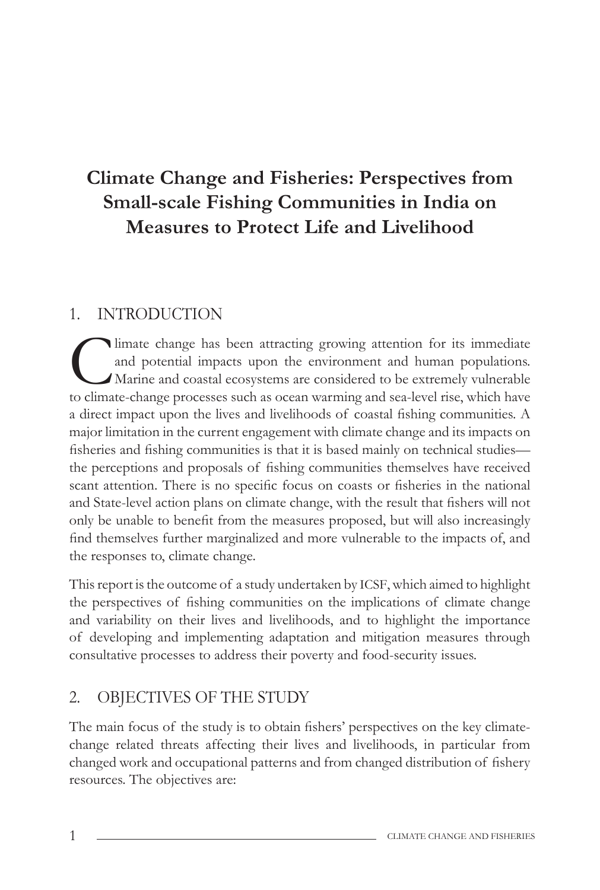# Climate Change and Fisheries: Perspectives from Small-scale Fishing Communities in India on Measures to Protect Life and Livelihood

## 1. INTRODUCTION

Climate change has been attracting growing attention for its immediate and potential impacts upon the environment and human populations. Marine and coastal ecosystems are considered to be extremely vulnerable to climate-change processes such as ocean warming and sea-level rise, which have a direct impact upon the lives and livelihoods of coastal fishing communities. A major limitation in the current engagement with climate change and its impacts on fisheries and fishing communities is that it is based mainly on technical studies—the perceptions and proposals of fishing communities themselves have received scant attention. There is no specific focus on coasts or fisheries in the national and State-level action plans on climate change, with the result that fishers will not only be unable to benefit from the measures proposed, but will also increasingly find themselves further marginalized and more vulnerable to the impacts of, and the responses to, climate change.

This report is the outcome of a study undertaken by ICSF, which aimed to highlight the perspectives of fishing communities on the implications of climate change and variability on their lives and livelihoods, and to highlight the importance of developing and implementing adaptation and mitigation measures through consultative processes to address their poverty and food-security issues.

## 2. OBJECTIVES OF THE STUDY

The main focus of the study is to obtain fishers' perspectives on the key climate-change related threats affecting their lives and livelihoods, in particular from changed work and occupational patterns and from changed distribution of fishery resources. The objectives are: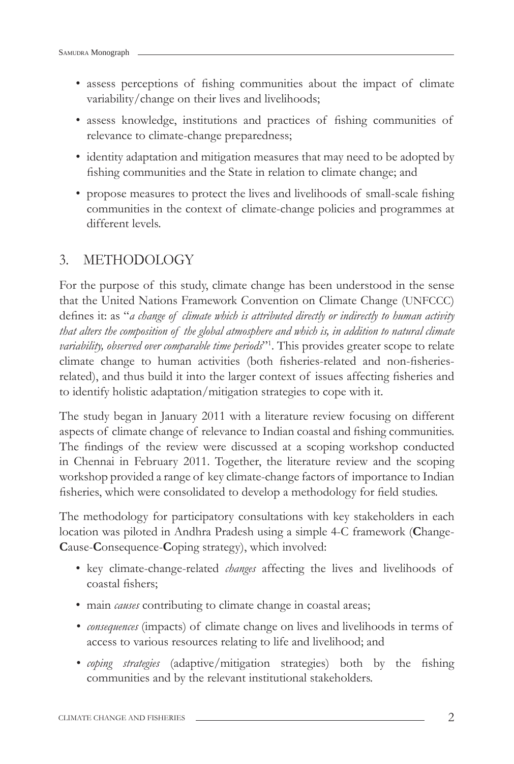- assess perceptions of fishing communities about the impact of climate variability/change on their lives and livelihoods;
- assess knowledge, institutions and practices of fishing communities of relevance to climate-change preparedness;
- identity adaptation and mitigation measures that may need to be adopted by fishing communities and the State in relation to climate change; and
- propose measures to protect the lives and livelihoods of small-scale fishing communities in the context of climate-change policies and programmes at different levels.

## 3. METHODOLOGY

For the purpose of this study, climate change has been understood in the sense that the United Nations Framework Convention on Climate Change (UNFCCC) defines it: as "*a change of climate which is attributed directly or indirectly to human activity that alters the composition of the global atmosphere and which is, in addition to natural climate variability, observed over comparable time periods*"[1]. This provides greater scope to relate climate change to human activities (both fisheries-related and non-fisheries-related), and thus build it into the larger context of issues affecting fisheries and to identify holistic adaptation/mitigation strategies to cope with it.

The study began in January 2011 with a literature review focusing on different aspects of climate change of relevance to Indian coastal and fishing communities. The findings of the review were discussed at a scoping workshop conducted in Chennai in February 2011. Together, the literature review and the scoping workshop provided a range of key climate-change factors of importance to Indian fisheries, which were consolidated to develop a methodology for field studies.

The methodology for participatory consultations with key stakeholders in each location was piloted in Andhra Pradesh using a simple 4-C framework (**C**hange-**C**ause-**C**onsequence-**C**oping strategy), which involved:

- key climate-change-related *changes* affecting the lives and livelihoods of coastal fishers;
- main *causes* contributing to climate change in coastal areas;
- *consequences* (impacts) of climate change on lives and livelihoods in terms of access to various resources relating to life and livelihood; and
- *coping strategies* (adaptive/mitigation strategies) both by the fishing communities and by the relevant institutional stakeholders.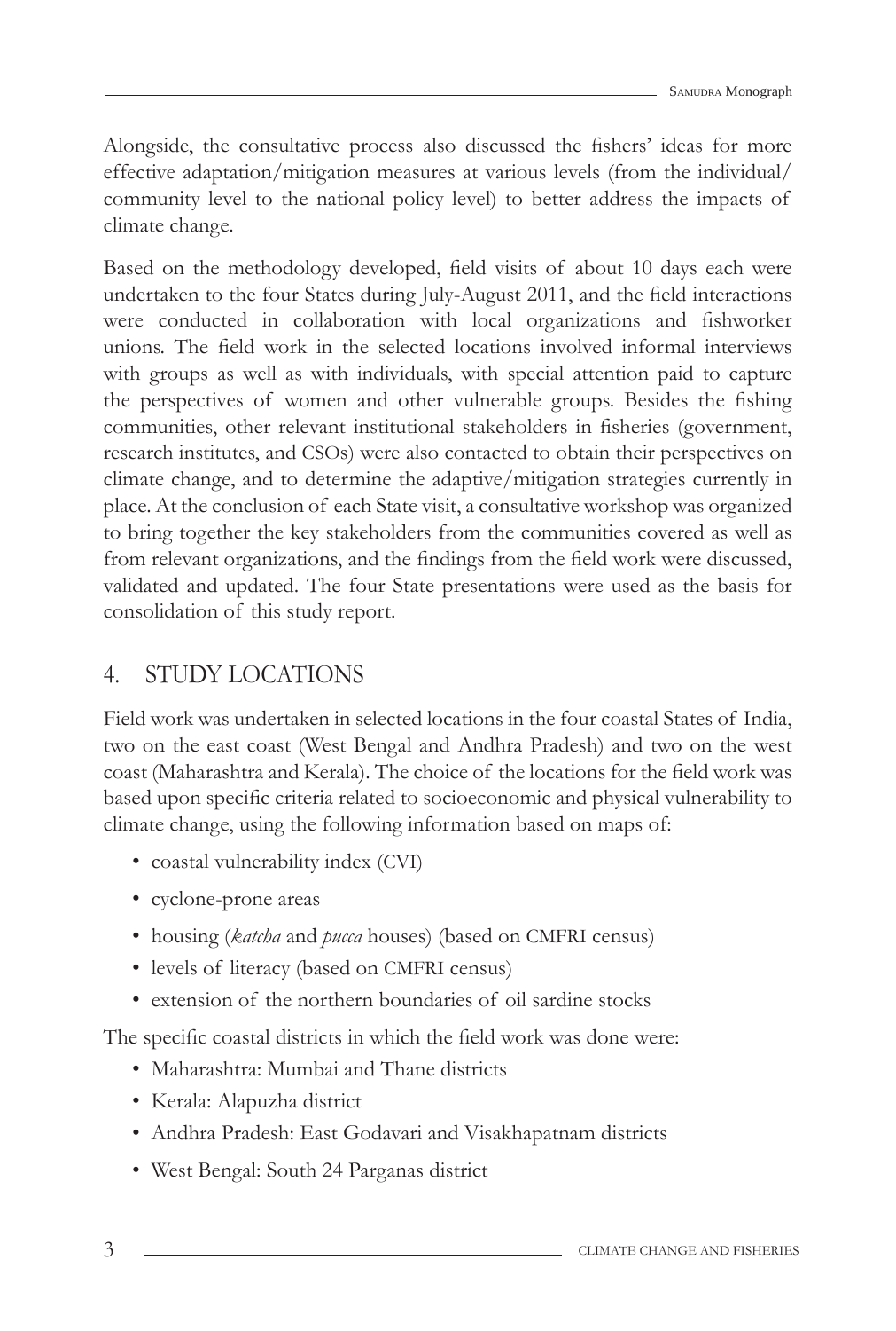Alongside, the consultative process also discussed the fishers' ideas for more effective adaptation/mitigation measures at various levels (from the individual/ community level to the national policy level) to better address the impacts of climate change.

Based on the methodology developed, field visits of about 10 days each were undertaken to the four States during July-August 2011, and the field interactions were conducted in collaboration with local organizations and fishworker unions. The field work in the selected locations involved informal interviews with groups as well as with individuals, with special attention paid to capture the perspectives of women and other vulnerable groups. Besides the fishing communities, other relevant institutional stakeholders in fisheries (government, research institutes, and CSOs) were also contacted to obtain their perspectives on climate change, and to determine the adaptive/mitigation strategies currently in place. At the conclusion of each State visit, a consultative workshop was organized to bring together the key stakeholders from the communities covered as well as from relevant organizations, and the findings from the field work were discussed, validated and updated. The four State presentations were used as the basis for consolidation of this study report.

## 4. STUDY LOCATIONS

Field work was undertaken in selected locations in the four coastal States of India, two on the east coast (West Bengal and Andhra Pradesh) and two on the west coast (Maharashtra and Kerala). The choice of the locations for the field work was based upon specific criteria related to socioeconomic and physical vulnerability to climate change, using the following information based on maps of:

- coastal vulnerability index (CVI)
- cyclone-prone areas
- housing (*katcha* and *pucca* houses) (based on CMFRI census)
- levels of literacy (based on CMFRI census)
- extension of the northern boundaries of oil sardine stocks

The specific coastal districts in which the field work was done were:

- Maharashtra: Mumbai and Thane districts
- Kerala: Alapuzha district
- Andhra Pradesh: East Godavari and Visakhapatnam districts
- West Bengal: South 24 Parganas district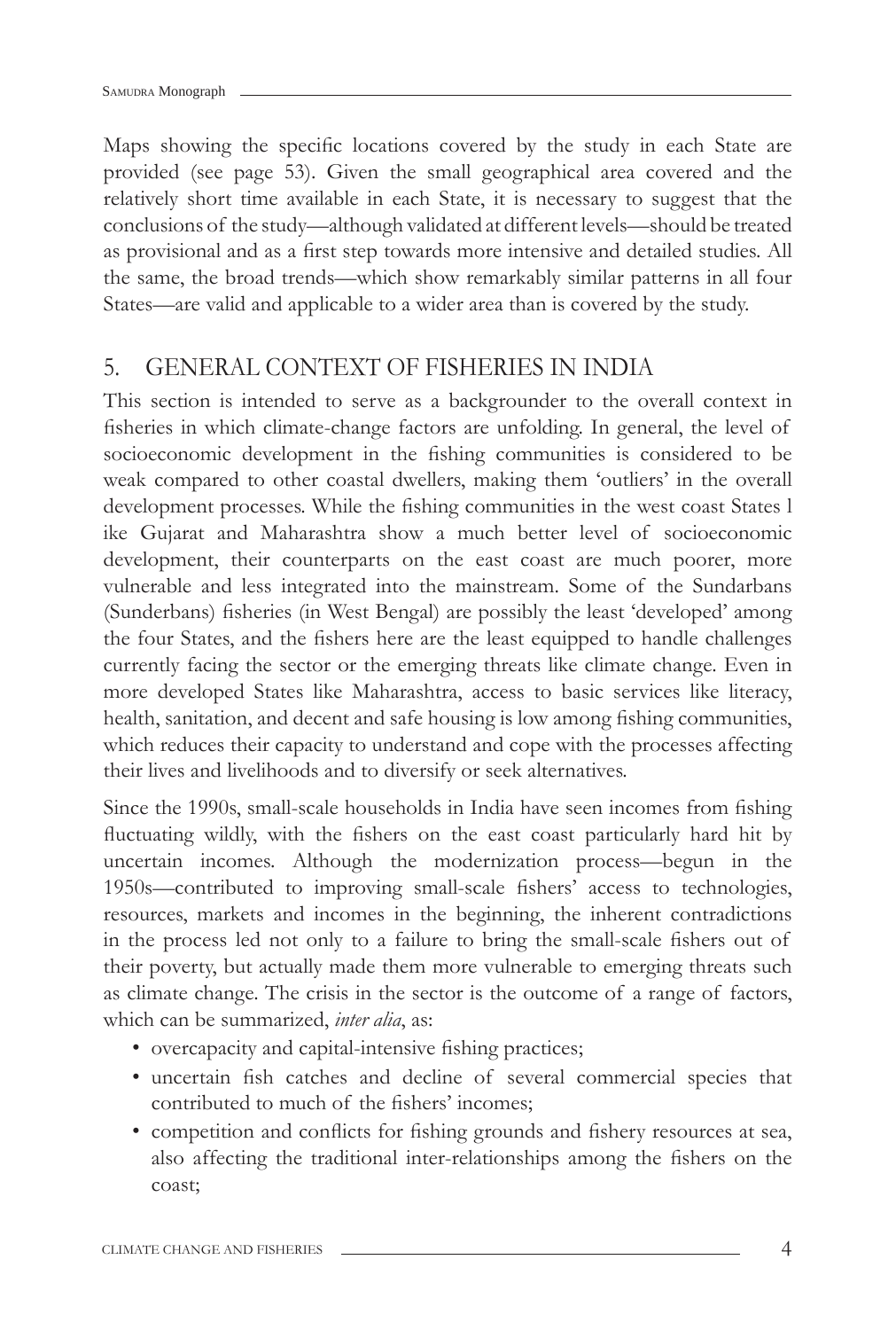Maps showing the specific locations covered by the study in each State are provided (see page 53). Given the small geographical area covered and the relatively short time available in each State, it is necessary to suggest that the conclusions of the study—although validated at different levels—should be treated as provisional and as a first step towards more intensive and detailed studies. All the same, the broad trends—which show remarkably similar patterns in all four States—are valid and applicable to a wider area than is covered by the study.

## 5. GENERAL CONTEXT OF FISHERIES IN INDIA

This section is intended to serve as a backgrounder to the overall context in fisheries in which climate-change factors are unfolding. In general, the level of socioeconomic development in the fishing communities is considered to be weak compared to other coastal dwellers, making them 'outliers' in the overall development processes. While the fishing communities in the west coast States l ike Gujarat and Maharashtra show a much better level of socioeconomic development, their counterparts on the east coast are much poorer, more vulnerable and less integrated into the mainstream. Some of the Sundarbans (Sunderbans) fisheries (in West Bengal) are possibly the least 'developed' among the four States, and the fishers here are the least equipped to handle challenges currently facing the sector or the emerging threats like climate change. Even in more developed States like Maharashtra, access to basic services like literacy, health, sanitation, and decent and safe housing is low among fishing communities, which reduces their capacity to understand and cope with the processes affecting their lives and livelihoods and to diversify or seek alternatives.

Since the 1990s, small-scale households in India have seen incomes from fishing fluctuating wildly, with the fishers on the east coast particularly hard hit by uncertain incomes. Although the modernization process—begun in the 1950s—contributed to improving small-scale fishers' access to technologies, resources, markets and incomes in the beginning, the inherent contradictions in the process led not only to a failure to bring the small-scale fishers out of their poverty, but actually made them more vulnerable to emerging threats such as climate change. The crisis in the sector is the outcome of a range of factors, which can be summarized, *inter alia*, as:

- overcapacity and capital-intensive fishing practices;
- uncertain fish catches and decline of several commercial species that contributed to much of the fishers' incomes;
- competition and conflicts for fishing grounds and fishery resources at sea, also affecting the traditional inter-relationships among the fishers on the coast;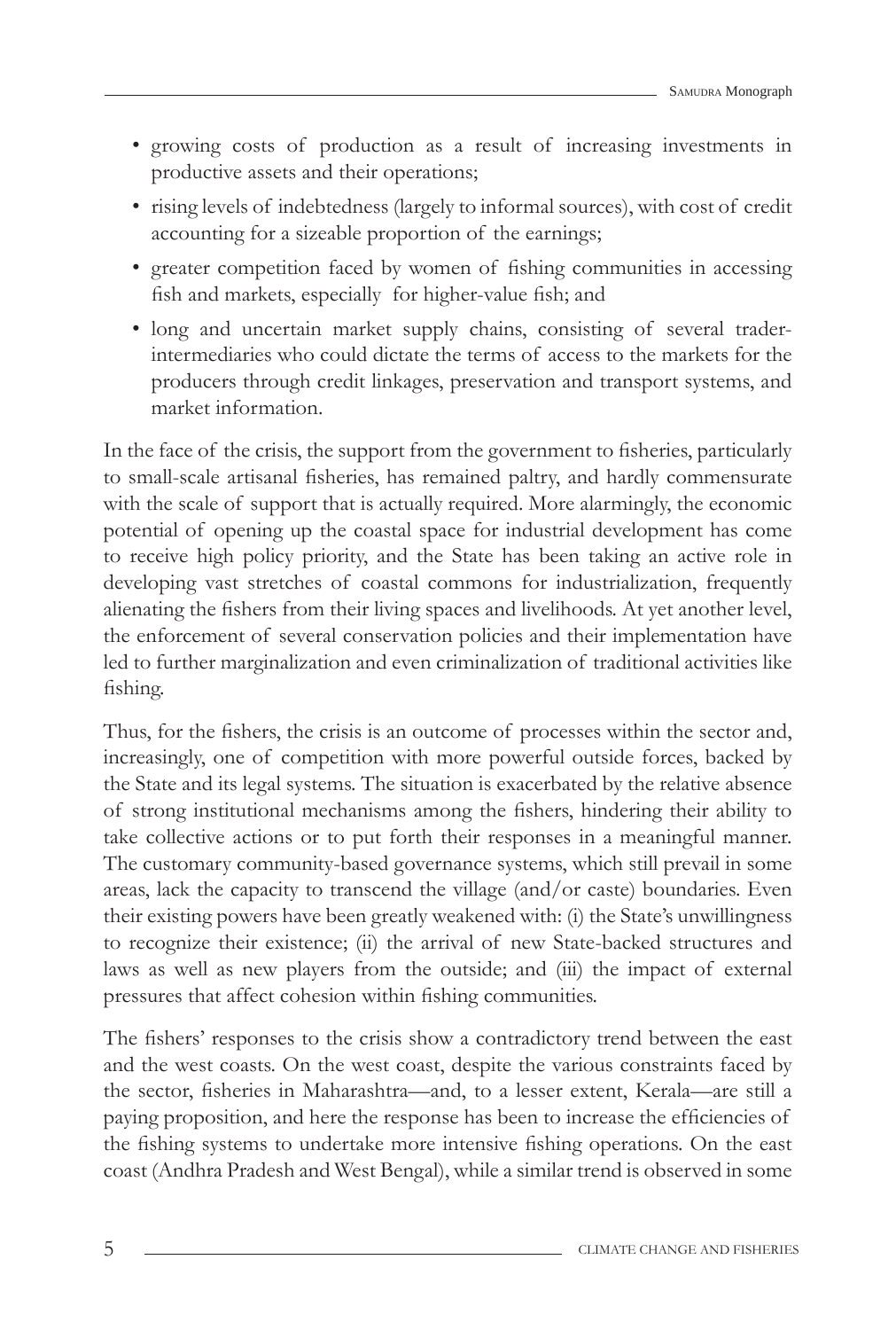- growing costs of production as a result of increasing investments in productive assets and their operations;
- rising levels of indebtedness (largely to informal sources), with cost of credit accounting for a sizeable proportion of the earnings;
- greater competition faced by women of fishing communities in accessing fish and markets, especially for higher-value fish; and
- long and uncertain market supply chains, consisting of several trader-intermediaries who could dictate the terms of access to the markets for the producers through credit linkages, preservation and transport systems, and market information.

In the face of the crisis, the support from the government to fisheries, particularly to small-scale artisanal fisheries, has remained paltry, and hardly commensurate with the scale of support that is actually required. More alarmingly, the economic potential of opening up the coastal space for industrial development has come to receive high policy priority, and the State has been taking an active role in developing vast stretches of coastal commons for industrialization, frequently alienating the fishers from their living spaces and livelihoods. At yet another level, the enforcement of several conservation policies and their implementation have led to further marginalization and even criminalization of traditional activities like fishing.

Thus, for the fishers, the crisis is an outcome of processes within the sector and, increasingly, one of competition with more powerful outside forces, backed by the State and its legal systems. The situation is exacerbated by the relative absence of strong institutional mechanisms among the fishers, hindering their ability to take collective actions or to put forth their responses in a meaningful manner. The customary community-based governance systems, which still prevail in some areas, lack the capacity to transcend the village (and/or caste) boundaries. Even their existing powers have been greatly weakened with: (i) the State's unwillingness to recognize their existence; (ii) the arrival of new State-backed structures and laws as well as new players from the outside; and (iii) the impact of external pressures that affect cohesion within fishing communities.

The fishers' responses to the crisis show a contradictory trend between the east and the west coasts. On the west coast, despite the various constraints faced by the sector, fisheries in Maharashtra—and, to a lesser extent, Kerala—are still a paying proposition, and here the response has been to increase the efficiencies of the fishing systems to undertake more intensive fishing operations. On the east coast (Andhra Pradesh and West Bengal), while a similar trend is observed in some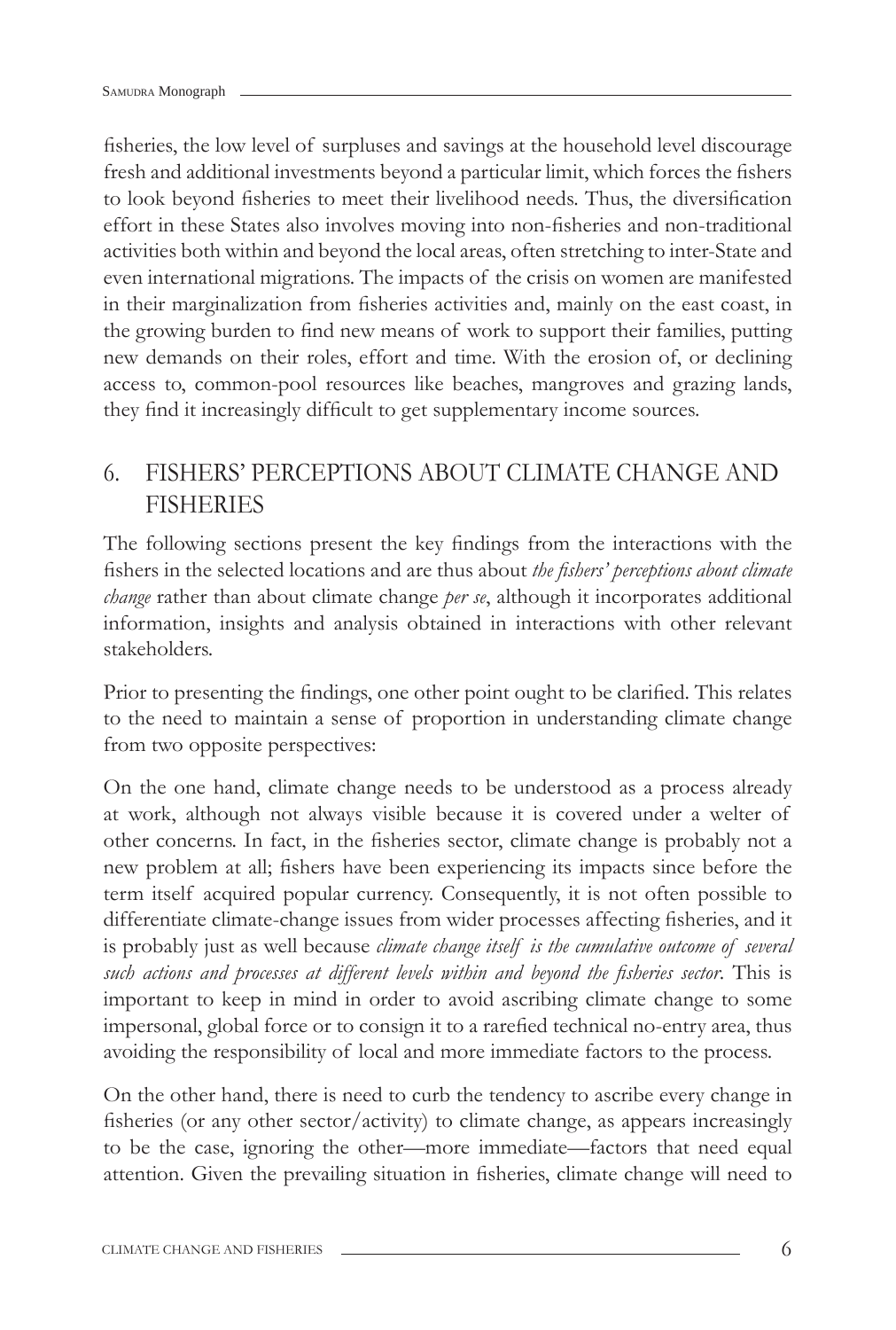fisheries, the low level of surpluses and savings at the household level discourage fresh and additional investments beyond a particular limit, which forces the fishers to look beyond fisheries to meet their livelihood needs. Thus, the diversification effort in these States also involves moving into non-fisheries and non-traditional activities both within and beyond the local areas, often stretching to inter-State and even international migrations. The impacts of the crisis on women are manifested in their marginalization from fisheries activities and, mainly on the east coast, in the growing burden to find new means of work to support their families, putting new demands on their roles, effort and time. With the erosion of, or declining access to, common-pool resources like beaches, mangroves and grazing lands, they find it increasingly difficult to get supplementary income sources.

## 6. FISHERS' PERCEPTIONS ABOUT CLIMATE CHANGE AND FISHERIES

The following sections present the key findings from the interactions with the fishers in the selected locations and are thus about *the fishers' perceptions about climate change* rather than about climate change *per se*, although it incorporates additional information, insights and analysis obtained in interactions with other relevant stakeholders.

Prior to presenting the findings, one other point ought to be clarified. This relates to the need to maintain a sense of proportion in understanding climate change from two opposite perspectives:

On the one hand, climate change needs to be understood as a process already at work, although not always visible because it is covered under a welter of other concerns. In fact, in the fisheries sector, climate change is probably not a new problem at all; fishers have been experiencing its impacts since before the term itself acquired popular currency. Consequently, it is not often possible to differentiate climate-change issues from wider processes affecting fisheries, and it is probably just as well because *climate change itself is the cumulative outcome of several such actions and processes at different levels within and beyond the fisheries sector*. This is important to keep in mind in order to avoid ascribing climate change to some impersonal, global force or to consign it to a rarefied technical no-entry area, thus avoiding the responsibility of local and more immediate factors to the process.

On the other hand, there is need to curb the tendency to ascribe every change in fisheries (or any other sector/activity) to climate change, as appears increasingly to be the case, ignoring the other—more immediate—factors that need equal attention. Given the prevailing situation in fisheries, climate change will need to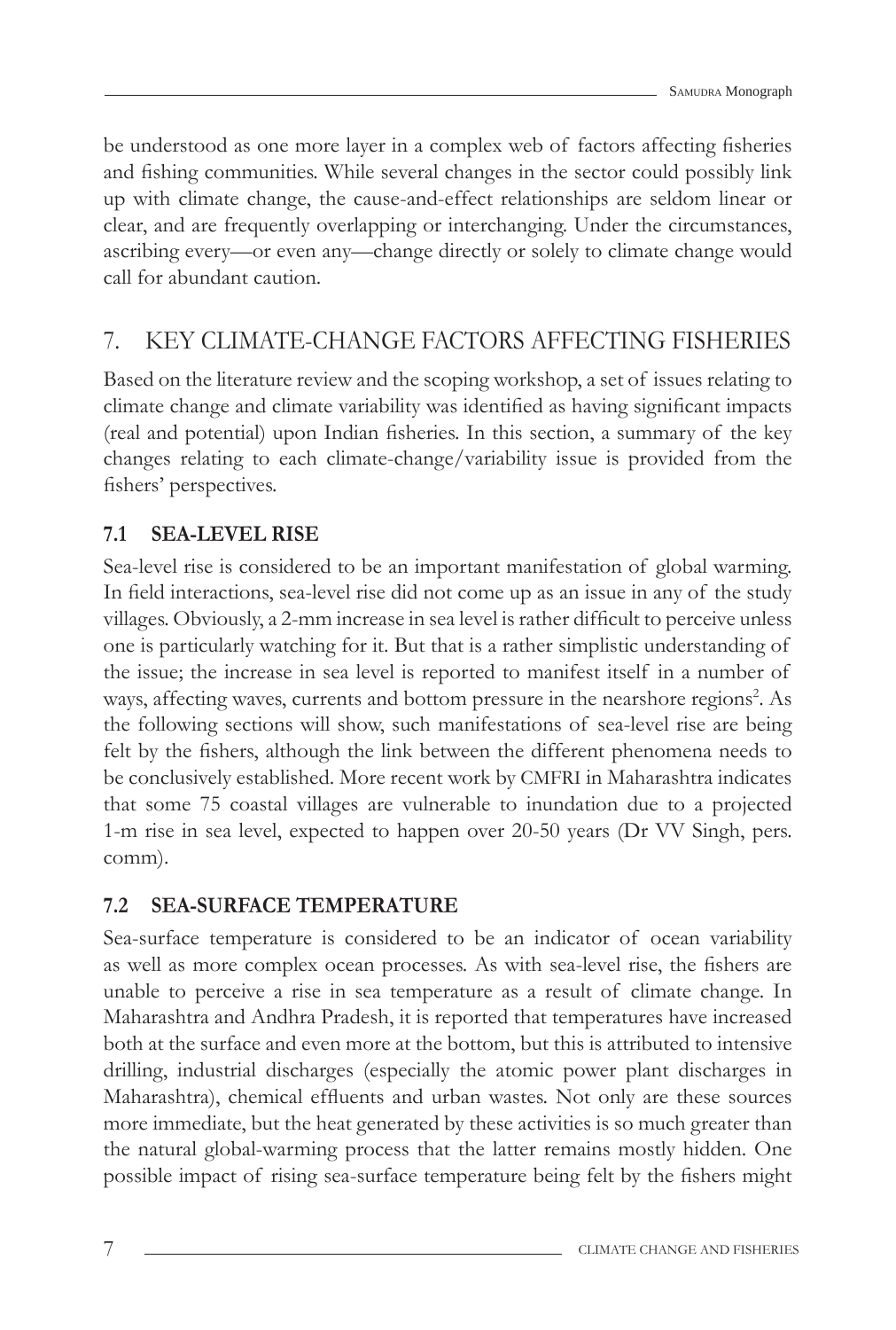be understood as one more layer in a complex web of factors affecting fisheries and fishing communities. While several changes in the sector could possibly link up with climate change, the cause-and-effect relationships are seldom linear or clear, and are frequently overlapping or interchanging. Under the circumstances, ascribing every—or even any—change directly or solely to climate change would call for abundant caution.

## 7. KEY CLIMATE-CHANGE FACTORS AFFECTING FISHERIES

Based on the literature review and the scoping workshop, a set of issues relating to climate change and climate variability was identified as having significant impacts (real and potential) upon Indian fisheries. In this section, a summary of the key changes relating to each climate-change/variability issue is provided from the fishers' perspectives.

### 7.1 SEA-LEVEL RISE

Sea-level rise is considered to be an important manifestation of global warming. In field interactions, sea-level rise did not come up as an issue in any of the study villages. Obviously, a 2-mm increase in sea level is rather difficult to perceive unless one is particularly watching for it. But that is a rather simplistic understanding of the issue; the increase in sea level is reported to manifest itself in a number of ways, affecting waves, currents and bottom pressure in the nearshore regions[2]. As the following sections will show, such manifestations of sea-level rise are being felt by the fishers, although the link between the different phenomena needs to be conclusively established. More recent work by CMFRI in Maharashtra indicates that some 75 coastal villages are vulnerable to inundation due to a projected 1-m rise in sea level, expected to happen over 20-50 years (Dr VV Singh, pers. comm).

### 7.2 SEA-SURFACE TEMPERATURE

Sea-surface temperature is considered to be an indicator of ocean variability as well as more complex ocean processes. As with sea-level rise, the fishers are unable to perceive a rise in sea temperature as a result of climate change. In Maharashtra and Andhra Pradesh, it is reported that temperatures have increased both at the surface and even more at the bottom, but this is attributed to intensive drilling, industrial discharges (especially the atomic power plant discharges in Maharashtra), chemical effluents and urban wastes. Not only are these sources more immediate, but the heat generated by these activities is so much greater than the natural global-warming process that the latter remains mostly hidden. One possible impact of rising sea-surface temperature being felt by the fishers might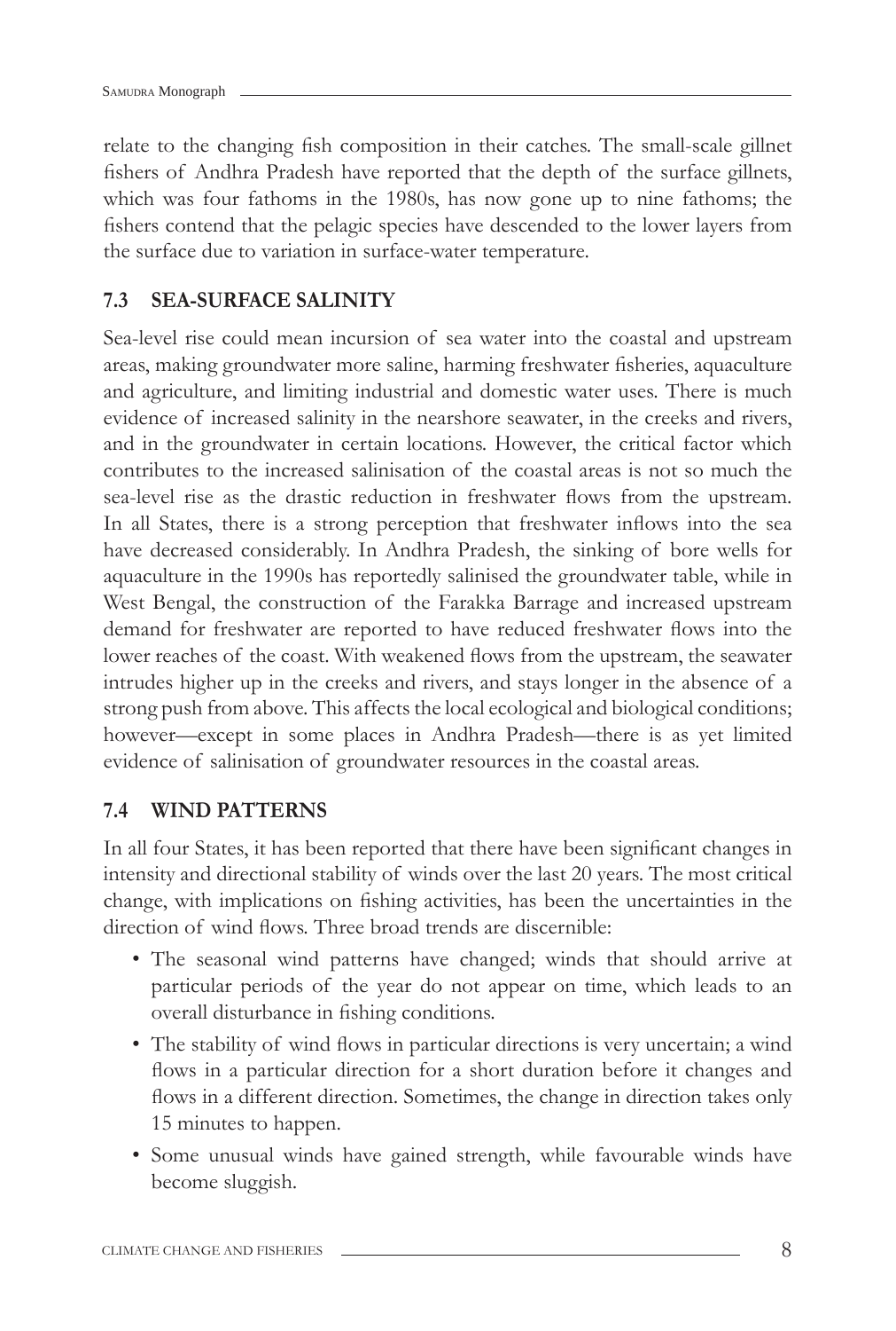relate to the changing fish composition in their catches. The small-scale gillnet fishers of Andhra Pradesh have reported that the depth of the surface gillnets, which was four fathoms in the 1980s, has now gone up to nine fathoms; the fishers contend that the pelagic species have descended to the lower layers from the surface due to variation in surface-water temperature.

### 7.3 SEA-SURFACE SALINITY

Sea-level rise could mean incursion of sea water into the coastal and upstream areas, making groundwater more saline, harming freshwater fisheries, aquaculture and agriculture, and limiting industrial and domestic water uses. There is much evidence of increased salinity in the nearshore seawater, in the creeks and rivers, and in the groundwater in certain locations. However, the critical factor which contributes to the increased salinisation of the coastal areas is not so much the sea-level rise as the drastic reduction in freshwater flows from the upstream. In all States, there is a strong perception that freshwater inflows into the sea have decreased considerably. In Andhra Pradesh, the sinking of bore wells for aquaculture in the 1990s has reportedly salinised the groundwater table, while in West Bengal, the construction of the Farakka Barrage and increased upstream demand for freshwater are reported to have reduced freshwater flows into the lower reaches of the coast. With weakened flows from the upstream, the seawater intrudes higher up in the creeks and rivers, and stays longer in the absence of a strong push from above. This affects the local ecological and biological conditions; however—except in some places in Andhra Pradesh—there is as yet limited evidence of salinisation of groundwater resources in the coastal areas.

### 7.4 WIND PATTERNS

In all four States, it has been reported that there have been significant changes in intensity and directional stability of winds over the last 20 years. The most critical change, with implications on fishing activities, has been the uncertainties in the direction of wind flows. Three broad trends are discernible:

- The seasonal wind patterns have changed; winds that should arrive at particular periods of the year do not appear on time, which leads to an overall disturbance in fishing conditions.
- The stability of wind flows in particular directions is very uncertain; a wind flows in a particular direction for a short duration before it changes and flows in a different direction. Sometimes, the change in direction takes only 15 minutes to happen.
- Some unusual winds have gained strength, while favourable winds have become sluggish.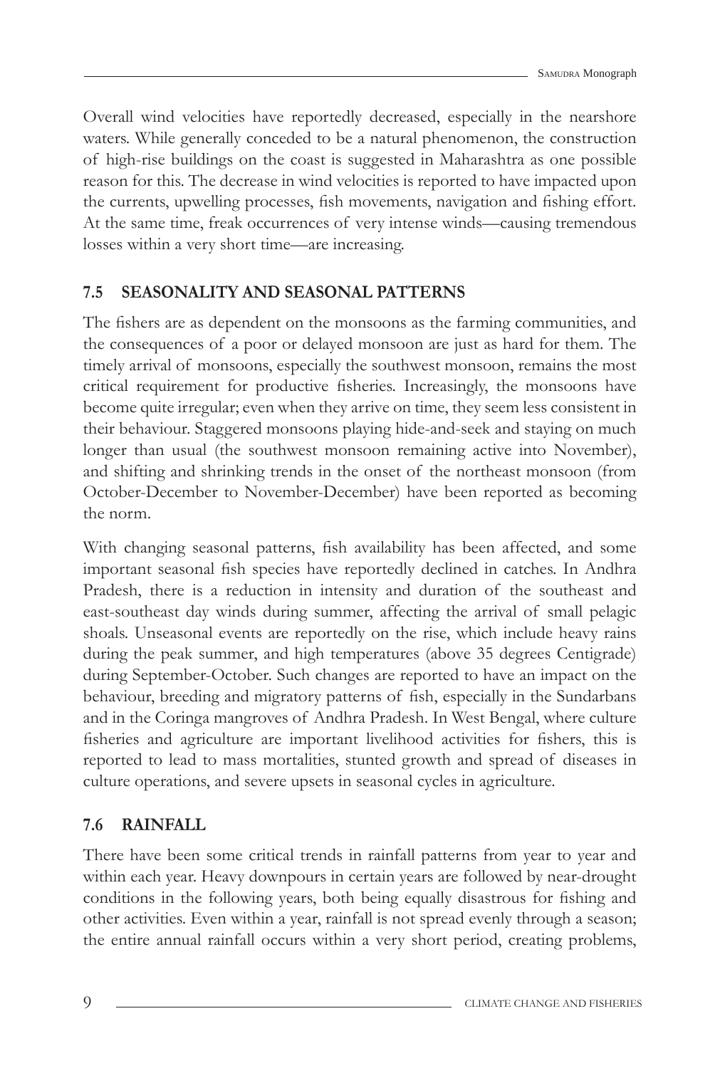Overall wind velocities have reportedly decreased, especially in the nearshore waters. While generally conceded to be a natural phenomenon, the construction of high-rise buildings on the coast is suggested in Maharashtra as one possible reason for this. The decrease in wind velocities is reported to have impacted upon the currents, upwelling processes, fish movements, navigation and fishing effort. At the same time, freak occurrences of very intense winds—causing tremendous losses within a very short time—are increasing.

## 7.5 SEASONALITY AND SEASONAL PATTERNS

The fishers are as dependent on the monsoons as the farming communities, and the consequences of a poor or delayed monsoon are just as hard for them. The timely arrival of monsoons, especially the southwest monsoon, remains the most critical requirement for productive fisheries. Increasingly, the monsoons have become quite irregular; even when they arrive on time, they seem less consistent in their behaviour. Staggered monsoons playing hide-and-seek and staying on much longer than usual (the southwest monsoon remaining active into November), and shifting and shrinking trends in the onset of the northeast monsoon (from October-December to November-December) have been reported as becoming the norm.

With changing seasonal patterns, fish availability has been affected, and some important seasonal fish species have reportedly declined in catches. In Andhra Pradesh, there is a reduction in intensity and duration of the southeast and east-southeast day winds during summer, affecting the arrival of small pelagic shoals. Unseasonal events are reportedly on the rise, which include heavy rains during the peak summer, and high temperatures (above 35 degrees Centigrade) during September-October. Such changes are reported to have an impact on the behaviour, breeding and migratory patterns of fish, especially in the Sundarbans and in the Coringa mangroves of Andhra Pradesh. In West Bengal, where culture fisheries and agriculture are important livelihood activities for fishers, this is reported to lead to mass mortalities, stunted growth and spread of diseases in culture operations, and severe upsets in seasonal cycles in agriculture.

## 7.6 RAINFALL

There have been some critical trends in rainfall patterns from year to year and within each year. Heavy downpours in certain years are followed by near-drought conditions in the following years, both being equally disastrous for fishing and other activities. Even within a year, rainfall is not spread evenly through a season; the entire annual rainfall occurs within a very short period, creating problems,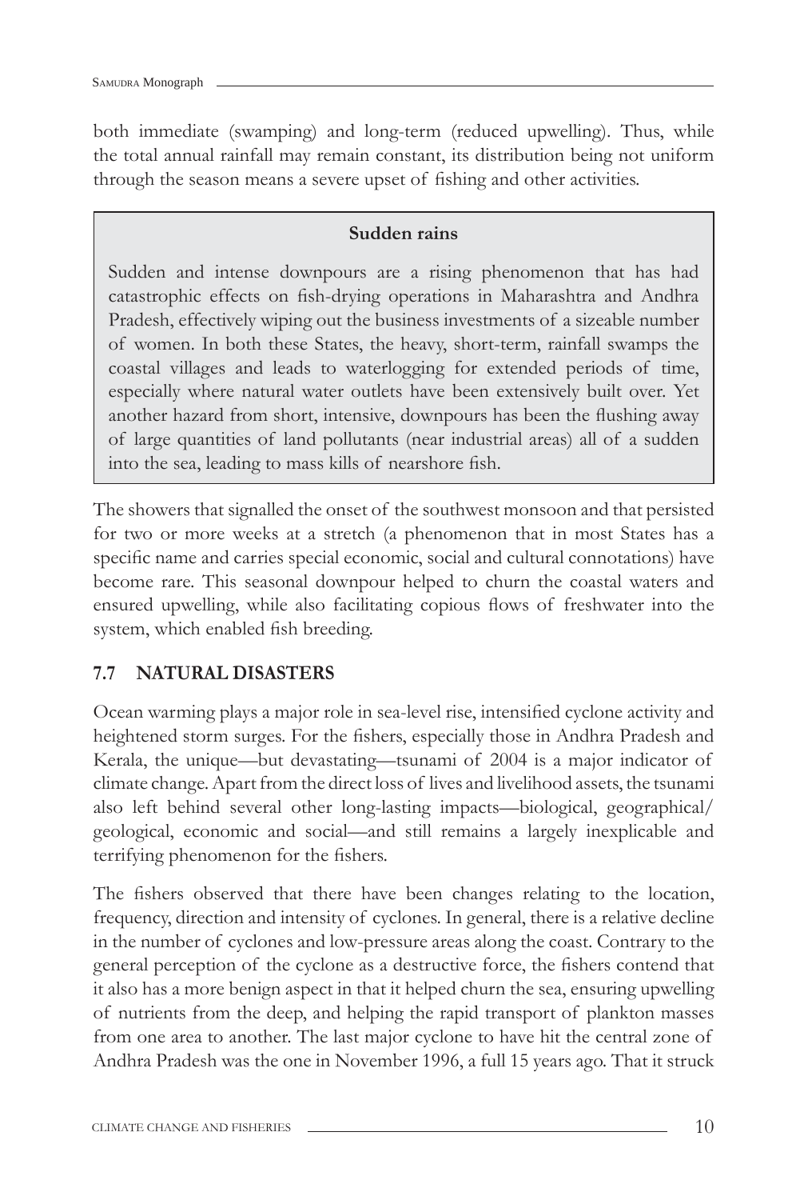both immediate (swamping) and long-term (reduced upwelling). Thus, while the total annual rainfall may remain constant, its distribution being not uniform through the season means a severe upset of fishing and other activities.

> **Sudden rains**
>
> Sudden and intense downpours are a rising phenomenon that has had catastrophic effects on fish-drying operations in Maharashtra and Andhra Pradesh, effectively wiping out the business investments of a sizeable number of women. In both these States, the heavy, short-term, rainfall swamps the coastal villages and leads to waterlogging for extended periods of time, especially where natural water outlets have been extensively built over. Yet another hazard from short, intensive, downpours has been the flushing away of large quantities of land pollutants (near industrial areas) all of a sudden into the sea, leading to mass kills of nearshore fish.

The showers that signalled the onset of the southwest monsoon and that persisted for two or more weeks at a stretch (a phenomenon that in most States has a specific name and carries special economic, social and cultural connotations) have become rare. This seasonal downpour helped to churn the coastal waters and ensured upwelling, while also facilitating copious flows of freshwater into the system, which enabled fish breeding.

## 7.7 NATURAL DISASTERS

Ocean warming plays a major role in sea-level rise, intensified cyclone activity and heightened storm surges. For the fishers, especially those in Andhra Pradesh and Kerala, the unique—but devastating—tsunami of 2004 is a major indicator of climate change. Apart from the direct loss of lives and livelihood assets, the tsunami also left behind several other long-lasting impacts—biological, geographical/ geological, economic and social—and still remains a largely inexplicable and terrifying phenomenon for the fishers.

The fishers observed that there have been changes relating to the location, frequency, direction and intensity of cyclones. In general, there is a relative decline in the number of cyclones and low-pressure areas along the coast. Contrary to the general perception of the cyclone as a destructive force, the fishers contend that it also has a more benign aspect in that it helped churn the sea, ensuring upwelling of nutrients from the deep, and helping the rapid transport of plankton masses from one area to another. The last major cyclone to have hit the central zone of Andhra Pradesh was the one in November 1996, a full 15 years ago. That it struck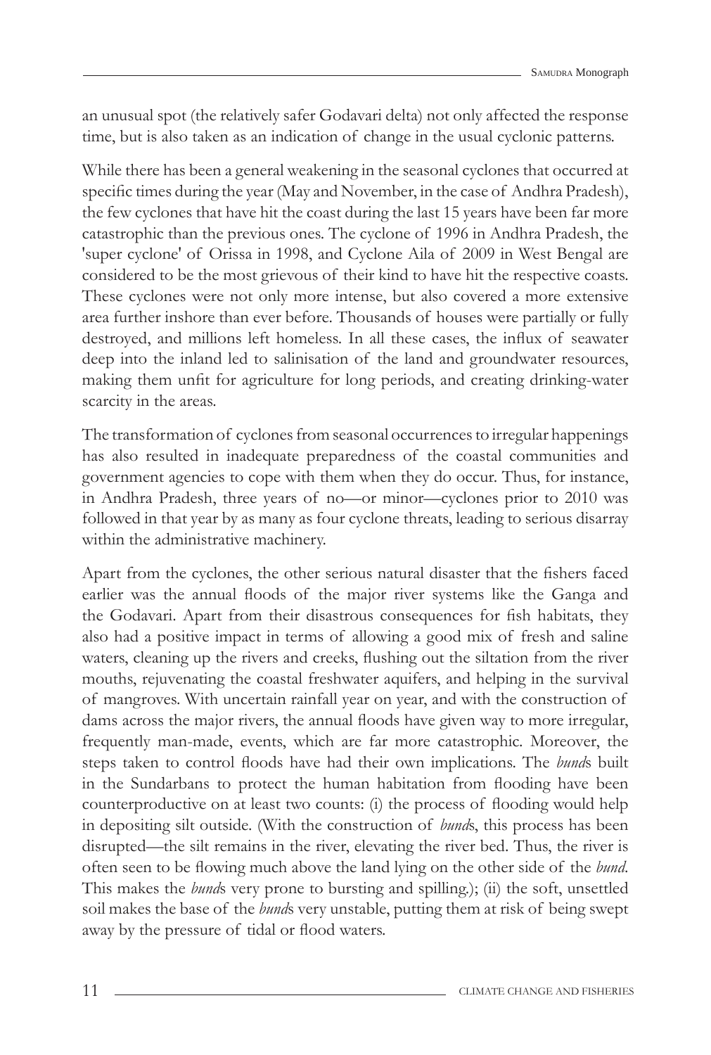an unusual spot (the relatively safer Godavari delta) not only affected the response time, but is also taken as an indication of change in the usual cyclonic patterns.

While there has been a general weakening in the seasonal cyclones that occurred at specific times during the year (May and November, in the case of Andhra Pradesh), the few cyclones that have hit the coast during the last 15 years have been far more catastrophic than the previous ones. The cyclone of 1996 in Andhra Pradesh, the 'super cyclone' of Orissa in 1998, and Cyclone Aila of 2009 in West Bengal are considered to be the most grievous of their kind to have hit the respective coasts. These cyclones were not only more intense, but also covered a more extensive area further inshore than ever before. Thousands of houses were partially or fully destroyed, and millions left homeless. In all these cases, the influx of seawater deep into the inland led to salinisation of the land and groundwater resources, making them unfit for agriculture for long periods, and creating drinking-water scarcity in the areas.

The transformation of cyclones from seasonal occurrences to irregular happenings has also resulted in inadequate preparedness of the coastal communities and government agencies to cope with them when they do occur. Thus, for instance, in Andhra Pradesh, three years of no—or minor—cyclones prior to 2010 was followed in that year by as many as four cyclone threats, leading to serious disarray within the administrative machinery.

Apart from the cyclones, the other serious natural disaster that the fishers faced earlier was the annual floods of the major river systems like the Ganga and the Godavari. Apart from their disastrous consequences for fish habitats, they also had a positive impact in terms of allowing a good mix of fresh and saline waters, cleaning up the rivers and creeks, flushing out the siltation from the river mouths, rejuvenating the coastal freshwater aquifers, and helping in the survival of mangroves. With uncertain rainfall year on year, and with the construction of dams across the major rivers, the annual floods have given way to more irregular, frequently man-made, events, which are far more catastrophic. Moreover, the steps taken to control floods have had their own implications. The *bund*s built in the Sundarbans to protect the human habitation from flooding have been counterproductive on at least two counts: (i) the process of flooding would help in depositing silt outside. (With the construction of *bund*s, this process has been disrupted—the silt remains in the river, elevating the river bed. Thus, the river is often seen to be flowing much above the land lying on the other side of the *bund*. This makes the *bund*s very prone to bursting and spilling.); (ii) the soft, unsettled soil makes the base of the *bund*s very unstable, putting them at risk of being swept away by the pressure of tidal or flood waters.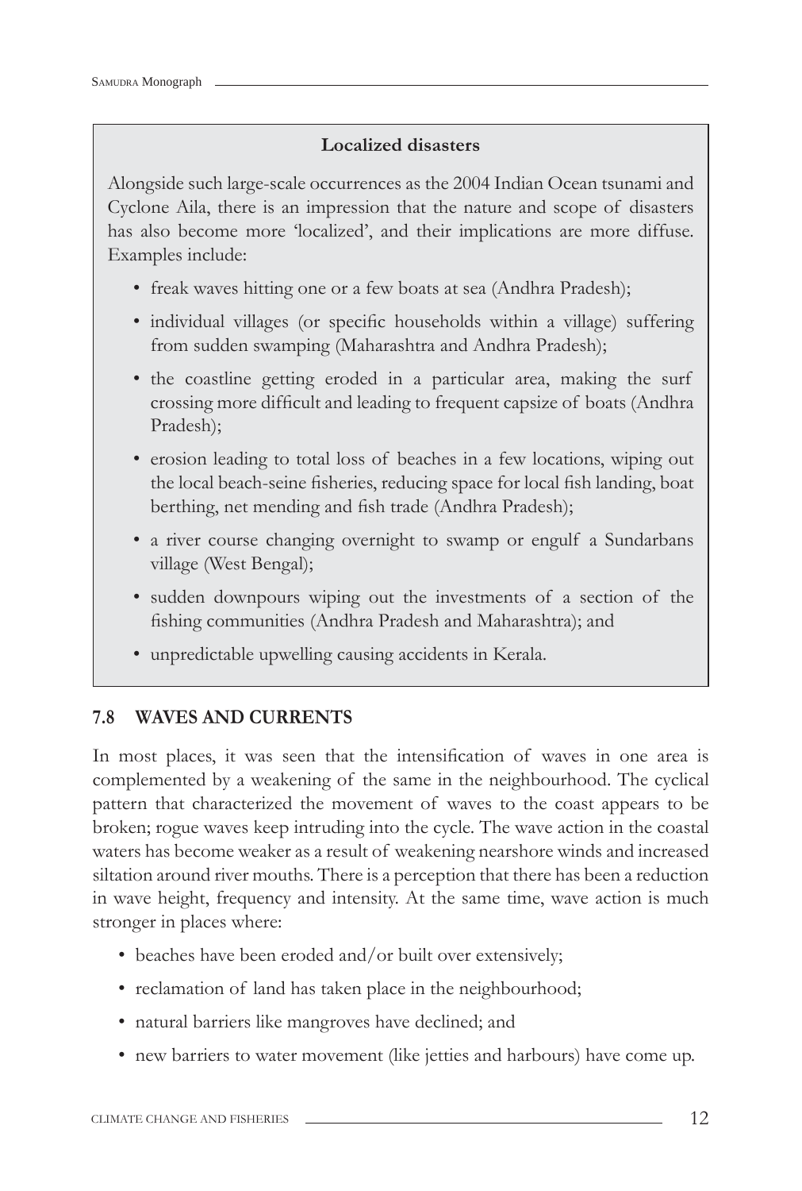**Localized disasters**

Alongside such large-scale occurrences as the 2004 Indian Ocean tsunami and Cyclone Aila, there is an impression that the nature and scope of disasters has also become more 'localized', and their implications are more diffuse. Examples include:

- freak waves hitting one or a few boats at sea (Andhra Pradesh);
- individual villages (or specific households within a village) suffering from sudden swamping (Maharashtra and Andhra Pradesh);
- the coastline getting eroded in a particular area, making the surf crossing more difficult and leading to frequent capsize of boats (Andhra Pradesh);
- erosion leading to total loss of beaches in a few locations, wiping out the local beach-seine fisheries, reducing space for local fish landing, boat berthing, net mending and fish trade (Andhra Pradesh);
- a river course changing overnight to swamp or engulf a Sundarbans village (West Bengal);
- sudden downpours wiping out the investments of a section of the fishing communities (Andhra Pradesh and Maharashtra); and
- unpredictable upwelling causing accidents in Kerala.

## 7.8 WAVES AND CURRENTS

In most places, it was seen that the intensification of waves in one area is complemented by a weakening of the same in the neighbourhood. The cyclical pattern that characterized the movement of waves to the coast appears to be broken; rogue waves keep intruding into the cycle. The wave action in the coastal waters has become weaker as a result of weakening nearshore winds and increased siltation around river mouths. There is a perception that there has been a reduction in wave height, frequency and intensity. At the same time, wave action is much stronger in places where:

- beaches have been eroded and/or built over extensively;
- reclamation of land has taken place in the neighbourhood;
- natural barriers like mangroves have declined; and
- new barriers to water movement (like jetties and harbours) have come up.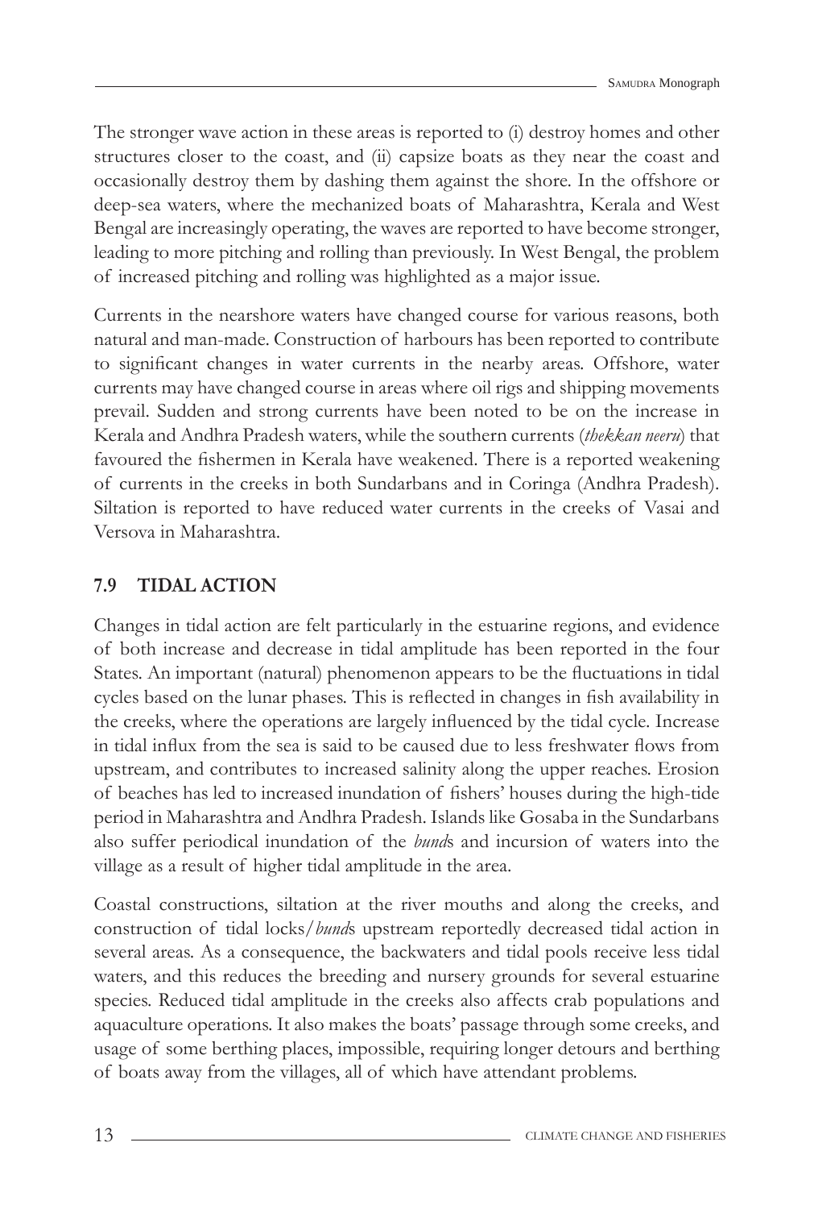The stronger wave action in these areas is reported to (i) destroy homes and other structures closer to the coast, and (ii) capsize boats as they near the coast and occasionally destroy them by dashing them against the shore. In the offshore or deep-sea waters, where the mechanized boats of Maharashtra, Kerala and West Bengal are increasingly operating, the waves are reported to have become stronger, leading to more pitching and rolling than previously. In West Bengal, the problem of increased pitching and rolling was highlighted as a major issue.

Currents in the nearshore waters have changed course for various reasons, both natural and man-made. Construction of harbours has been reported to contribute to significant changes in water currents in the nearby areas. Offshore, water currents may have changed course in areas where oil rigs and shipping movements prevail. Sudden and strong currents have been noted to be on the increase in Kerala and Andhra Pradesh waters, while the southern currents (*thekkan neeru*) that favoured the fishermen in Kerala have weakened. There is a reported weakening of currents in the creeks in both Sundarbans and in Coringa (Andhra Pradesh). Siltation is reported to have reduced water currents in the creeks of Vasai and Versova in Maharashtra.

## 7.9 TIDAL ACTION

Changes in tidal action are felt particularly in the estuarine regions, and evidence of both increase and decrease in tidal amplitude has been reported in the four States. An important (natural) phenomenon appears to be the fluctuations in tidal cycles based on the lunar phases. This is reflected in changes in fish availability in the creeks, where the operations are largely influenced by the tidal cycle. Increase in tidal influx from the sea is said to be caused due to less freshwater flows from upstream, and contributes to increased salinity along the upper reaches. Erosion of beaches has led to increased inundation of fishers' houses during the high-tide period in Maharashtra and Andhra Pradesh. Islands like Gosaba in the Sundarbans also suffer periodical inundation of the *bund*s and incursion of waters into the village as a result of higher tidal amplitude in the area.

Coastal constructions, siltation at the river mouths and along the creeks, and construction of tidal locks/*bund*s upstream reportedly decreased tidal action in several areas. As a consequence, the backwaters and tidal pools receive less tidal waters, and this reduces the breeding and nursery grounds for several estuarine species. Reduced tidal amplitude in the creeks also affects crab populations and aquaculture operations. It also makes the boats' passage through some creeks, and usage of some berthing places, impossible, requiring longer detours and berthing of boats away from the villages, all of which have attendant problems.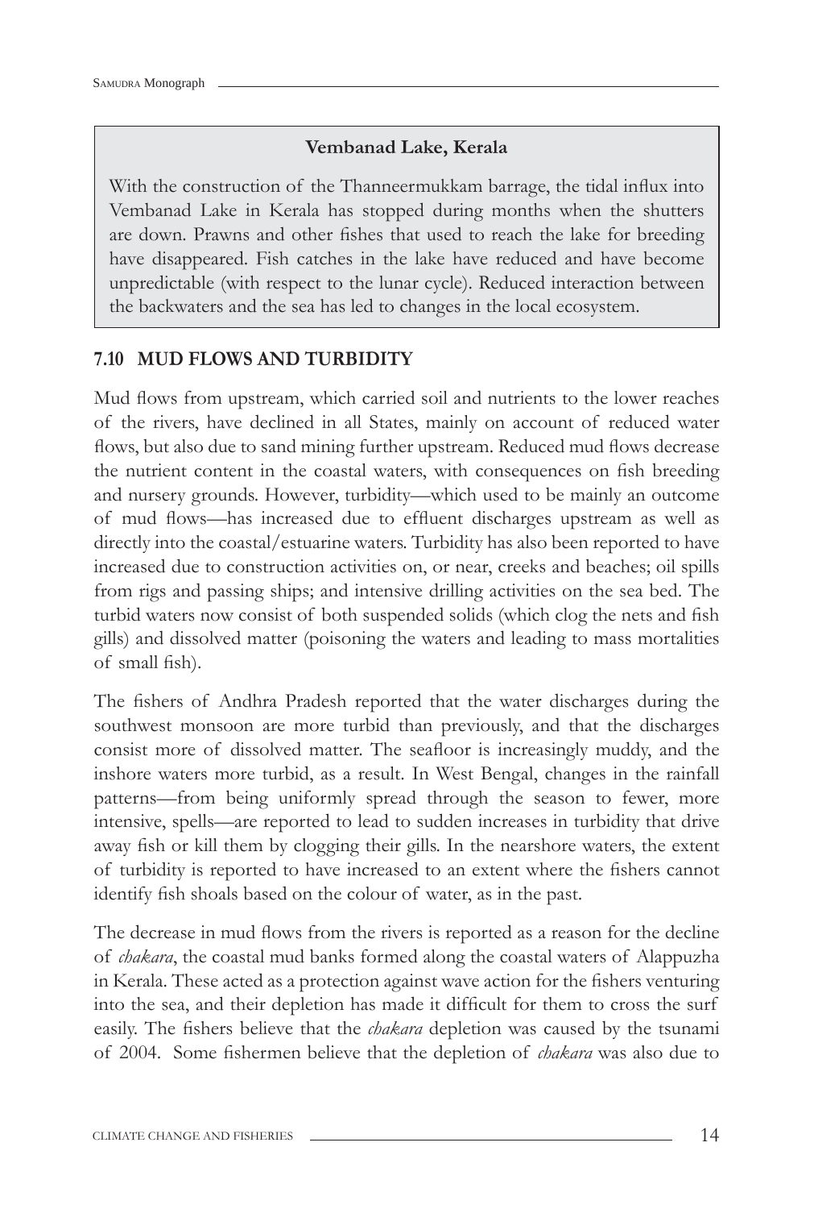**Vembanad Lake, Kerala**

With the construction of the Thanneermukkam barrage, the tidal influx into Vembanad Lake in Kerala has stopped during months when the shutters are down. Prawns and other fishes that used to reach the lake for breeding have disappeared. Fish catches in the lake have reduced and have become unpredictable (with respect to the lunar cycle). Reduced interaction between the backwaters and the sea has led to changes in the local ecosystem.

### 7.10 MUD FLOWS AND TURBIDITY

Mud flows from upstream, which carried soil and nutrients to the lower reaches of the rivers, have declined in all States, mainly on account of reduced water flows, but also due to sand mining further upstream. Reduced mud flows decrease the nutrient content in the coastal waters, with consequences on fish breeding and nursery grounds. However, turbidity—which used to be mainly an outcome of mud flows—has increased due to effluent discharges upstream as well as directly into the coastal/estuarine waters. Turbidity has also been reported to have increased due to construction activities on, or near, creeks and beaches; oil spills from rigs and passing ships; and intensive drilling activities on the sea bed. The turbid waters now consist of both suspended solids (which clog the nets and fish gills) and dissolved matter (poisoning the waters and leading to mass mortalities of small fish).

The fishers of Andhra Pradesh reported that the water discharges during the southwest monsoon are more turbid than previously, and that the discharges consist more of dissolved matter. The seafloor is increasingly muddy, and the inshore waters more turbid, as a result. In West Bengal, changes in the rainfall patterns—from being uniformly spread through the season to fewer, more intensive, spells—are reported to lead to sudden increases in turbidity that drive away fish or kill them by clogging their gills. In the nearshore waters, the extent of turbidity is reported to have increased to an extent where the fishers cannot identify fish shoals based on the colour of water, as in the past.

The decrease in mud flows from the rivers is reported as a reason for the decline of *chakara*, the coastal mud banks formed along the coastal waters of Alappuzha in Kerala. These acted as a protection against wave action for the fishers venturing into the sea, and their depletion has made it difficult for them to cross the surf easily. The fishers believe that the *chakara* depletion was caused by the tsunami of 2004. Some fishermen believe that the depletion of *chakara* was also due to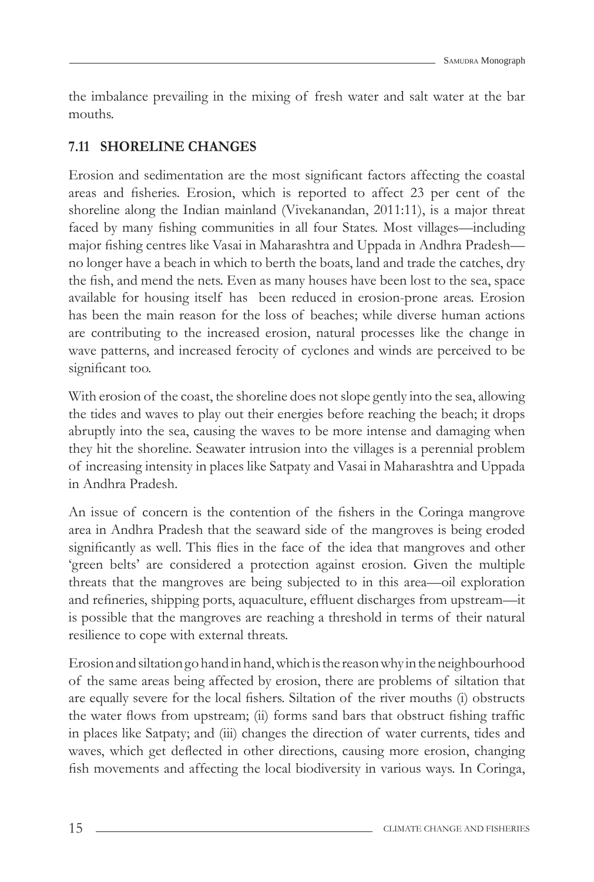the imbalance prevailing in the mixing of fresh water and salt water at the bar mouths.

### 7.11 SHORELINE CHANGES

Erosion and sedimentation are the most significant factors affecting the coastal areas and fisheries. Erosion, which is reported to affect 23 per cent of the shoreline along the Indian mainland (Vivekanandan, 2011:11), is a major threat faced by many fishing communities in all four States. Most villages—including major fishing centres like Vasai in Maharashtra and Uppada in Andhra Pradesh—no longer have a beach in which to berth the boats, land and trade the catches, dry the fish, and mend the nets. Even as many houses have been lost to the sea, space available for housing itself has been reduced in erosion-prone areas. Erosion has been the main reason for the loss of beaches; while diverse human actions are contributing to the increased erosion, natural processes like the change in wave patterns, and increased ferocity of cyclones and winds are perceived to be significant too.

With erosion of the coast, the shoreline does not slope gently into the sea, allowing the tides and waves to play out their energies before reaching the beach; it drops abruptly into the sea, causing the waves to be more intense and damaging when they hit the shoreline. Seawater intrusion into the villages is a perennial problem of increasing intensity in places like Satpaty and Vasai in Maharashtra and Uppada in Andhra Pradesh.

An issue of concern is the contention of the fishers in the Coringa mangrove area in Andhra Pradesh that the seaward side of the mangroves is being eroded significantly as well. This flies in the face of the idea that mangroves and other 'green belts' are considered a protection against erosion. Given the multiple threats that the mangroves are being subjected to in this area—oil exploration and refineries, shipping ports, aquaculture, effluent discharges from upstream—it is possible that the mangroves are reaching a threshold in terms of their natural resilience to cope with external threats.

Erosion and siltation go hand in hand, which is the reason why in the neighbourhood of the same areas being affected by erosion, there are problems of siltation that are equally severe for the local fishers. Siltation of the river mouths (i) obstructs the water flows from upstream; (ii) forms sand bars that obstruct fishing traffic in places like Satpaty; and (iii) changes the direction of water currents, tides and waves, which get deflected in other directions, causing more erosion, changing fish movements and affecting the local biodiversity in various ways. In Coringa,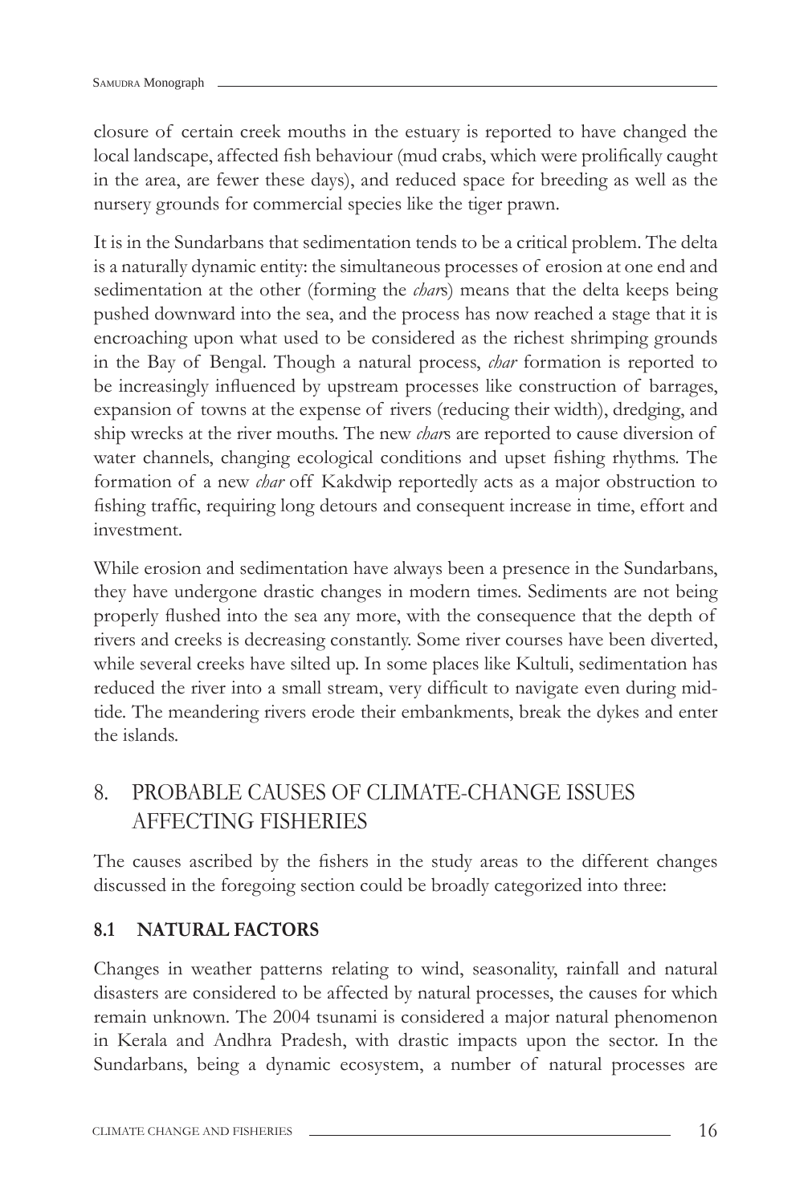closure of certain creek mouths in the estuary is reported to have changed the local landscape, affected fish behaviour (mud crabs, which were prolifically caught in the area, are fewer these days), and reduced space for breeding as well as the nursery grounds for commercial species like the tiger prawn.

It is in the Sundarbans that sedimentation tends to be a critical problem. The delta is a naturally dynamic entity: the simultaneous processes of erosion at one end and sedimentation at the other (forming the *char*s) means that the delta keeps being pushed downward into the sea, and the process has now reached a stage that it is encroaching upon what used to be considered as the richest shrimping grounds in the Bay of Bengal. Though a natural process, *char* formation is reported to be increasingly influenced by upstream processes like construction of barrages, expansion of towns at the expense of rivers (reducing their width), dredging, and ship wrecks at the river mouths. The new *char*s are reported to cause diversion of water channels, changing ecological conditions and upset fishing rhythms. The formation of a new *char* off Kakdwip reportedly acts as a major obstruction to fishing traffic, requiring long detours and consequent increase in time, effort and investment.

While erosion and sedimentation have always been a presence in the Sundarbans, they have undergone drastic changes in modern times. Sediments are not being properly flushed into the sea any more, with the consequence that the depth of rivers and creeks is decreasing constantly. Some river courses have been diverted, while several creeks have silted up. In some places like Kultuli, sedimentation has reduced the river into a small stream, very difficult to navigate even during mid-tide. The meandering rivers erode their embankments, break the dykes and enter the islands.

## 8. PROBABLE CAUSES OF CLIMATE-CHANGE ISSUES AFFECTING FISHERIES

The causes ascribed by the fishers in the study areas to the different changes discussed in the foregoing section could be broadly categorized into three:

### 8.1 NATURAL FACTORS

Changes in weather patterns relating to wind, seasonality, rainfall and natural disasters are considered to be affected by natural processes, the causes for which remain unknown. The 2004 tsunami is considered a major natural phenomenon in Kerala and Andhra Pradesh, with drastic impacts upon the sector. In the Sundarbans, being a dynamic ecosystem, a number of natural processes are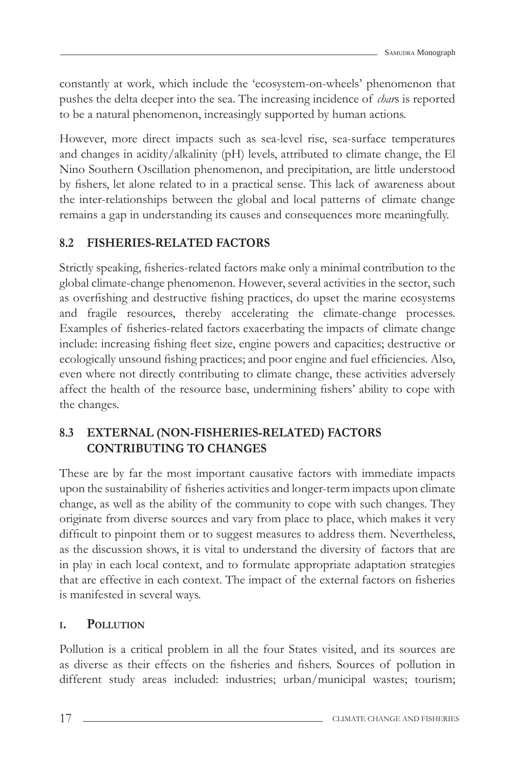constantly at work, which include the 'ecosystem-on-wheels' phenomenon that pushes the delta deeper into the sea. The increasing incidence of *char*s is reported to be a natural phenomenon, increasingly supported by human actions.

However, more direct impacts such as sea-level rise, sea-surface temperatures and changes in acidity/alkalinity (pH) levels, attributed to climate change, the El Nino Southern Oscillation phenomenon, and precipitation, are little understood by fishers, let alone related to in a practical sense. This lack of awareness about the inter-relationships between the global and local patterns of climate change remains a gap in understanding its causes and consequences more meaningfully.

## 8.2 FISHERIES-RELATED FACTORS

Strictly speaking, fisheries-related factors make only a minimal contribution to the global climate-change phenomenon. However, several activities in the sector, such as overfishing and destructive fishing practices, do upset the marine ecosystems and fragile resources, thereby accelerating the climate-change processes. Examples of fisheries-related factors exacerbating the impacts of climate change include: increasing fishing fleet size, engine powers and capacities; destructive or ecologically unsound fishing practices; and poor engine and fuel efficiencies. Also, even where not directly contributing to climate change, these activities adversely affect the health of the resource base, undermining fishers' ability to cope with the changes.

## 8.3 EXTERNAL (NON-FISHERIES-RELATED) FACTORS CONTRIBUTING TO CHANGES

These are by far the most important causative factors with immediate impacts upon the sustainability of fisheries activities and longer-term impacts upon climate change, as well as the ability of the community to cope with such changes. They originate from diverse sources and vary from place to place, which makes it very difficult to pinpoint them or to suggest measures to address them. Nevertheless, as the discussion shows, it is vital to understand the diversity of factors that are in play in each local context, and to formulate appropriate adaptation strategies that are effective in each context. The impact of the external factors on fisheries is manifested in several ways.

### I. POLLUTION

Pollution is a critical problem in all the four States visited, and its sources are as diverse as their effects on the fisheries and fishers. Sources of pollution in different study areas included: industries; urban/municipal wastes; tourism;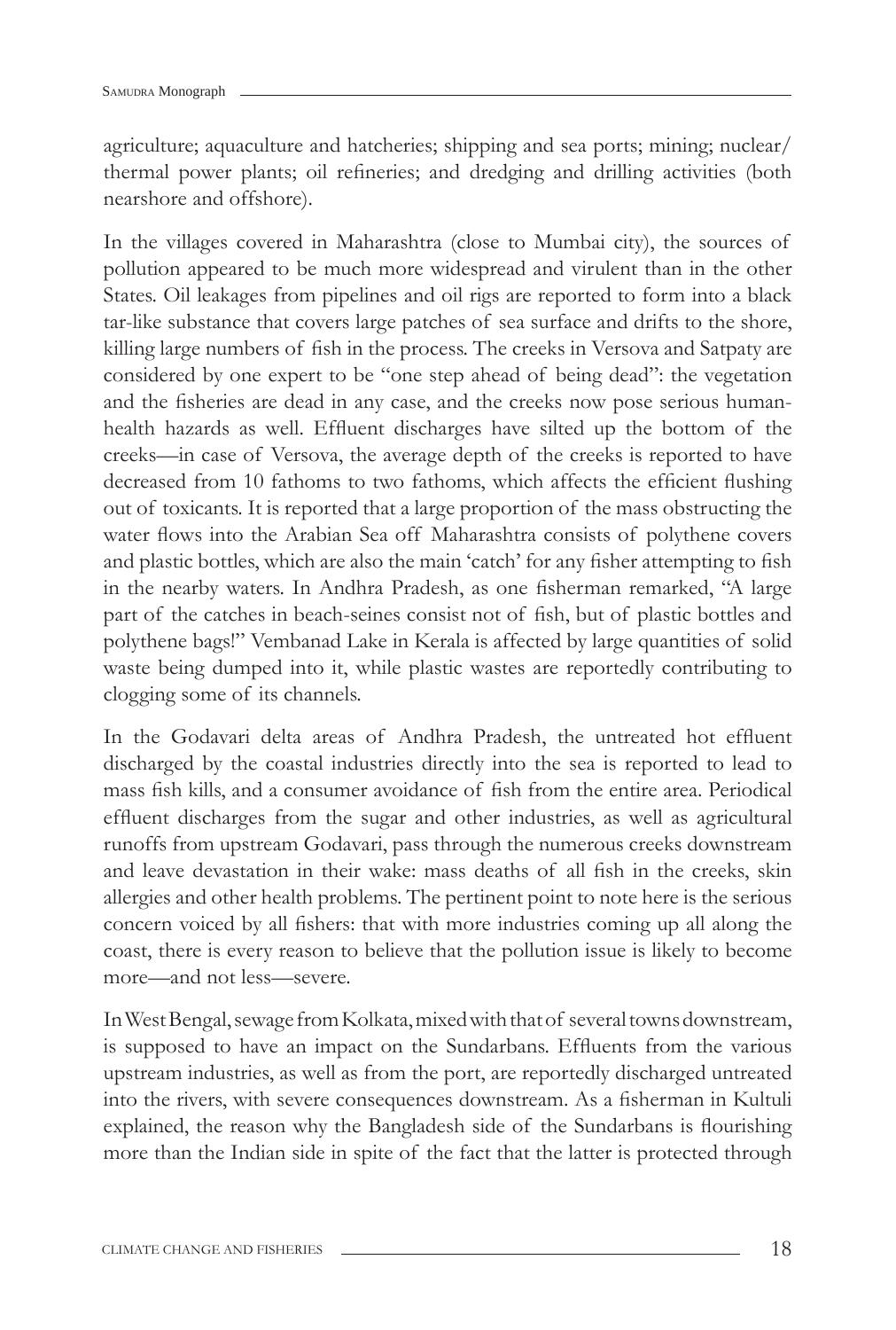agriculture; aquaculture and hatcheries; shipping and sea ports; mining; nuclear/ thermal power plants; oil refineries; and dredging and drilling activities (both nearshore and offshore).

In the villages covered in Maharashtra (close to Mumbai city), the sources of pollution appeared to be much more widespread and virulent than in the other States. Oil leakages from pipelines and oil rigs are reported to form into a black tar-like substance that covers large patches of sea surface and drifts to the shore, killing large numbers of fish in the process. The creeks in Versova and Satpaty are considered by one expert to be "one step ahead of being dead": the vegetation and the fisheries are dead in any case, and the creeks now pose serious human-health hazards as well. Effluent discharges have silted up the bottom of the creeks—in case of Versova, the average depth of the creeks is reported to have decreased from 10 fathoms to two fathoms, which affects the efficient flushing out of toxicants. It is reported that a large proportion of the mass obstructing the water flows into the Arabian Sea off Maharashtra consists of polythene covers and plastic bottles, which are also the main 'catch' for any fisher attempting to fish in the nearby waters. In Andhra Pradesh, as one fisherman remarked, "A large part of the catches in beach-seines consist not of fish, but of plastic bottles and polythene bags!" Vembanad Lake in Kerala is affected by large quantities of solid waste being dumped into it, while plastic wastes are reportedly contributing to clogging some of its channels.

In the Godavari delta areas of Andhra Pradesh, the untreated hot effluent discharged by the coastal industries directly into the sea is reported to lead to mass fish kills, and a consumer avoidance of fish from the entire area. Periodical effluent discharges from the sugar and other industries, as well as agricultural runoffs from upstream Godavari, pass through the numerous creeks downstream and leave devastation in their wake: mass deaths of all fish in the creeks, skin allergies and other health problems. The pertinent point to note here is the serious concern voiced by all fishers: that with more industries coming up all along the coast, there is every reason to believe that the pollution issue is likely to become more—and not less—severe.

In West Bengal, sewage from Kolkata, mixed with that of several towns downstream, is supposed to have an impact on the Sundarbans. Effluents from the various upstream industries, as well as from the port, are reportedly discharged untreated into the rivers, with severe consequences downstream. As a fisherman in Kultuli explained, the reason why the Bangladesh side of the Sundarbans is flourishing more than the Indian side in spite of the fact that the latter is protected through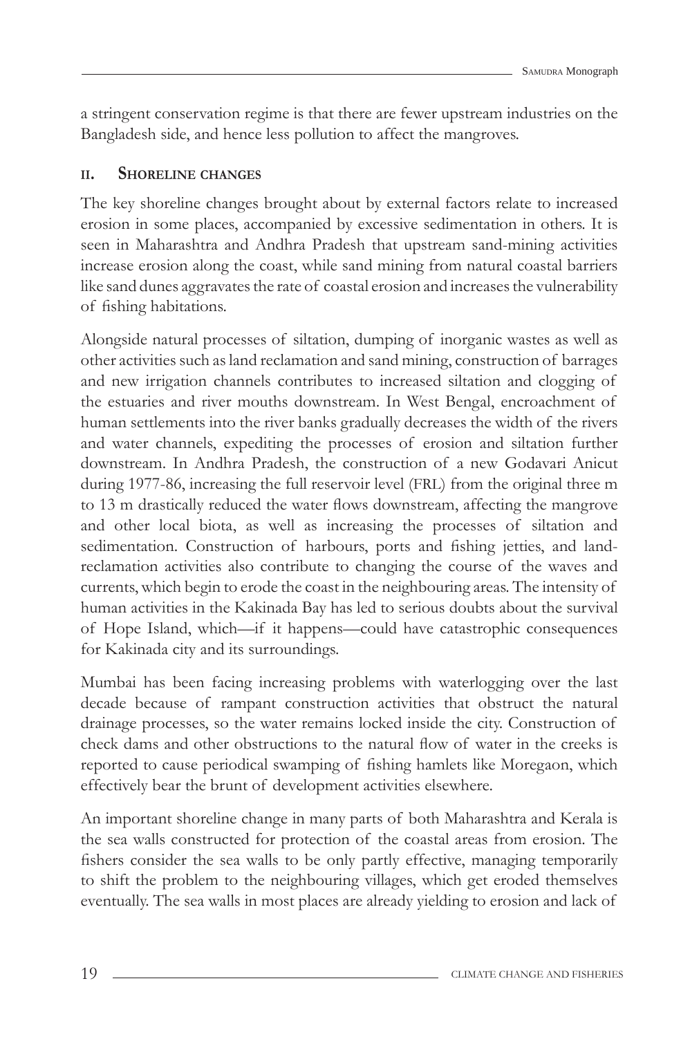a stringent conservation regime is that there are fewer upstream industries on the Bangladesh side, and hence less pollution to affect the mangroves.

### ii. Shoreline changes

The key shoreline changes brought about by external factors relate to increased erosion in some places, accompanied by excessive sedimentation in others. It is seen in Maharashtra and Andhra Pradesh that upstream sand-mining activities increase erosion along the coast, while sand mining from natural coastal barriers like sand dunes aggravates the rate of coastal erosion and increases the vulnerability of fishing habitations.

Alongside natural processes of siltation, dumping of inorganic wastes as well as other activities such as land reclamation and sand mining, construction of barrages and new irrigation channels contributes to increased siltation and clogging of the estuaries and river mouths downstream. In West Bengal, encroachment of human settlements into the river banks gradually decreases the width of the rivers and water channels, expediting the processes of erosion and siltation further downstream. In Andhra Pradesh, the construction of a new Godavari Anicut during 1977-86, increasing the full reservoir level (FRL) from the original three m to 13 m drastically reduced the water flows downstream, affecting the mangrove and other local biota, as well as increasing the processes of siltation and sedimentation. Construction of harbours, ports and fishing jetties, and land-reclamation activities also contribute to changing the course of the waves and currents, which begin to erode the coast in the neighbouring areas. The intensity of human activities in the Kakinada Bay has led to serious doubts about the survival of Hope Island, which—if it happens—could have catastrophic consequences for Kakinada city and its surroundings.

Mumbai has been facing increasing problems with waterlogging over the last decade because of rampant construction activities that obstruct the natural drainage processes, so the water remains locked inside the city. Construction of check dams and other obstructions to the natural flow of water in the creeks is reported to cause periodical swamping of fishing hamlets like Moregaon, which effectively bear the brunt of development activities elsewhere.

An important shoreline change in many parts of both Maharashtra and Kerala is the sea walls constructed for protection of the coastal areas from erosion. The fishers consider the sea walls to be only partly effective, managing temporarily to shift the problem to the neighbouring villages, which get eroded themselves eventually. The sea walls in most places are already yielding to erosion and lack of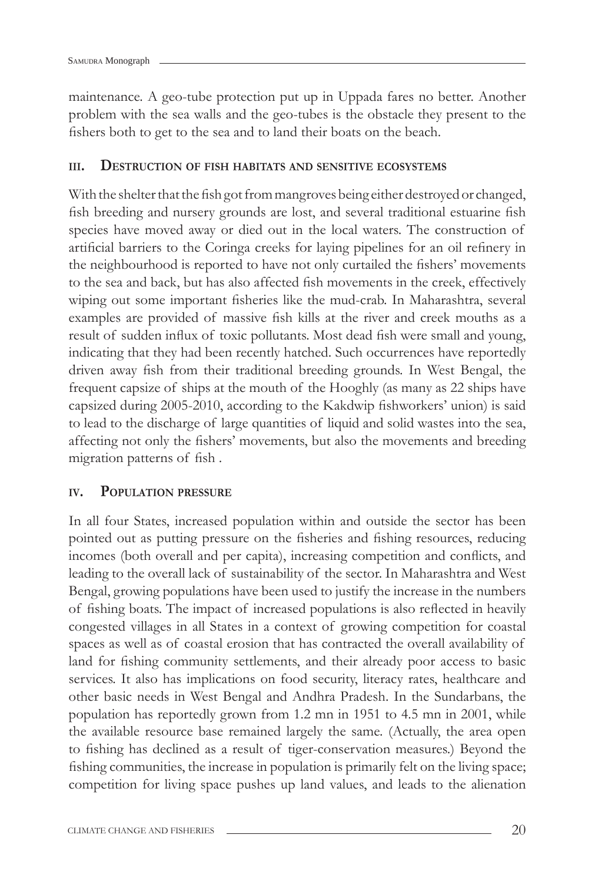maintenance. A geo-tube protection put up in Uppada fares no better. Another problem with the sea walls and the geo-tubes is the obstacle they present to the fishers both to get to the sea and to land their boats on the beach.

### III. Destruction of fish habitats and sensitive ecosystems

With the shelter that the fish got from mangroves being either destroyed or changed, fish breeding and nursery grounds are lost, and several traditional estuarine fish species have moved away or died out in the local waters. The construction of artificial barriers to the Coringa creeks for laying pipelines for an oil refinery in the neighbourhood is reported to have not only curtailed the fishers' movements to the sea and back, but has also affected fish movements in the creek, effectively wiping out some important fisheries like the mud-crab. In Maharashtra, several examples are provided of massive fish kills at the river and creek mouths as a result of sudden influx of toxic pollutants. Most dead fish were small and young, indicating that they had been recently hatched. Such occurrences have reportedly driven away fish from their traditional breeding grounds. In West Bengal, the frequent capsize of ships at the mouth of the Hooghly (as many as 22 ships have capsized during 2005-2010, according to the Kakdwip fishworkers' union) is said to lead to the discharge of large quantities of liquid and solid wastes into the sea, affecting not only the fishers' movements, but also the movements and breeding migration patterns of fish .

### IV. Population pressure

In all four States, increased population within and outside the sector has been pointed out as putting pressure on the fisheries and fishing resources, reducing incomes (both overall and per capita), increasing competition and conflicts, and leading to the overall lack of sustainability of the sector. In Maharashtra and West Bengal, growing populations have been used to justify the increase in the numbers of fishing boats. The impact of increased populations is also reflected in heavily congested villages in all States in a context of growing competition for coastal spaces as well as of coastal erosion that has contracted the overall availability of land for fishing community settlements, and their already poor access to basic services. It also has implications on food security, literacy rates, healthcare and other basic needs in West Bengal and Andhra Pradesh. In the Sundarbans, the population has reportedly grown from 1.2 mn in 1951 to 4.5 mn in 2001, while the available resource base remained largely the same. (Actually, the area open to fishing has declined as a result of tiger-conservation measures.) Beyond the fishing communities, the increase in population is primarily felt on the living space; competition for living space pushes up land values, and leads to the alienation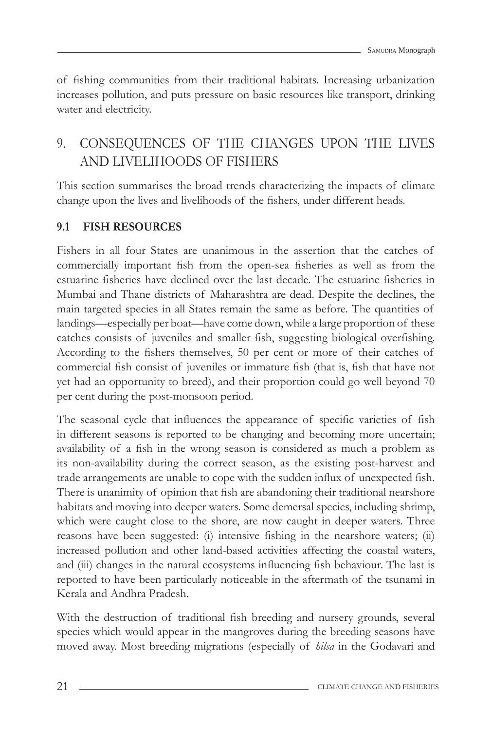of fishing communities from their traditional habitats. Increasing urbanization increases pollution, and puts pressure on basic resources like transport, drinking water and electricity.

## 9. CONSEQUENCES OF THE CHANGES UPON THE LIVES AND LIVELIHOODS OF FISHERS

This section summarises the broad trends characterizing the impacts of climate change upon the lives and livelihoods of the fishers, under different heads.

### 9.1 FISH RESOURCES

Fishers in all four States are unanimous in the assertion that the catches of commercially important fish from the open-sea fisheries as well as from the estuarine fisheries have declined over the last decade. The estuarine fisheries in Mumbai and Thane districts of Maharashtra are dead. Despite the declines, the main targeted species in all States remain the same as before. The quantities of landings—especially per boat—have come down, while a large proportion of these catches consists of juveniles and smaller fish, suggesting biological overfishing. According to the fishers themselves, 50 per cent or more of their catches of commercial fish consist of juveniles or immature fish (that is, fish that have not yet had an opportunity to breed), and their proportion could go well beyond 70 per cent during the post-monsoon period.

The seasonal cycle that influences the appearance of specific varieties of fish in different seasons is reported to be changing and becoming more uncertain; availability of a fish in the wrong season is considered as much a problem as its non-availability during the correct season, as the existing post-harvest and trade arrangements are unable to cope with the sudden influx of unexpected fish. There is unanimity of opinion that fish are abandoning their traditional nearshore habitats and moving into deeper waters. Some demersal species, including shrimp, which were caught close to the shore, are now caught in deeper waters. Three reasons have been suggested: (i) intensive fishing in the nearshore waters; (ii) increased pollution and other land-based activities affecting the coastal waters, and (iii) changes in the natural ecosystems influencing fish behaviour. The last is reported to have been particularly noticeable in the aftermath of the tsunami in Kerala and Andhra Pradesh.

With the destruction of traditional fish breeding and nursery grounds, several species which would appear in the mangroves during the breeding seasons have moved away. Most breeding migrations (especially of *hilsa* in the Godavari and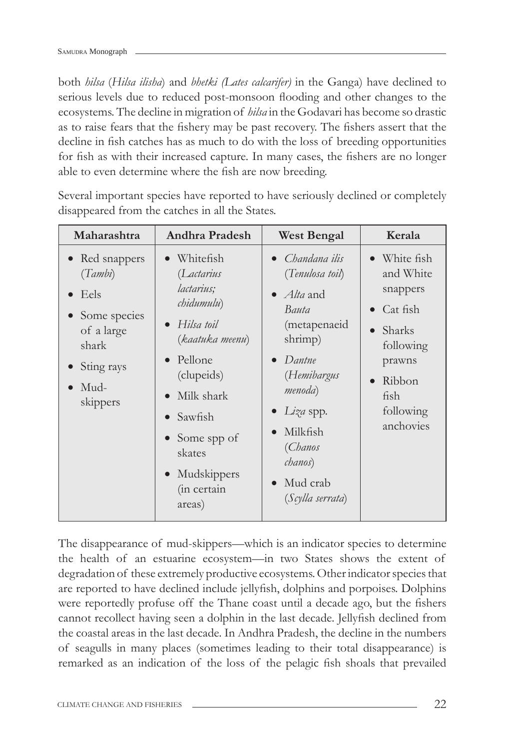both *hilsa* (*Hilsa ilisha*) and *bhetki (Lates calcarifer)* in the Ganga) have declined to serious levels due to reduced post-monsoon flooding and other changes to the ecosystems. The decline in migration of *hilsa* in the Godavari has become so drastic as to raise fears that the fishery may be past recovery. The fishers assert that the decline in fish catches has as much to do with the loss of breeding opportunities for fish as with their increased capture. In many cases, the fishers are no longer able to even determine where the fish are now breeding.

Several important species have reported to have seriously declined or completely disappeared from the catches in all the States.

| Maharashtra | Andhra Pradesh | West Bengal | Kerala |
|---|---|---|---|
| • Red snappers (*Tambi*)<br>• Eels<br>• Some species of a large shark<br>• Sting rays<br>• Mud-skippers | • Whitefish (*Lactarius lactarius; chidumulu*)<br>• *Hilsa toil* (*kaatuka meenu*)<br>• Pellone (clupeids)<br>• Milk shark<br>• Sawfish<br>• Some spp of skates<br>• Mudskippers (in certain areas) | • *Chandana ilis* (*Tenulosa toil*)<br>• *Alta* and *Bauta* (metapenaeid shrimp)<br>• *Dantne* (*Hemibargus menoda*)<br>• *Liza* spp.<br>• Milkfish (*Chanos chanos*)<br>• Mud crab (*Scylla serrata*) | • White fish and White snappers<br>• Cat fish<br>• Sharks following prawns<br>• Ribbon fish following anchovies |

The disappearance of mud-skippers—which is an indicator species to determine the health of an estuarine ecosystem—in two States shows the extent of degradation of these extremely productive ecosystems. Other indicator species that are reported to have declined include jellyfish, dolphins and porpoises. Dolphins were reportedly profuse off the Thane coast until a decade ago, but the fishers cannot recollect having seen a dolphin in the last decade. Jellyfish declined from the coastal areas in the last decade. In Andhra Pradesh, the decline in the numbers of seagulls in many places (sometimes leading to their total disappearance) is remarked as an indication of the loss of the pelagic fish shoals that prevailed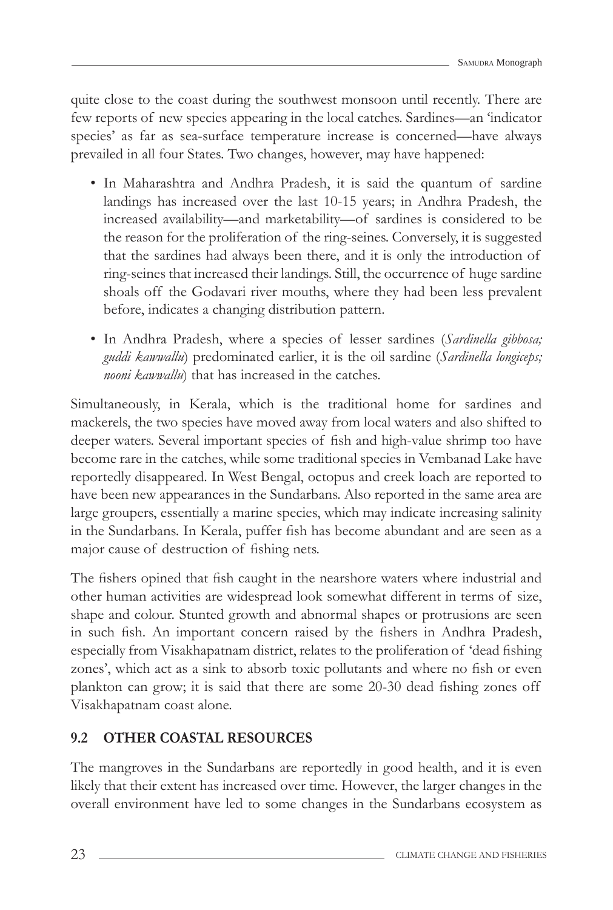quite close to the coast during the southwest monsoon until recently. There are few reports of new species appearing in the local catches. Sardines—an 'indicator species' as far as sea-surface temperature increase is concerned—have always prevailed in all four States. Two changes, however, may have happened:

- In Maharashtra and Andhra Pradesh, it is said the quantum of sardine landings has increased over the last 10-15 years; in Andhra Pradesh, the increased availability—and marketability—of sardines is considered to be the reason for the proliferation of the ring-seines. Conversely, it is suggested that the sardines had always been there, and it is only the introduction of ring-seines that increased their landings. Still, the occurrence of huge sardine shoals off the Godavari river mouths, where they had been less prevalent before, indicates a changing distribution pattern.
- In Andhra Pradesh, where a species of lesser sardines (*Sardinella gibbosa; guddi kawwallu*) predominated earlier, it is the oil sardine (*Sardinella longiceps; nooni kawwallu*) that has increased in the catches.

Simultaneously, in Kerala, which is the traditional home for sardines and mackerels, the two species have moved away from local waters and also shifted to deeper waters. Several important species of fish and high-value shrimp too have become rare in the catches, while some traditional species in Vembanad Lake have reportedly disappeared. In West Bengal, octopus and creek loach are reported to have been new appearances in the Sundarbans. Also reported in the same area are large groupers, essentially a marine species, which may indicate increasing salinity in the Sundarbans. In Kerala, puffer fish has become abundant and are seen as a major cause of destruction of fishing nets.

The fishers opined that fish caught in the nearshore waters where industrial and other human activities are widespread look somewhat different in terms of size, shape and colour. Stunted growth and abnormal shapes or protrusions are seen in such fish. An important concern raised by the fishers in Andhra Pradesh, especially from Visakhapatnam district, relates to the proliferation of 'dead fishing zones', which act as a sink to absorb toxic pollutants and where no fish or even plankton can grow; it is said that there are some 20-30 dead fishing zones off Visakhapatnam coast alone.

## 9.2 OTHER COASTAL RESOURCES

The mangroves in the Sundarbans are reportedly in good health, and it is even likely that their extent has increased over time. However, the larger changes in the overall environment have led to some changes in the Sundarbans ecosystem as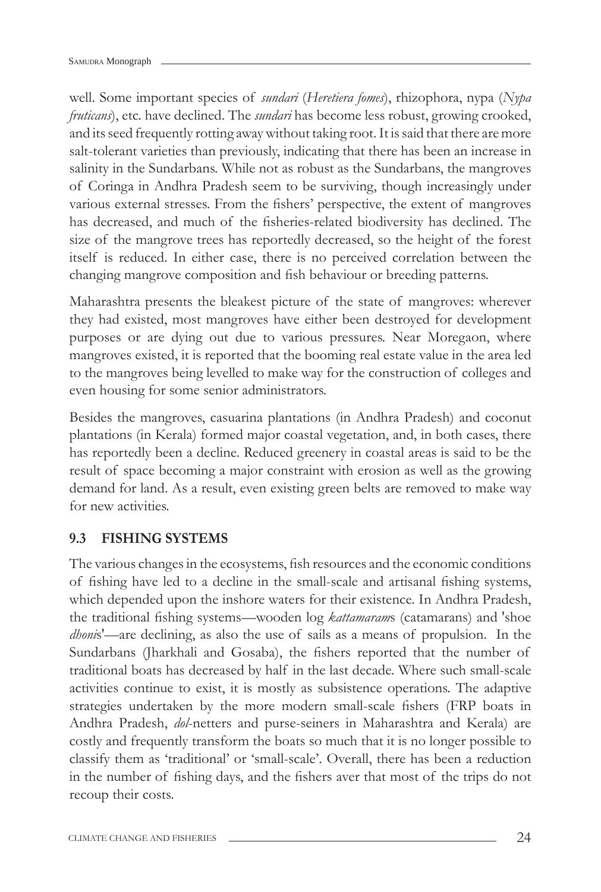well. Some important species of *sundari* (*Heretiera fomes*), rhizophora, nypa (*Nypa fruticans*), etc. have declined. The *sundari* has become less robust, growing crooked, and its seed frequently rotting away without taking root. It is said that there are more salt-tolerant varieties than previously, indicating that there has been an increase in salinity in the Sundarbans. While not as robust as the Sundarbans, the mangroves of Coringa in Andhra Pradesh seem to be surviving, though increasingly under various external stresses. From the fishers' perspective, the extent of mangroves has decreased, and much of the fisheries-related biodiversity has declined. The size of the mangrove trees has reportedly decreased, so the height of the forest itself is reduced. In either case, there is no perceived correlation between the changing mangrove composition and fish behaviour or breeding patterns.

Maharashtra presents the bleakest picture of the state of mangroves: wherever they had existed, most mangroves have either been destroyed for development purposes or are dying out due to various pressures. Near Moregaon, where mangroves existed, it is reported that the booming real estate value in the area led to the mangroves being levelled to make way for the construction of colleges and even housing for some senior administrators.

Besides the mangroves, casuarina plantations (in Andhra Pradesh) and coconut plantations (in Kerala) formed major coastal vegetation, and, in both cases, there has reportedly been a decline. Reduced greenery in coastal areas is said to be the result of space becoming a major constraint with erosion as well as the growing demand for land. As a result, even existing green belts are removed to make way for new activities.

## 9.3 FISHING SYSTEMS

The various changes in the ecosystems, fish resources and the economic conditions of fishing have led to a decline in the small-scale and artisanal fishing systems, which depended upon the inshore waters for their existence. In Andhra Pradesh, the traditional fishing systems—wooden log *kattamaram*s (catamarans) and 'shoe *dhoni*s'—are declining, as also the use of sails as a means of propulsion. In the Sundarbans (Jharkhali and Gosaba), the fishers reported that the number of traditional boats has decreased by half in the last decade. Where such small-scale activities continue to exist, it is mostly as subsistence operations. The adaptive strategies undertaken by the more modern small-scale fishers (FRP boats in Andhra Pradesh, *dol*-netters and purse-seiners in Maharashtra and Kerala) are costly and frequently transform the boats so much that it is no longer possible to classify them as 'traditional' or 'small-scale'. Overall, there has been a reduction in the number of fishing days, and the fishers aver that most of the trips do not recoup their costs.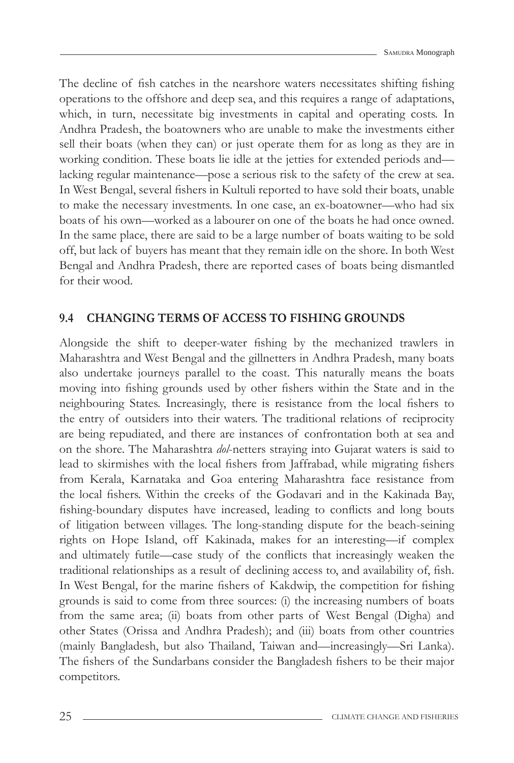The decline of fish catches in the nearshore waters necessitates shifting fishing operations to the offshore and deep sea, and this requires a range of adaptations, which, in turn, necessitate big investments in capital and operating costs. In Andhra Pradesh, the boatowners who are unable to make the investments either sell their boats (when they can) or just operate them for as long as they are in working condition. These boats lie idle at the jetties for extended periods and—lacking regular maintenance—pose a serious risk to the safety of the crew at sea. In West Bengal, several fishers in Kultuli reported to have sold their boats, unable to make the necessary investments. In one case, an ex-boatowner—who had six boats of his own—worked as a labourer on one of the boats he had once owned. In the same place, there are said to be a large number of boats waiting to be sold off, but lack of buyers has meant that they remain idle on the shore. In both West Bengal and Andhra Pradesh, there are reported cases of boats being dismantled for their wood.

## 9.4 CHANGING TERMS OF ACCESS TO FISHING GROUNDS

Alongside the shift to deeper-water fishing by the mechanized trawlers in Maharashtra and West Bengal and the gillnetters in Andhra Pradesh, many boats also undertake journeys parallel to the coast. This naturally means the boats moving into fishing grounds used by other fishers within the State and in the neighbouring States. Increasingly, there is resistance from the local fishers to the entry of outsiders into their waters. The traditional relations of reciprocity are being repudiated, and there are instances of confrontation both at sea and on the shore. The Maharashtra *dol*-netters straying into Gujarat waters is said to lead to skirmishes with the local fishers from Jaffrabad, while migrating fishers from Kerala, Karnataka and Goa entering Maharashtra face resistance from the local fishers. Within the creeks of the Godavari and in the Kakinada Bay, fishing-boundary disputes have increased, leading to conflicts and long bouts of litigation between villages. The long-standing dispute for the beach-seining rights on Hope Island, off Kakinada, makes for an interesting—if complex and ultimately futile—case study of the conflicts that increasingly weaken the traditional relationships as a result of declining access to, and availability of, fish. In West Bengal, for the marine fishers of Kakdwip, the competition for fishing grounds is said to come from three sources: (i) the increasing numbers of boats from the same area; (ii) boats from other parts of West Bengal (Digha) and other States (Orissa and Andhra Pradesh); and (iii) boats from other countries (mainly Bangladesh, but also Thailand, Taiwan and—increasingly—Sri Lanka). The fishers of the Sundarbans consider the Bangladesh fishers to be their major competitors.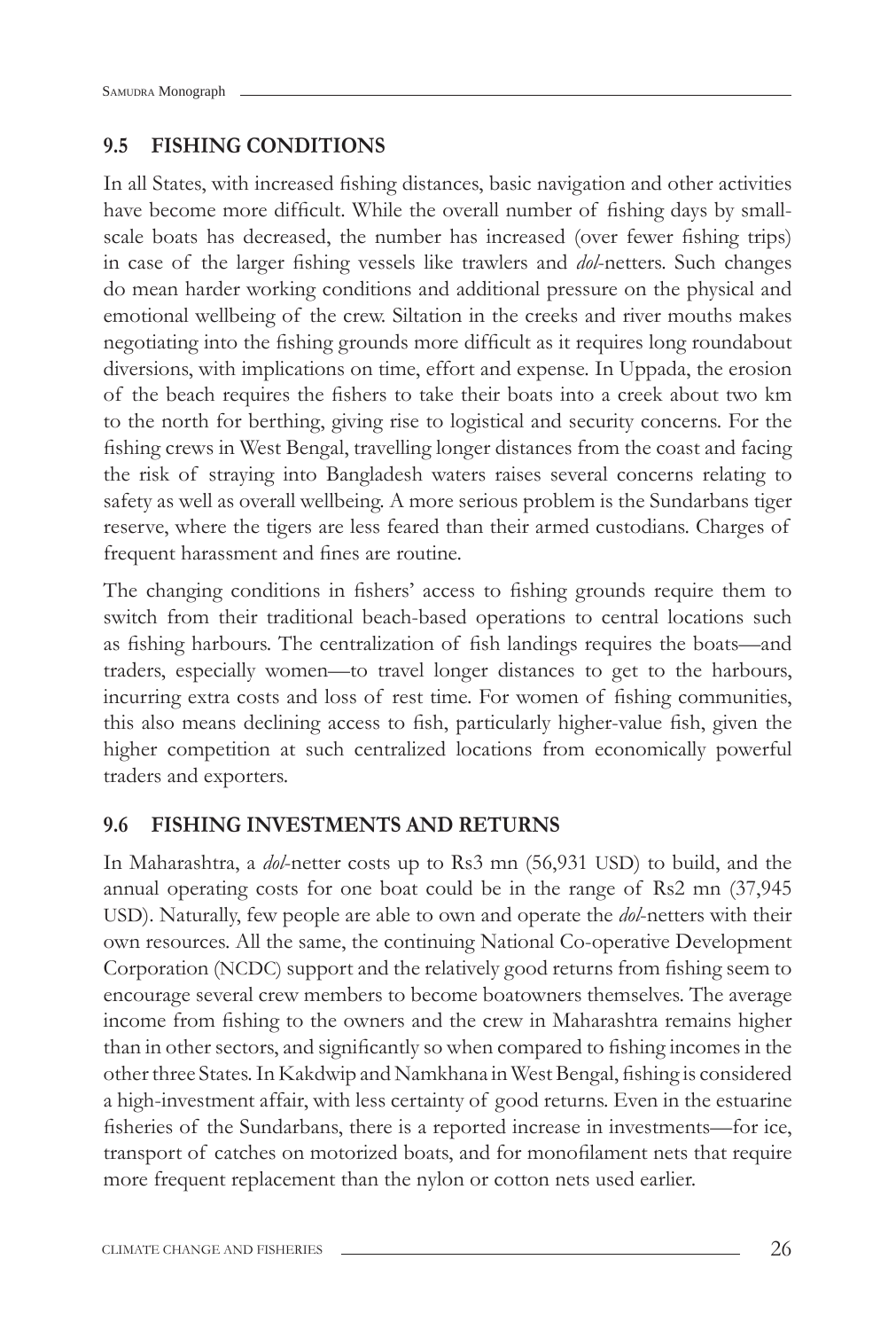## 9.5 FISHING CONDITIONS

In all States, with increased fishing distances, basic navigation and other activities have become more difficult. While the overall number of fishing days by small-scale boats has decreased, the number has increased (over fewer fishing trips) in case of the larger fishing vessels like trawlers and *dol*-netters. Such changes do mean harder working conditions and additional pressure on the physical and emotional wellbeing of the crew. Siltation in the creeks and river mouths makes negotiating into the fishing grounds more difficult as it requires long roundabout diversions, with implications on time, effort and expense. In Uppada, the erosion of the beach requires the fishers to take their boats into a creek about two km to the north for berthing, giving rise to logistical and security concerns. For the fishing crews in West Bengal, travelling longer distances from the coast and facing the risk of straying into Bangladesh waters raises several concerns relating to safety as well as overall wellbeing. A more serious problem is the Sundarbans tiger reserve, where the tigers are less feared than their armed custodians. Charges of frequent harassment and fines are routine.

The changing conditions in fishers' access to fishing grounds require them to switch from their traditional beach-based operations to central locations such as fishing harbours. The centralization of fish landings requires the boats—and traders, especially women—to travel longer distances to get to the harbours, incurring extra costs and loss of rest time. For women of fishing communities, this also means declining access to fish, particularly higher-value fish, given the higher competition at such centralized locations from economically powerful traders and exporters.

## 9.6 FISHING INVESTMENTS AND RETURNS

In Maharashtra, a *dol*-netter costs up to Rs3 mn (56,931 USD) to build, and the annual operating costs for one boat could be in the range of Rs2 mn (37,945 USD). Naturally, few people are able to own and operate the *dol*-netters with their own resources. All the same, the continuing National Co-operative Development Corporation (NCDC) support and the relatively good returns from fishing seem to encourage several crew members to become boatowners themselves. The average income from fishing to the owners and the crew in Maharashtra remains higher than in other sectors, and significantly so when compared to fishing incomes in the other three States. In Kakdwip and Namkhana in West Bengal, fishing is considered a high-investment affair, with less certainty of good returns. Even in the estuarine fisheries of the Sundarbans, there is a reported increase in investments—for ice, transport of catches on motorized boats, and for monofilament nets that require more frequent replacement than the nylon or cotton nets used earlier.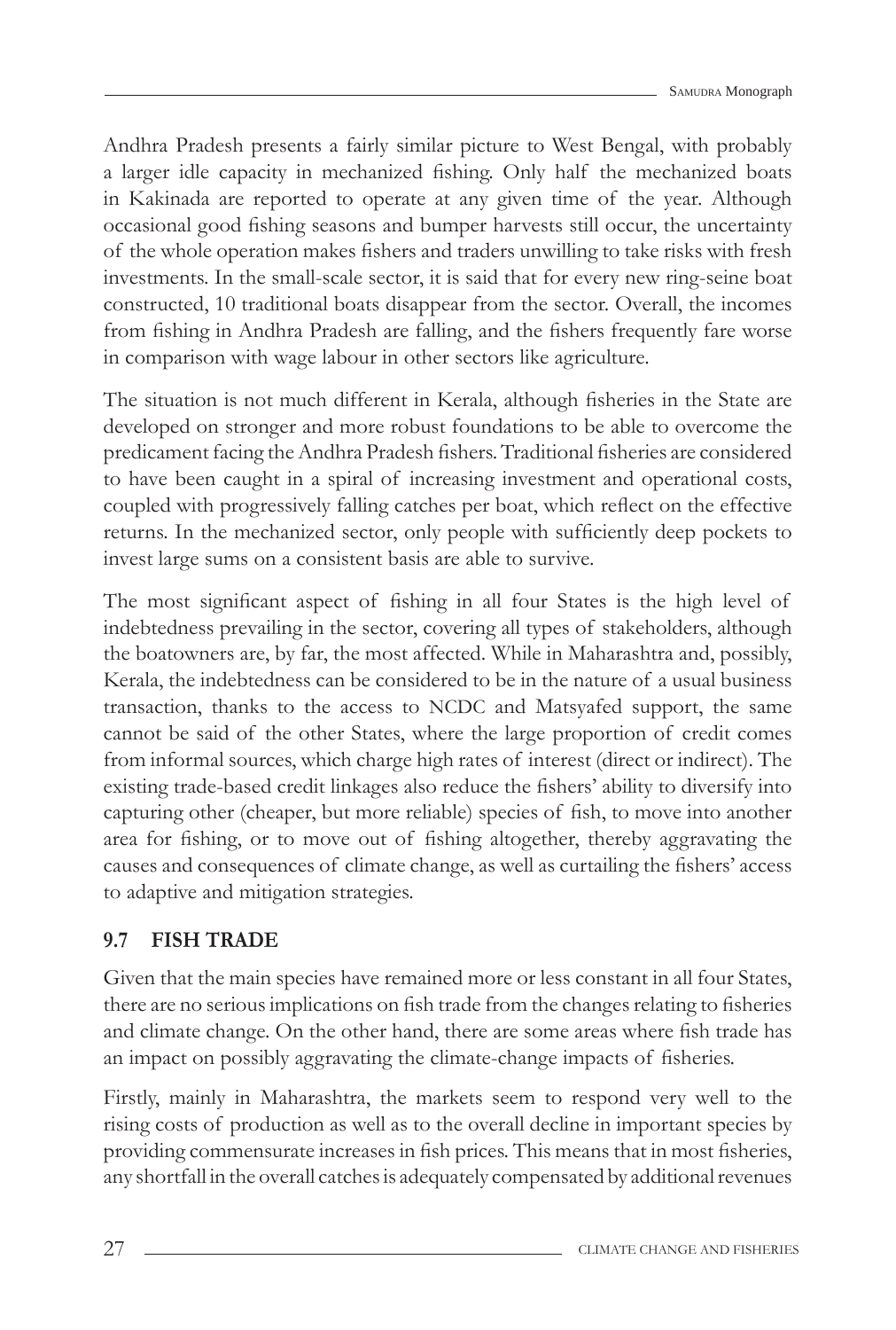Andhra Pradesh presents a fairly similar picture to West Bengal, with probably a larger idle capacity in mechanized fishing. Only half the mechanized boats in Kakinada are reported to operate at any given time of the year. Although occasional good fishing seasons and bumper harvests still occur, the uncertainty of the whole operation makes fishers and traders unwilling to take risks with fresh investments. In the small-scale sector, it is said that for every new ring-seine boat constructed, 10 traditional boats disappear from the sector. Overall, the incomes from fishing in Andhra Pradesh are falling, and the fishers frequently fare worse in comparison with wage labour in other sectors like agriculture.

The situation is not much different in Kerala, although fisheries in the State are developed on stronger and more robust foundations to be able to overcome the predicament facing the Andhra Pradesh fishers. Traditional fisheries are considered to have been caught in a spiral of increasing investment and operational costs, coupled with progressively falling catches per boat, which reflect on the effective returns. In the mechanized sector, only people with sufficiently deep pockets to invest large sums on a consistent basis are able to survive.

The most significant aspect of fishing in all four States is the high level of indebtedness prevailing in the sector, covering all types of stakeholders, although the boatowners are, by far, the most affected. While in Maharashtra and, possibly, Kerala, the indebtedness can be considered to be in the nature of a usual business transaction, thanks to the access to NCDC and Matsyafed support, the same cannot be said of the other States, where the large proportion of credit comes from informal sources, which charge high rates of interest (direct or indirect). The existing trade-based credit linkages also reduce the fishers' ability to diversify into capturing other (cheaper, but more reliable) species of fish, to move into another area for fishing, or to move out of fishing altogether, thereby aggravating the causes and consequences of climate change, as well as curtailing the fishers' access to adaptive and mitigation strategies.

## 9.7 FISH TRADE

Given that the main species have remained more or less constant in all four States, there are no serious implications on fish trade from the changes relating to fisheries and climate change. On the other hand, there are some areas where fish trade has an impact on possibly aggravating the climate-change impacts of fisheries.

Firstly, mainly in Maharashtra, the markets seem to respond very well to the rising costs of production as well as to the overall decline in important species by providing commensurate increases in fish prices. This means that in most fisheries, any shortfall in the overall catches is adequately compensated by additional revenues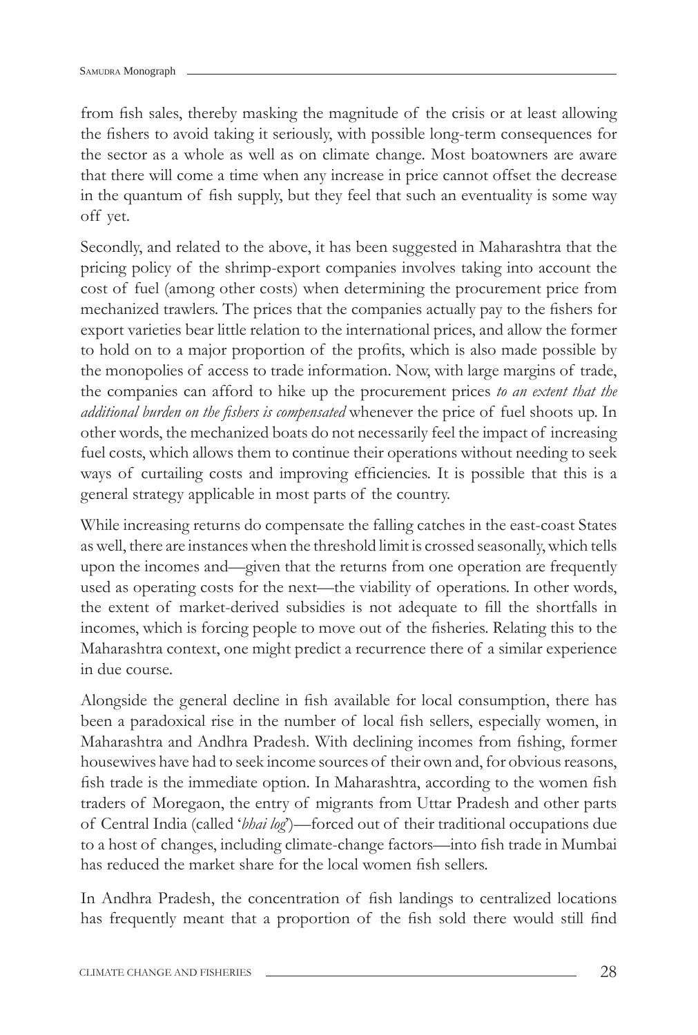from fish sales, thereby masking the magnitude of the crisis or at least allowing the fishers to avoid taking it seriously, with possible long-term consequences for the sector as a whole as well as on climate change. Most boatowners are aware that there will come a time when any increase in price cannot offset the decrease in the quantum of fish supply, but they feel that such an eventuality is some way off yet.

Secondly, and related to the above, it has been suggested in Maharashtra that the pricing policy of the shrimp-export companies involves taking into account the cost of fuel (among other costs) when determining the procurement price from mechanized trawlers. The prices that the companies actually pay to the fishers for export varieties bear little relation to the international prices, and allow the former to hold on to a major proportion of the profits, which is also made possible by the monopolies of access to trade information. Now, with large margins of trade, the companies can afford to hike up the procurement prices *to an extent that the additional burden on the fishers is compensated* whenever the price of fuel shoots up. In other words, the mechanized boats do not necessarily feel the impact of increasing fuel costs, which allows them to continue their operations without needing to seek ways of curtailing costs and improving efficiencies. It is possible that this is a general strategy applicable in most parts of the country.

While increasing returns do compensate the falling catches in the east-coast States as well, there are instances when the threshold limit is crossed seasonally, which tells upon the incomes and—given that the returns from one operation are frequently used as operating costs for the next—the viability of operations. In other words, the extent of market-derived subsidies is not adequate to fill the shortfalls in incomes, which is forcing people to move out of the fisheries. Relating this to the Maharashtra context, one might predict a recurrence there of a similar experience in due course.

Alongside the general decline in fish available for local consumption, there has been a paradoxical rise in the number of local fish sellers, especially women, in Maharashtra and Andhra Pradesh. With declining incomes from fishing, former housewives have had to seek income sources of their own and, for obvious reasons, fish trade is the immediate option. In Maharashtra, according to the women fish traders of Moregaon, the entry of migrants from Uttar Pradesh and other parts of Central India (called '*bhai log*')—forced out of their traditional occupations due to a host of changes, including climate-change factors—into fish trade in Mumbai has reduced the market share for the local women fish sellers.

In Andhra Pradesh, the concentration of fish landings to centralized locations has frequently meant that a proportion of the fish sold there would still find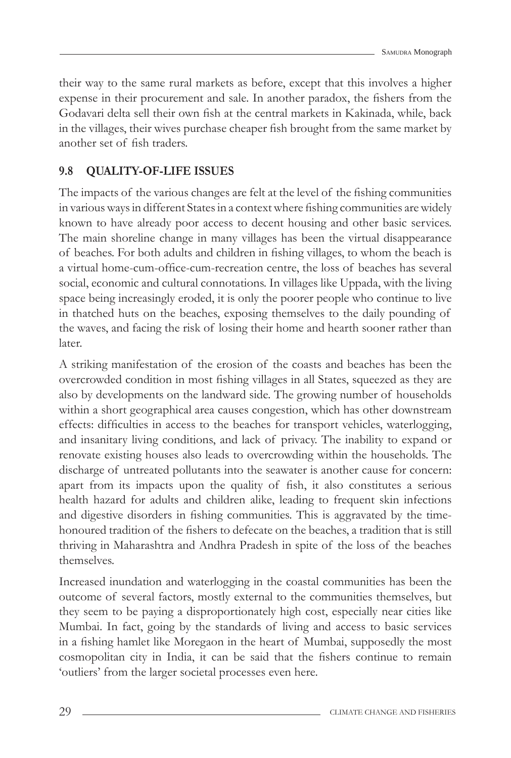their way to the same rural markets as before, except that this involves a higher expense in their procurement and sale. In another paradox, the fishers from the Godavari delta sell their own fish at the central markets in Kakinada, while, back in the villages, their wives purchase cheaper fish brought from the same market by another set of fish traders.

## 9.8 QUALITY-OF-LIFE ISSUES

The impacts of the various changes are felt at the level of the fishing communities in various ways in different States in a context where fishing communities are widely known to have already poor access to decent housing and other basic services. The main shoreline change in many villages has been the virtual disappearance of beaches. For both adults and children in fishing villages, to whom the beach is a virtual home-cum-office-cum-recreation centre, the loss of beaches has several social, economic and cultural connotations. In villages like Uppada, with the living space being increasingly eroded, it is only the poorer people who continue to live in thatched huts on the beaches, exposing themselves to the daily pounding of the waves, and facing the risk of losing their home and hearth sooner rather than later.

A striking manifestation of the erosion of the coasts and beaches has been the overcrowded condition in most fishing villages in all States, squeezed as they are also by developments on the landward side. The growing number of households within a short geographical area causes congestion, which has other downstream effects: difficulties in access to the beaches for transport vehicles, waterlogging, and insanitary living conditions, and lack of privacy. The inability to expand or renovate existing houses also leads to overcrowding within the households. The discharge of untreated pollutants into the seawater is another cause for concern: apart from its impacts upon the quality of fish, it also constitutes a serious health hazard for adults and children alike, leading to frequent skin infections and digestive disorders in fishing communities. This is aggravated by the time-honoured tradition of the fishers to defecate on the beaches, a tradition that is still thriving in Maharashtra and Andhra Pradesh in spite of the loss of the beaches themselves.

Increased inundation and waterlogging in the coastal communities has been the outcome of several factors, mostly external to the communities themselves, but they seem to be paying a disproportionately high cost, especially near cities like Mumbai. In fact, going by the standards of living and access to basic services in a fishing hamlet like Moregaon in the heart of Mumbai, supposedly the most cosmopolitan city in India, it can be said that the fishers continue to remain 'outliers' from the larger societal processes even here.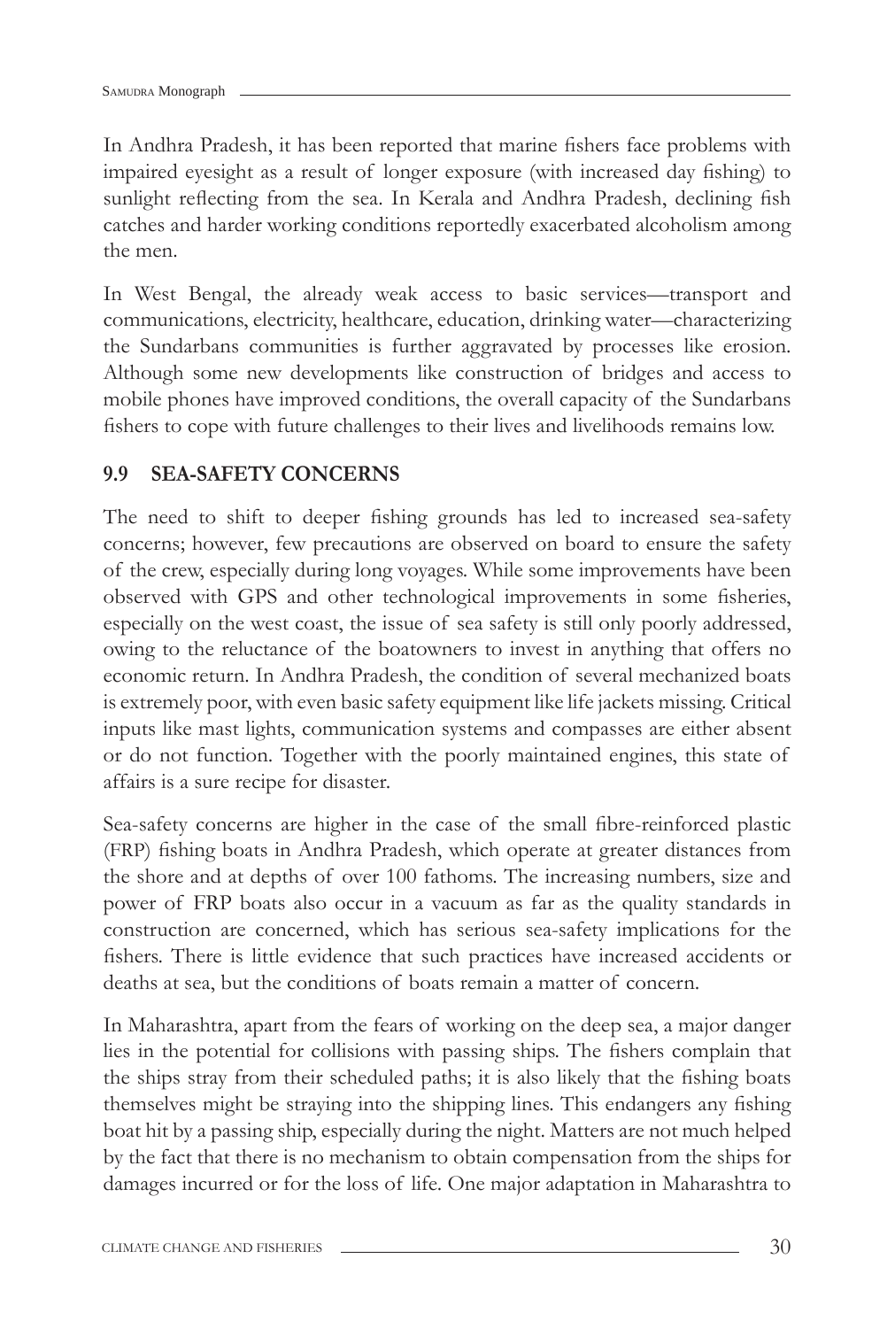In Andhra Pradesh, it has been reported that marine fishers face problems with impaired eyesight as a result of longer exposure (with increased day fishing) to sunlight reflecting from the sea. In Kerala and Andhra Pradesh, declining fish catches and harder working conditions reportedly exacerbated alcoholism among the men.

In West Bengal, the already weak access to basic services—transport and communications, electricity, healthcare, education, drinking water—characterizing the Sundarbans communities is further aggravated by processes like erosion. Although some new developments like construction of bridges and access to mobile phones have improved conditions, the overall capacity of the Sundarbans fishers to cope with future challenges to their lives and livelihoods remains low.

## 9.9 SEA-SAFETY CONCERNS

The need to shift to deeper fishing grounds has led to increased sea-safety concerns; however, few precautions are observed on board to ensure the safety of the crew, especially during long voyages. While some improvements have been observed with GPS and other technological improvements in some fisheries, especially on the west coast, the issue of sea safety is still only poorly addressed, owing to the reluctance of the boatowners to invest in anything that offers no economic return. In Andhra Pradesh, the condition of several mechanized boats is extremely poor, with even basic safety equipment like life jackets missing. Critical inputs like mast lights, communication systems and compasses are either absent or do not function. Together with the poorly maintained engines, this state of affairs is a sure recipe for disaster.

Sea-safety concerns are higher in the case of the small fibre-reinforced plastic (FRP) fishing boats in Andhra Pradesh, which operate at greater distances from the shore and at depths of over 100 fathoms. The increasing numbers, size and power of FRP boats also occur in a vacuum as far as the quality standards in construction are concerned, which has serious sea-safety implications for the fishers. There is little evidence that such practices have increased accidents or deaths at sea, but the conditions of boats remain a matter of concern.

In Maharashtra, apart from the fears of working on the deep sea, a major danger lies in the potential for collisions with passing ships. The fishers complain that the ships stray from their scheduled paths; it is also likely that the fishing boats themselves might be straying into the shipping lines. This endangers any fishing boat hit by a passing ship, especially during the night. Matters are not much helped by the fact that there is no mechanism to obtain compensation from the ships for damages incurred or for the loss of life. One major adaptation in Maharashtra to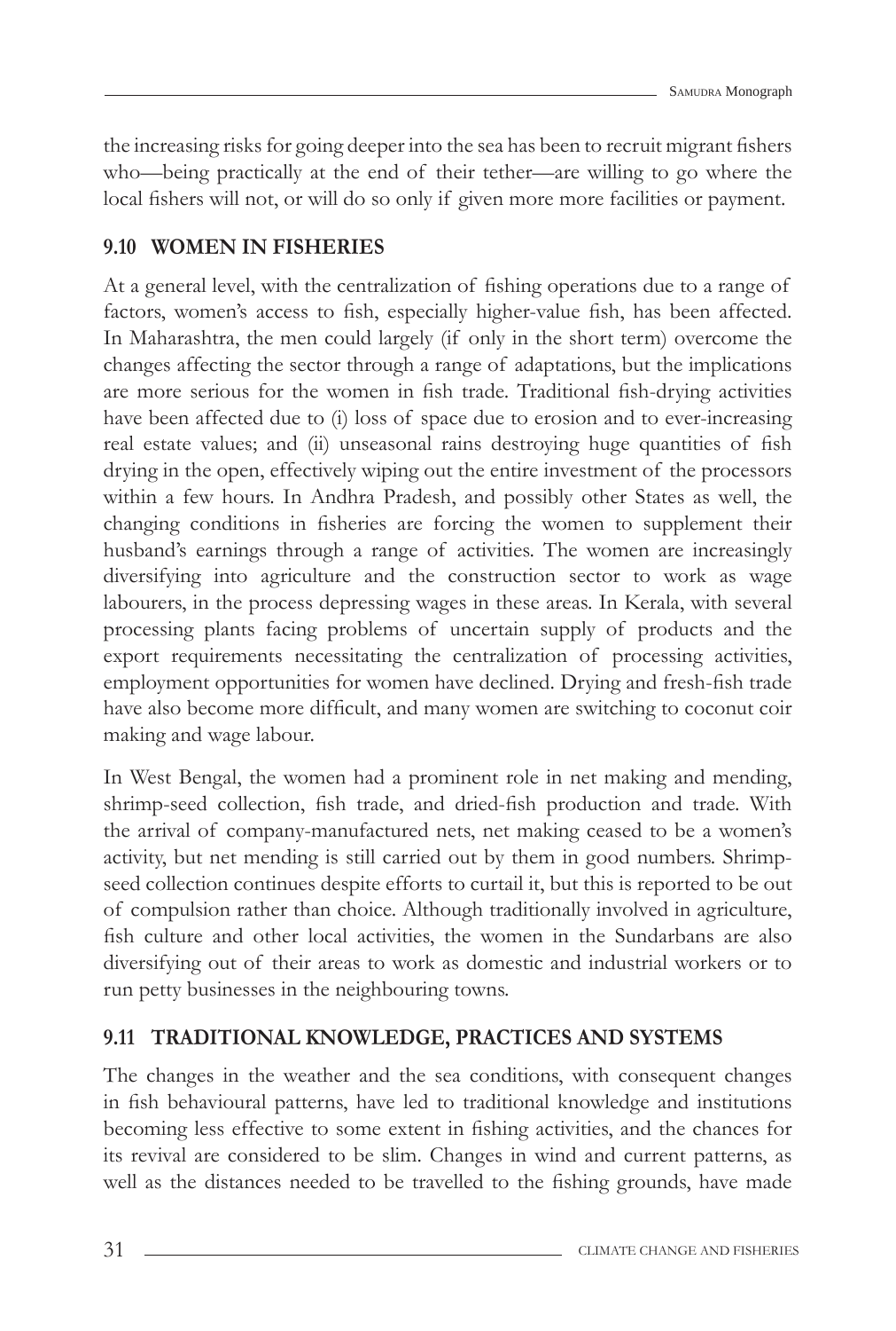the increasing risks for going deeper into the sea has been to recruit migrant fishers who—being practically at the end of their tether—are willing to go where the local fishers will not, or will do so only if given more more facilities or payment.

## 9.10 WOMEN IN FISHERIES

At a general level, with the centralization of fishing operations due to a range of factors, women's access to fish, especially higher-value fish, has been affected. In Maharashtra, the men could largely (if only in the short term) overcome the changes affecting the sector through a range of adaptations, but the implications are more serious for the women in fish trade. Traditional fish-drying activities have been affected due to (i) loss of space due to erosion and to ever-increasing real estate values; and (ii) unseasonal rains destroying huge quantities of fish drying in the open, effectively wiping out the entire investment of the processors within a few hours. In Andhra Pradesh, and possibly other States as well, the changing conditions in fisheries are forcing the women to supplement their husband's earnings through a range of activities. The women are increasingly diversifying into agriculture and the construction sector to work as wage labourers, in the process depressing wages in these areas. In Kerala, with several processing plants facing problems of uncertain supply of products and the export requirements necessitating the centralization of processing activities, employment opportunities for women have declined. Drying and fresh-fish trade have also become more difficult, and many women are switching to coconut coir making and wage labour.

In West Bengal, the women had a prominent role in net making and mending, shrimp-seed collection, fish trade, and dried-fish production and trade. With the arrival of company-manufactured nets, net making ceased to be a women's activity, but net mending is still carried out by them in good numbers. Shrimp-seed collection continues despite efforts to curtail it, but this is reported to be out of compulsion rather than choice. Although traditionally involved in agriculture, fish culture and other local activities, the women in the Sundarbans are also diversifying out of their areas to work as domestic and industrial workers or to run petty businesses in the neighbouring towns.

## 9.11 TRADITIONAL KNOWLEDGE, PRACTICES AND SYSTEMS

The changes in the weather and the sea conditions, with consequent changes in fish behavioural patterns, have led to traditional knowledge and institutions becoming less effective to some extent in fishing activities, and the chances for its revival are considered to be slim. Changes in wind and current patterns, as well as the distances needed to be travelled to the fishing grounds, have made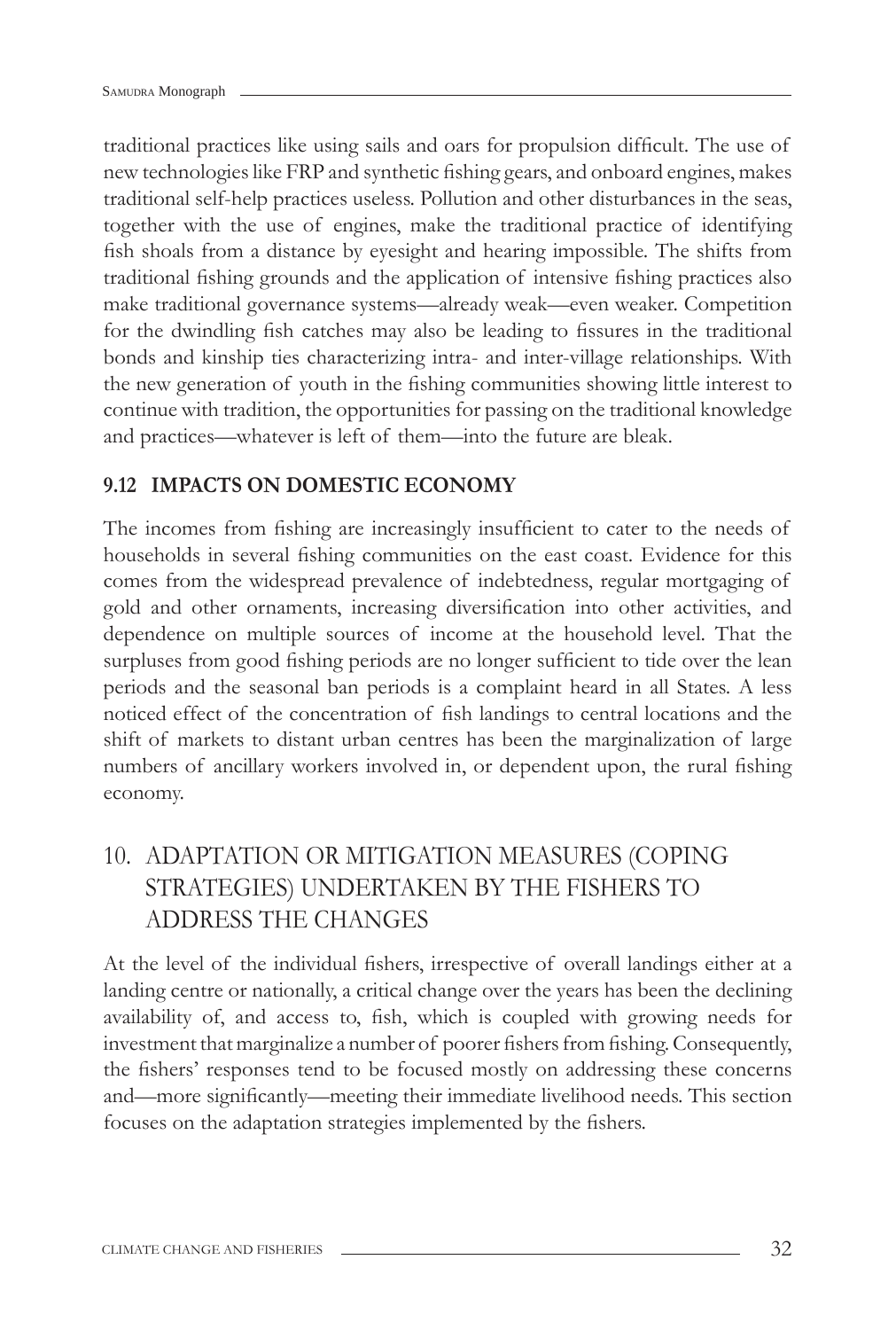traditional practices like using sails and oars for propulsion difficult. The use of new technologies like FRP and synthetic fishing gears, and onboard engines, makes traditional self-help practices useless. Pollution and other disturbances in the seas, together with the use of engines, make the traditional practice of identifying fish shoals from a distance by eyesight and hearing impossible. The shifts from traditional fishing grounds and the application of intensive fishing practices also make traditional governance systems—already weak—even weaker. Competition for the dwindling fish catches may also be leading to fissures in the traditional bonds and kinship ties characterizing intra- and inter-village relationships. With the new generation of youth in the fishing communities showing little interest to continue with tradition, the opportunities for passing on the traditional knowledge and practices—whatever is left of them—into the future are bleak.

### 9.12 IMPACTS ON DOMESTIC ECONOMY

The incomes from fishing are increasingly insufficient to cater to the needs of households in several fishing communities on the east coast. Evidence for this comes from the widespread prevalence of indebtedness, regular mortgaging of gold and other ornaments, increasing diversification into other activities, and dependence on multiple sources of income at the household level. That the surpluses from good fishing periods are no longer sufficient to tide over the lean periods and the seasonal ban periods is a complaint heard in all States. A less noticed effect of the concentration of fish landings to central locations and the shift of markets to distant urban centres has been the marginalization of large numbers of ancillary workers involved in, or dependent upon, the rural fishing economy.

## 10. ADAPTATION OR MITIGATION MEASURES (COPING STRATEGIES) UNDERTAKEN BY THE FISHERS TO ADDRESS THE CHANGES

At the level of the individual fishers, irrespective of overall landings either at a landing centre or nationally, a critical change over the years has been the declining availability of, and access to, fish, which is coupled with growing needs for investment that marginalize a number of poorer fishers from fishing. Consequently, the fishers' responses tend to be focused mostly on addressing these concerns and—more significantly—meeting their immediate livelihood needs. This section focuses on the adaptation strategies implemented by the fishers.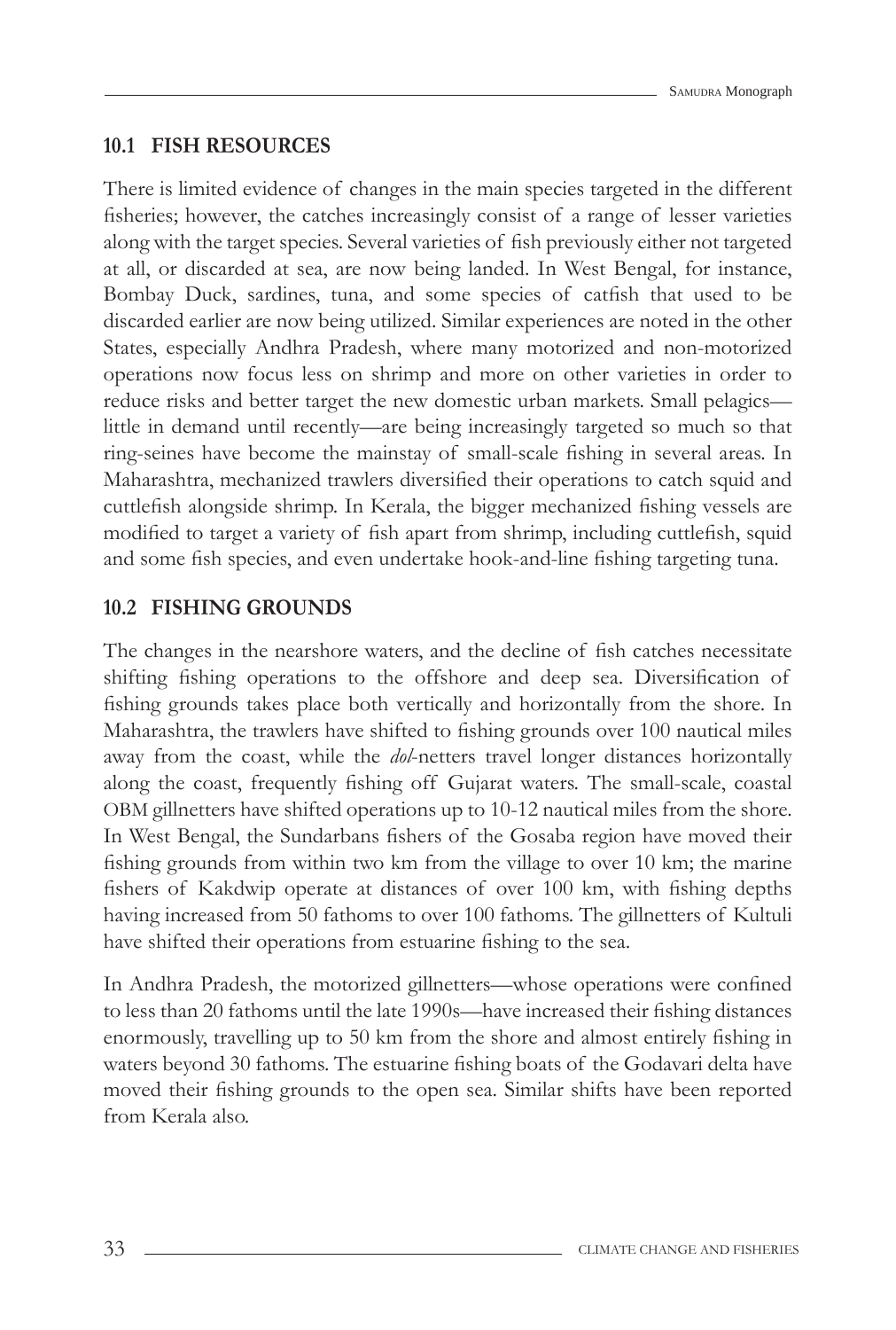## 10.1 FISH RESOURCES

There is limited evidence of changes in the main species targeted in the different fisheries; however, the catches increasingly consist of a range of lesser varieties along with the target species. Several varieties of fish previously either not targeted at all, or discarded at sea, are now being landed. In West Bengal, for instance, Bombay Duck, sardines, tuna, and some species of catfish that used to be discarded earlier are now being utilized. Similar experiences are noted in the other States, especially Andhra Pradesh, where many motorized and non-motorized operations now focus less on shrimp and more on other varieties in order to reduce risks and better target the new domestic urban markets. Small pelagics—little in demand until recently—are being increasingly targeted so much so that ring-seines have become the mainstay of small-scale fishing in several areas. In Maharashtra, mechanized trawlers diversified their operations to catch squid and cuttlefish alongside shrimp. In Kerala, the bigger mechanized fishing vessels are modified to target a variety of fish apart from shrimp, including cuttlefish, squid and some fish species, and even undertake hook-and-line fishing targeting tuna.

## 10.2 FISHING GROUNDS

The changes in the nearshore waters, and the decline of fish catches necessitate shifting fishing operations to the offshore and deep sea. Diversification of fishing grounds takes place both vertically and horizontally from the shore. In Maharashtra, the trawlers have shifted to fishing grounds over 100 nautical miles away from the coast, while the *dol*-netters travel longer distances horizontally along the coast, frequently fishing off Gujarat waters. The small-scale, coastal OBM gillnetters have shifted operations up to 10-12 nautical miles from the shore. In West Bengal, the Sundarbans fishers of the Gosaba region have moved their fishing grounds from within two km from the village to over 10 km; the marine fishers of Kakdwip operate at distances of over 100 km, with fishing depths having increased from 50 fathoms to over 100 fathoms. The gillnetters of Kultuli have shifted their operations from estuarine fishing to the sea.

In Andhra Pradesh, the motorized gillnetters—whose operations were confined to less than 20 fathoms until the late 1990s—have increased their fishing distances enormously, travelling up to 50 km from the shore and almost entirely fishing in waters beyond 30 fathoms. The estuarine fishing boats of the Godavari delta have moved their fishing grounds to the open sea. Similar shifts have been reported from Kerala also.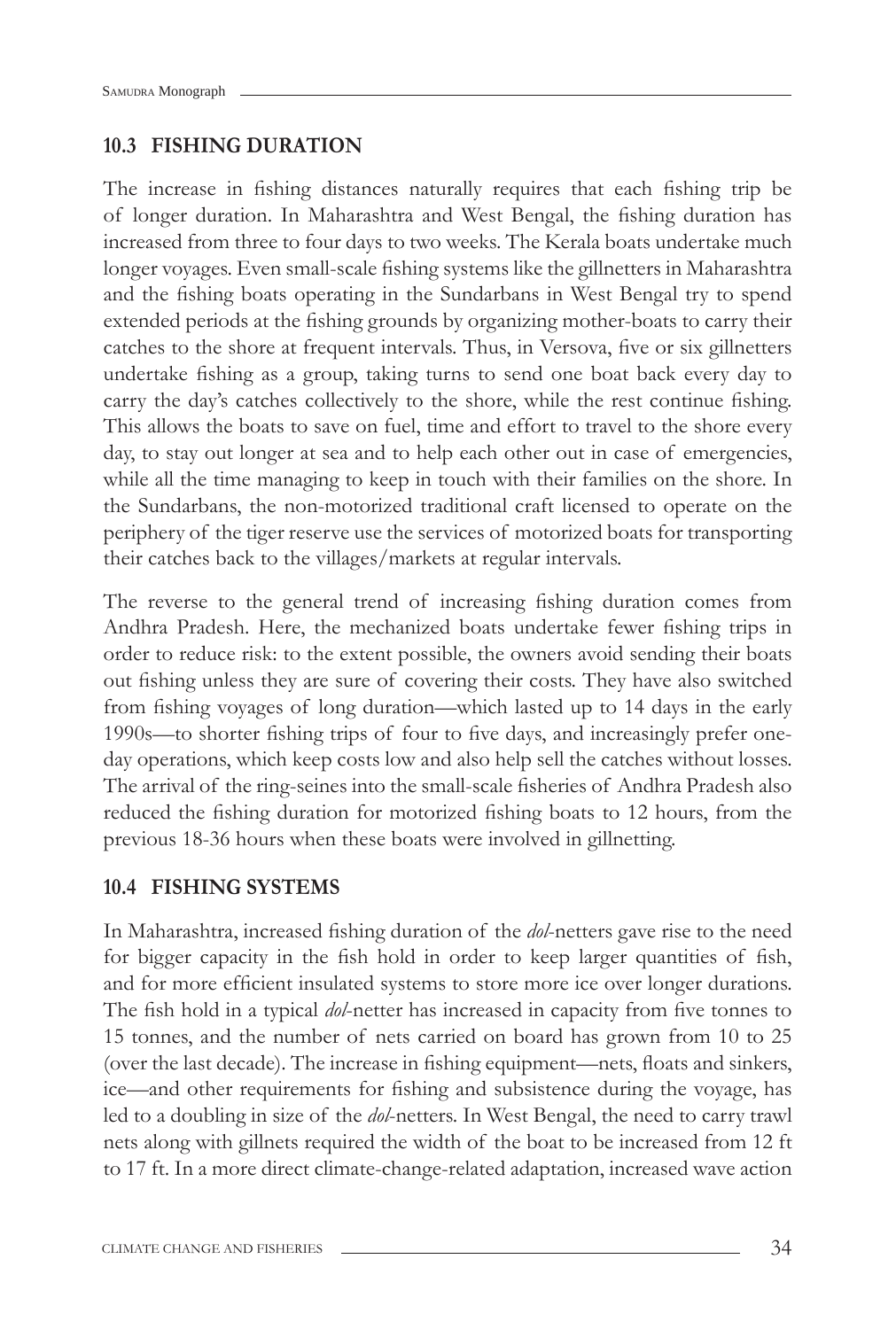## 10.3 FISHING DURATION

The increase in fishing distances naturally requires that each fishing trip be of longer duration. In Maharashtra and West Bengal, the fishing duration has increased from three to four days to two weeks. The Kerala boats undertake much longer voyages. Even small-scale fishing systems like the gillnetters in Maharashtra and the fishing boats operating in the Sundarbans in West Bengal try to spend extended periods at the fishing grounds by organizing mother-boats to carry their catches to the shore at frequent intervals. Thus, in Versova, five or six gillnetters undertake fishing as a group, taking turns to send one boat back every day to carry the day's catches collectively to the shore, while the rest continue fishing. This allows the boats to save on fuel, time and effort to travel to the shore every day, to stay out longer at sea and to help each other out in case of emergencies, while all the time managing to keep in touch with their families on the shore. In the Sundarbans, the non-motorized traditional craft licensed to operate on the periphery of the tiger reserve use the services of motorized boats for transporting their catches back to the villages/markets at regular intervals.

The reverse to the general trend of increasing fishing duration comes from Andhra Pradesh. Here, the mechanized boats undertake fewer fishing trips in order to reduce risk: to the extent possible, the owners avoid sending their boats out fishing unless they are sure of covering their costs. They have also switched from fishing voyages of long duration—which lasted up to 14 days in the early 1990s—to shorter fishing trips of four to five days, and increasingly prefer one-day operations, which keep costs low and also help sell the catches without losses. The arrival of the ring-seines into the small-scale fisheries of Andhra Pradesh also reduced the fishing duration for motorized fishing boats to 12 hours, from the previous 18-36 hours when these boats were involved in gillnetting.

## 10.4 FISHING SYSTEMS

In Maharashtra, increased fishing duration of the *dol*-netters gave rise to the need for bigger capacity in the fish hold in order to keep larger quantities of fish, and for more efficient insulated systems to store more ice over longer durations. The fish hold in a typical *dol*-netter has increased in capacity from five tonnes to 15 tonnes, and the number of nets carried on board has grown from 10 to 25 (over the last decade). The increase in fishing equipment—nets, floats and sinkers, ice—and other requirements for fishing and subsistence during the voyage, has led to a doubling in size of the *dol*-netters. In West Bengal, the need to carry trawl nets along with gillnets required the width of the boat to be increased from 12 ft to 17 ft. In a more direct climate-change-related adaptation, increased wave action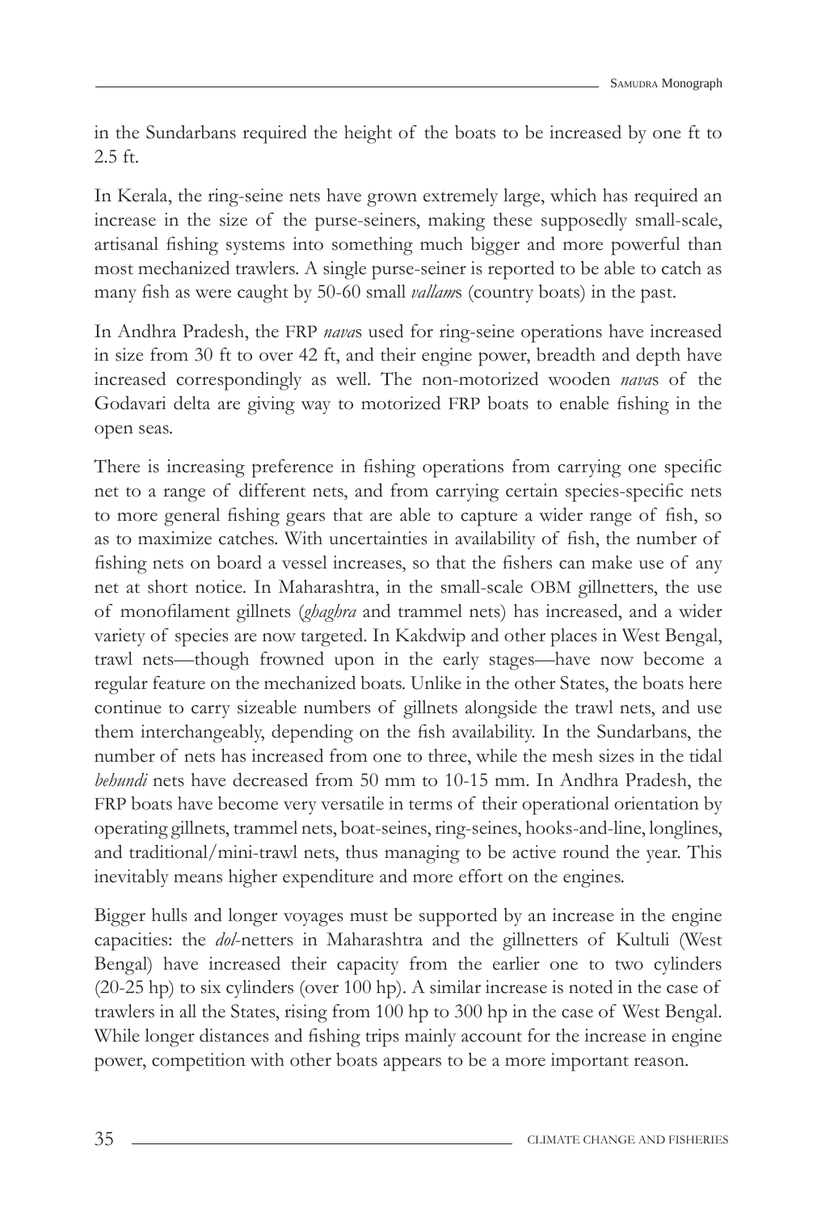in the Sundarbans required the height of the boats to be increased by one ft to 2.5 ft.

In Kerala, the ring-seine nets have grown extremely large, which has required an increase in the size of the purse-seiners, making these supposedly small-scale, artisanal fishing systems into something much bigger and more powerful than most mechanized trawlers. A single purse-seiner is reported to be able to catch as many fish as were caught by 50-60 small *vallam*s (country boats) in the past.

In Andhra Pradesh, the FRP *nava*s used for ring-seine operations have increased in size from 30 ft to over 42 ft, and their engine power, breadth and depth have increased correspondingly as well. The non-motorized wooden *nava*s of the Godavari delta are giving way to motorized FRP boats to enable fishing in the open seas.

There is increasing preference in fishing operations from carrying one specific net to a range of different nets, and from carrying certain species-specific nets to more general fishing gears that are able to capture a wider range of fish, so as to maximize catches. With uncertainties in availability of fish, the number of fishing nets on board a vessel increases, so that the fishers can make use of any net at short notice. In Maharashtra, in the small-scale OBM gillnetters, the use of monofilament gillnets (*ghaghra* and trammel nets) has increased, and a wider variety of species are now targeted. In Kakdwip and other places in West Bengal, trawl nets—though frowned upon in the early stages—have now become a regular feature on the mechanized boats. Unlike in the other States, the boats here continue to carry sizeable numbers of gillnets alongside the trawl nets, and use them interchangeably, depending on the fish availability. In the Sundarbans, the number of nets has increased from one to three, while the mesh sizes in the tidal *behundi* nets have decreased from 50 mm to 10-15 mm. In Andhra Pradesh, the FRP boats have become very versatile in terms of their operational orientation by operating gillnets, trammel nets, boat-seines, ring-seines, hooks-and-line, longlines, and traditional/mini-trawl nets, thus managing to be active round the year. This inevitably means higher expenditure and more effort on the engines.

Bigger hulls and longer voyages must be supported by an increase in the engine capacities: the *dol*-netters in Maharashtra and the gillnetters of Kultuli (West Bengal) have increased their capacity from the earlier one to two cylinders (20-25 hp) to six cylinders (over 100 hp). A similar increase is noted in the case of trawlers in all the States, rising from 100 hp to 300 hp in the case of West Bengal. While longer distances and fishing trips mainly account for the increase in engine power, competition with other boats appears to be a more important reason.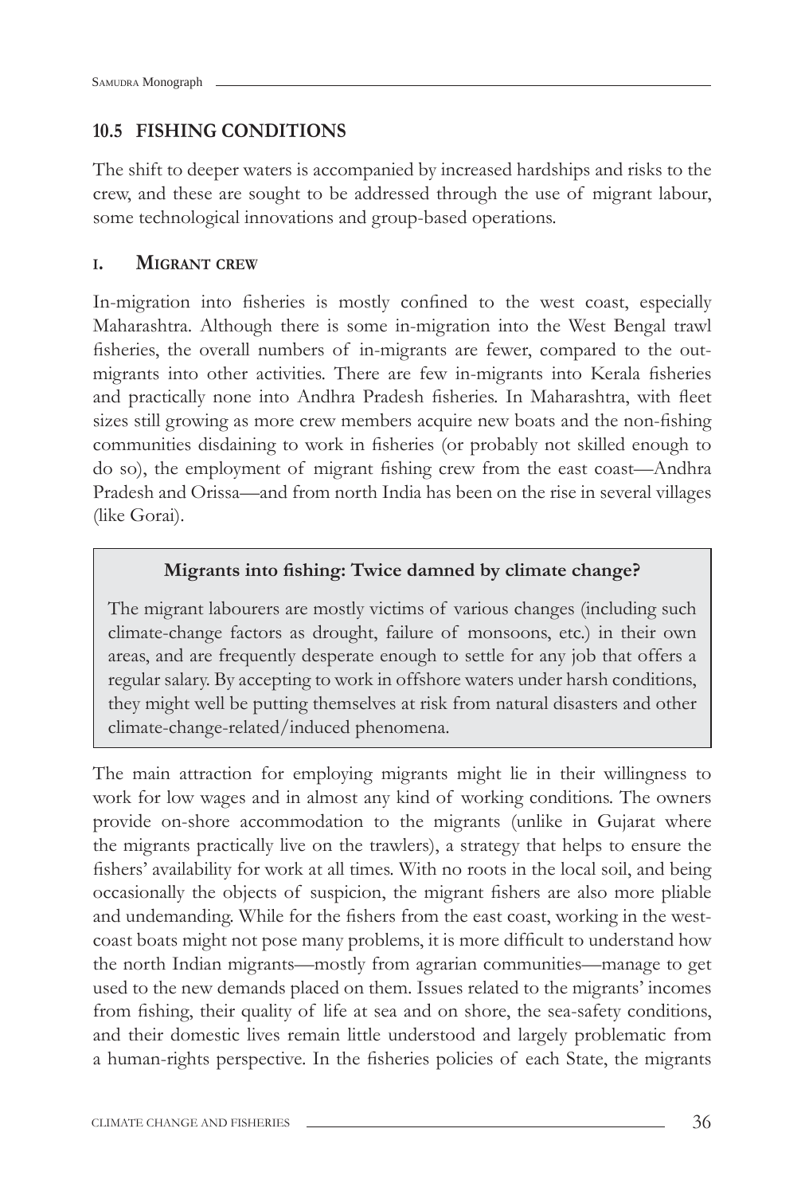## 10.5 FISHING CONDITIONS

The shift to deeper waters is accompanied by increased hardships and risks to the crew, and these are sought to be addressed through the use of migrant labour, some technological innovations and group-based operations.

### I. Migrant crew

In-migration into fisheries is mostly confined to the west coast, especially Maharashtra. Although there is some in-migration into the West Bengal trawl fisheries, the overall numbers of in-migrants are fewer, compared to the out-migrants into other activities. There are few in-migrants into Kerala fisheries and practically none into Andhra Pradesh fisheries. In Maharashtra, with fleet sizes still growing as more crew members acquire new boats and the non-fishing communities disdaining to work in fisheries (or probably not skilled enough to do so), the employment of migrant fishing crew from the east coast—Andhra Pradesh and Orissa—and from north India has been on the rise in several villages (like Gorai).

> **Migrants into fishing: Twice damned by climate change?**
>
> The migrant labourers are mostly victims of various changes (including such climate-change factors as drought, failure of monsoons, etc.) in their own areas, and are frequently desperate enough to settle for any job that offers a regular salary. By accepting to work in offshore waters under harsh conditions, they might well be putting themselves at risk from natural disasters and other climate-change-related/induced phenomena.

The main attraction for employing migrants might lie in their willingness to work for low wages and in almost any kind of working conditions. The owners provide on-shore accommodation to the migrants (unlike in Gujarat where the migrants practically live on the trawlers), a strategy that helps to ensure the fishers' availability for work at all times. With no roots in the local soil, and being occasionally the objects of suspicion, the migrant fishers are also more pliable and undemanding. While for the fishers from the east coast, working in the west-coast boats might not pose many problems, it is more difficult to understand how the north Indian migrants—mostly from agrarian communities—manage to get used to the new demands placed on them. Issues related to the migrants' incomes from fishing, their quality of life at sea and on shore, the sea-safety conditions, and their domestic lives remain little understood and largely problematic from a human-rights perspective. In the fisheries policies of each State, the migrants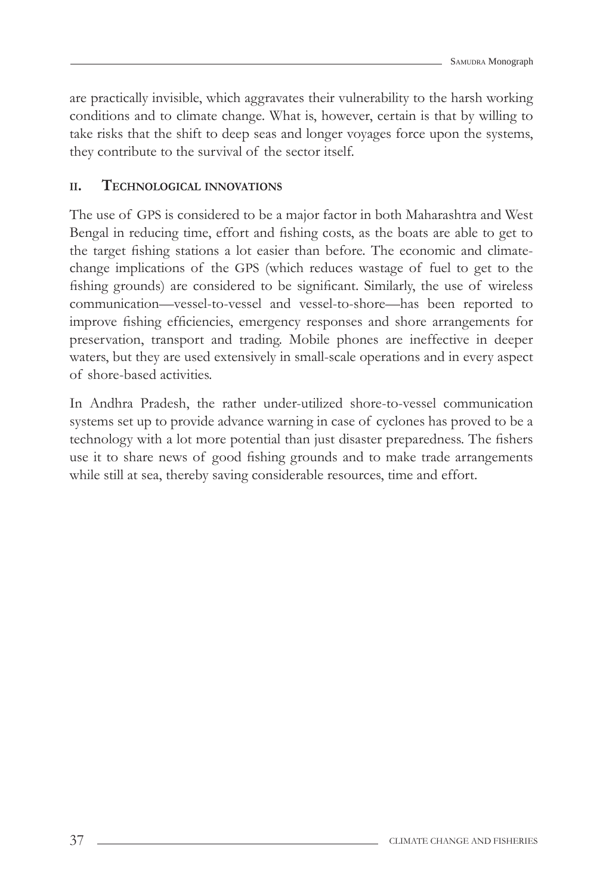are practically invisible, which aggravates their vulnerability to the harsh working conditions and to climate change. What is, however, certain is that by willing to take risks that the shift to deep seas and longer voyages force upon the systems, they contribute to the survival of the sector itself.

### II. Technological innovations

The use of GPS is considered to be a major factor in both Maharashtra and West Bengal in reducing time, effort and fishing costs, as the boats are able to get to the target fishing stations a lot easier than before. The economic and climate-change implications of the GPS (which reduces wastage of fuel to get to the fishing grounds) are considered to be significant. Similarly, the use of wireless communication—vessel-to-vessel and vessel-to-shore—has been reported to improve fishing efficiencies, emergency responses and shore arrangements for preservation, transport and trading. Mobile phones are ineffective in deeper waters, but they are used extensively in small-scale operations and in every aspect of shore-based activities.

In Andhra Pradesh, the rather under-utilized shore-to-vessel communication systems set up to provide advance warning in case of cyclones has proved to be a technology with a lot more potential than just disaster preparedness. The fishers use it to share news of good fishing grounds and to make trade arrangements while still at sea, thereby saving considerable resources, time and effort.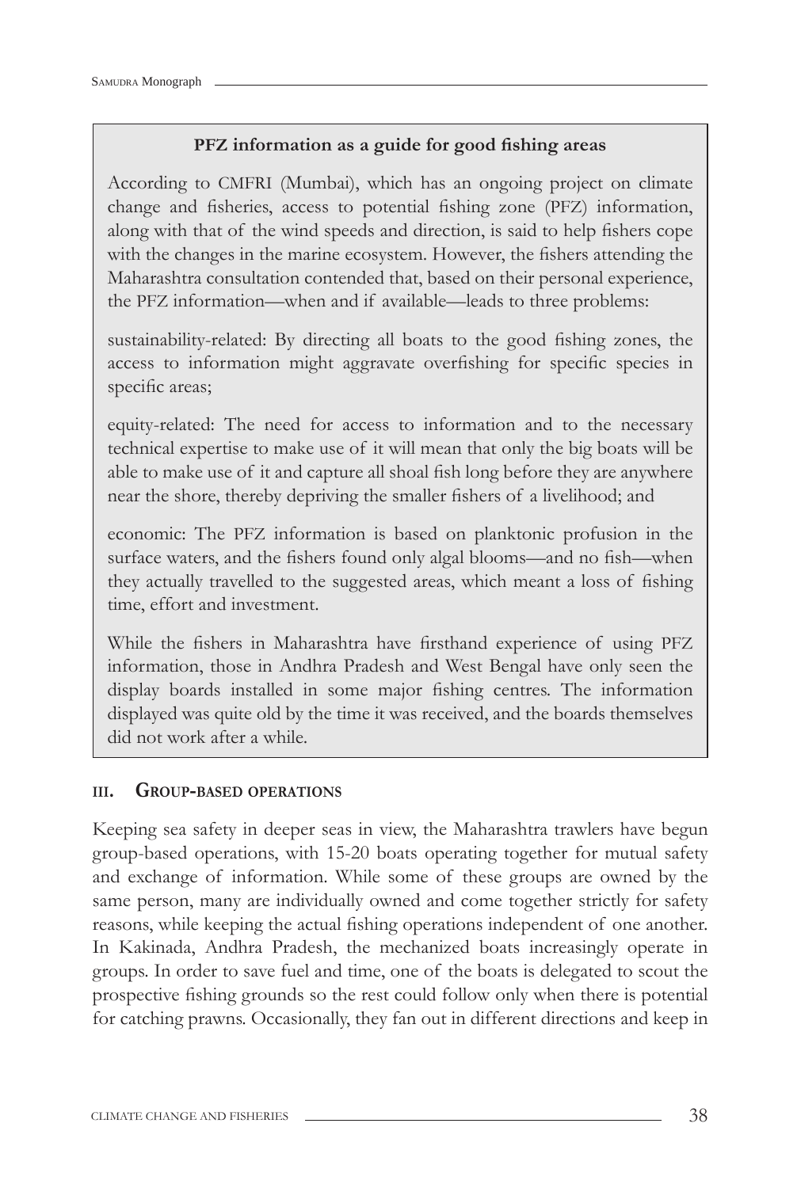**PFZ information as a guide for good fishing areas**

According to CMFRI (Mumbai), which has an ongoing project on climate change and fisheries, access to potential fishing zone (PFZ) information, along with that of the wind speeds and direction, is said to help fishers cope with the changes in the marine ecosystem. However, the fishers attending the Maharashtra consultation contended that, based on their personal experience, the PFZ information—when and if available—leads to three problems:

sustainability-related: By directing all boats to the good fishing zones, the access to information might aggravate overfishing for specific species in specific areas;

equity-related: The need for access to information and to the necessary technical expertise to make use of it will mean that only the big boats will be able to make use of it and capture all shoal fish long before they are anywhere near the shore, thereby depriving the smaller fishers of a livelihood; and

economic: The PFZ information is based on planktonic profusion in the surface waters, and the fishers found only algal blooms—and no fish—when they actually travelled to the suggested areas, which meant a loss of fishing time, effort and investment.

While the fishers in Maharashtra have firsthand experience of using PFZ information, those in Andhra Pradesh and West Bengal have only seen the display boards installed in some major fishing centres. The information displayed was quite old by the time it was received, and the boards themselves did not work after a while.

### III. Group-based operations

Keeping sea safety in deeper seas in view, the Maharashtra trawlers have begun group-based operations, with 15-20 boats operating together for mutual safety and exchange of information. While some of these groups are owned by the same person, many are individually owned and come together strictly for safety reasons, while keeping the actual fishing operations independent of one another. In Kakinada, Andhra Pradesh, the mechanized boats increasingly operate in groups. In order to save fuel and time, one of the boats is delegated to scout the prospective fishing grounds so the rest could follow only when there is potential for catching prawns. Occasionally, they fan out in different directions and keep in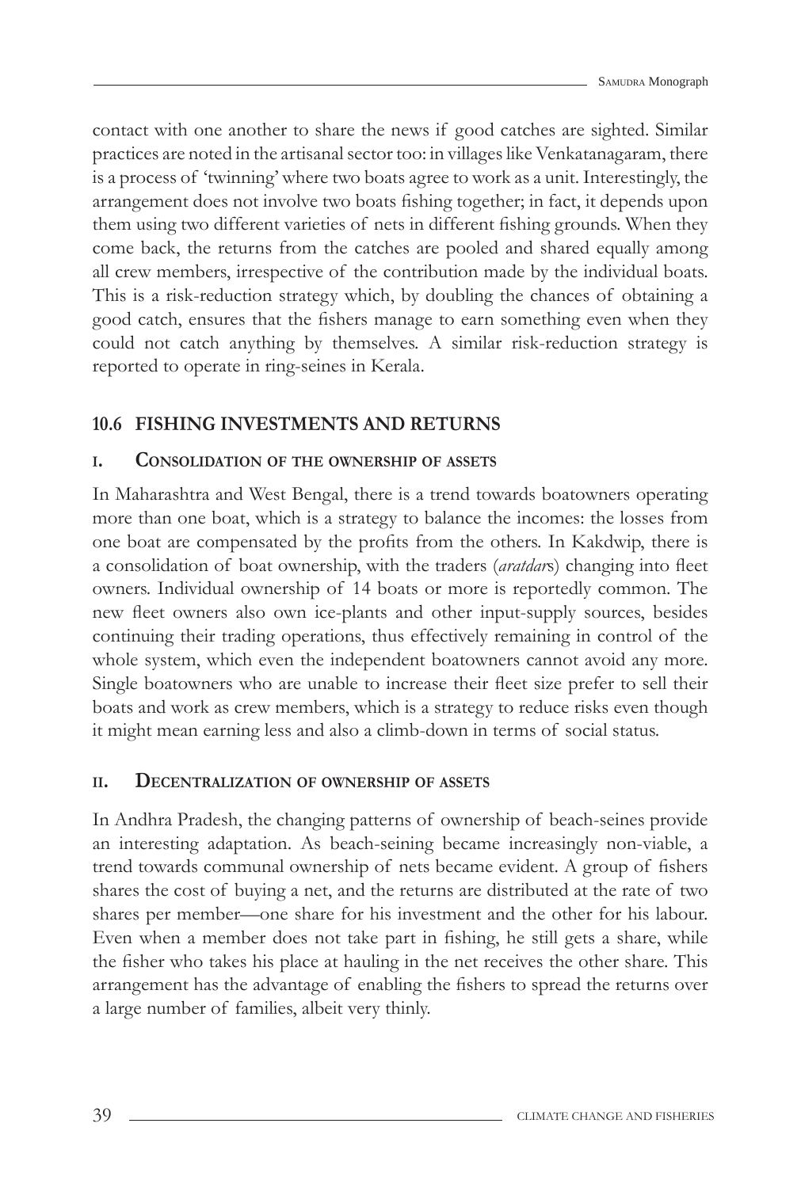contact with one another to share the news if good catches are sighted. Similar practices are noted in the artisanal sector too: in villages like Venkatanagaram, there is a process of 'twinning' where two boats agree to work as a unit. Interestingly, the arrangement does not involve two boats fishing together; in fact, it depends upon them using two different varieties of nets in different fishing grounds. When they come back, the returns from the catches are pooled and shared equally among all crew members, irrespective of the contribution made by the individual boats. This is a risk-reduction strategy which, by doubling the chances of obtaining a good catch, ensures that the fishers manage to earn something even when they could not catch anything by themselves. A similar risk-reduction strategy is reported to operate in ring-seines in Kerala.

## 10.6 FISHING INVESTMENTS AND RETURNS

### I. Consolidation of the ownership of assets

In Maharashtra and West Bengal, there is a trend towards boatowners operating more than one boat, which is a strategy to balance the incomes: the losses from one boat are compensated by the profits from the others. In Kakdwip, there is a consolidation of boat ownership, with the traders (*aratdar*s) changing into fleet owners. Individual ownership of 14 boats or more is reportedly common. The new fleet owners also own ice-plants and other input-supply sources, besides continuing their trading operations, thus effectively remaining in control of the whole system, which even the independent boatowners cannot avoid any more. Single boatowners who are unable to increase their fleet size prefer to sell their boats and work as crew members, which is a strategy to reduce risks even though it might mean earning less and also a climb-down in terms of social status.

### II. Decentralization of ownership of assets

In Andhra Pradesh, the changing patterns of ownership of beach-seines provide an interesting adaptation. As beach-seining became increasingly non-viable, a trend towards communal ownership of nets became evident. A group of fishers shares the cost of buying a net, and the returns are distributed at the rate of two shares per member—one share for his investment and the other for his labour. Even when a member does not take part in fishing, he still gets a share, while the fisher who takes his place at hauling in the net receives the other share. This arrangement has the advantage of enabling the fishers to spread the returns over a large number of families, albeit very thinly.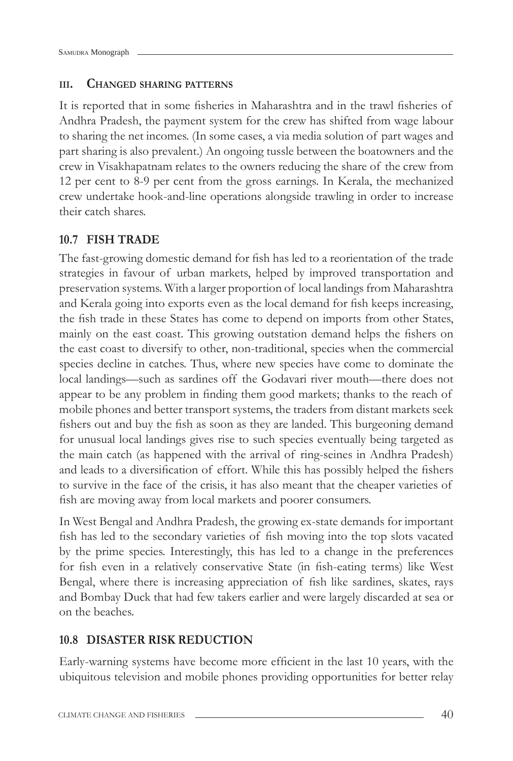### iii. Changed sharing patterns

It is reported that in some fisheries in Maharashtra and in the trawl fisheries of Andhra Pradesh, the payment system for the crew has shifted from wage labour to sharing the net incomes. (In some cases, a via media solution of part wages and part sharing is also prevalent.) An ongoing tussle between the boatowners and the crew in Visakhapatnam relates to the owners reducing the share of the crew from 12 per cent to 8-9 per cent from the gross earnings. In Kerala, the mechanized crew undertake hook-and-line operations alongside trawling in order to increase their catch shares.

## 10.7 FISH TRADE

The fast-growing domestic demand for fish has led to a reorientation of the trade strategies in favour of urban markets, helped by improved transportation and preservation systems. With a larger proportion of local landings from Maharashtra and Kerala going into exports even as the local demand for fish keeps increasing, the fish trade in these States has come to depend on imports from other States, mainly on the east coast. This growing outstation demand helps the fishers on the east coast to diversify to other, non-traditional, species when the commercial species decline in catches. Thus, where new species have come to dominate the local landings—such as sardines off the Godavari river mouth—there does not appear to be any problem in finding them good markets; thanks to the reach of mobile phones and better transport systems, the traders from distant markets seek fishers out and buy the fish as soon as they are landed. This burgeoning demand for unusual local landings gives rise to such species eventually being targeted as the main catch (as happened with the arrival of ring-seines in Andhra Pradesh) and leads to a diversification of effort. While this has possibly helped the fishers to survive in the face of the crisis, it has also meant that the cheaper varieties of fish are moving away from local markets and poorer consumers.

In West Bengal and Andhra Pradesh, the growing ex-state demands for important fish has led to the secondary varieties of fish moving into the top slots vacated by the prime species. Interestingly, this has led to a change in the preferences for fish even in a relatively conservative State (in fish-eating terms) like West Bengal, where there is increasing appreciation of fish like sardines, skates, rays and Bombay Duck that had few takers earlier and were largely discarded at sea or on the beaches.

## 10.8 DISASTER RISK REDUCTION

Early-warning systems have become more efficient in the last 10 years, with the ubiquitous television and mobile phones providing opportunities for better relay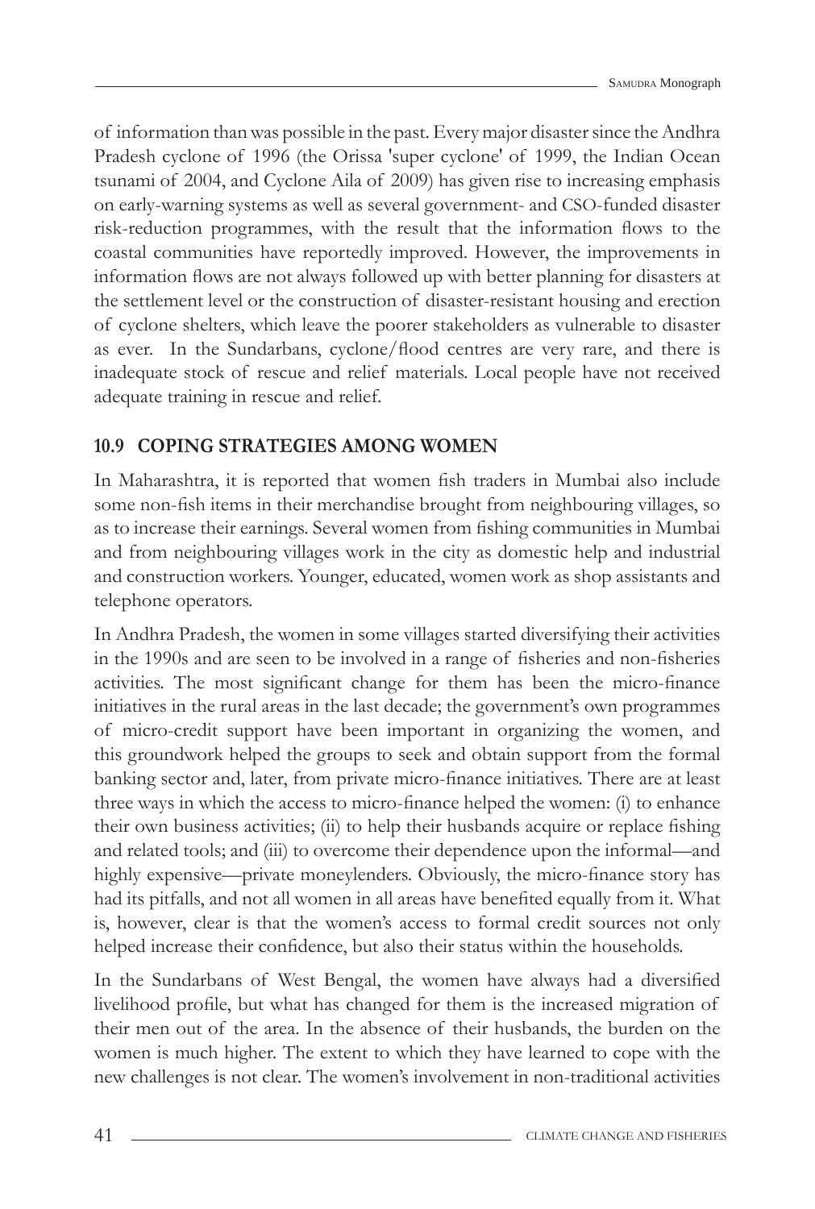of information than was possible in the past. Every major disaster since the Andhra Pradesh cyclone of 1996 (the Orissa 'super cyclone' of 1999, the Indian Ocean tsunami of 2004, and Cyclone Aila of 2009) has given rise to increasing emphasis on early-warning systems as well as several government- and CSO-funded disaster risk-reduction programmes, with the result that the information flows to the coastal communities have reportedly improved. However, the improvements in information flows are not always followed up with better planning for disasters at the settlement level or the construction of disaster-resistant housing and erection of cyclone shelters, which leave the poorer stakeholders as vulnerable to disaster as ever. In the Sundarbans, cyclone/flood centres are very rare, and there is inadequate stock of rescue and relief materials. Local people have not received adequate training in rescue and relief.

## 10.9 COPING STRATEGIES AMONG WOMEN

In Maharashtra, it is reported that women fish traders in Mumbai also include some non-fish items in their merchandise brought from neighbouring villages, so as to increase their earnings. Several women from fishing communities in Mumbai and from neighbouring villages work in the city as domestic help and industrial and construction workers. Younger, educated, women work as shop assistants and telephone operators.

In Andhra Pradesh, the women in some villages started diversifying their activities in the 1990s and are seen to be involved in a range of fisheries and non-fisheries activities. The most significant change for them has been the micro-finance initiatives in the rural areas in the last decade; the government's own programmes of micro-credit support have been important in organizing the women, and this groundwork helped the groups to seek and obtain support from the formal banking sector and, later, from private micro-finance initiatives. There are at least three ways in which the access to micro-finance helped the women: (i) to enhance their own business activities; (ii) to help their husbands acquire or replace fishing and related tools; and (iii) to overcome their dependence upon the informal—and highly expensive—private moneylenders. Obviously, the micro-finance story has had its pitfalls, and not all women in all areas have benefited equally from it. What is, however, clear is that the women's access to formal credit sources not only helped increase their confidence, but also their status within the households.

In the Sundarbans of West Bengal, the women have always had a diversified livelihood profile, but what has changed for them is the increased migration of their men out of the area. In the absence of their husbands, the burden on the women is much higher. The extent to which they have learned to cope with the new challenges is not clear. The women's involvement in non-traditional activities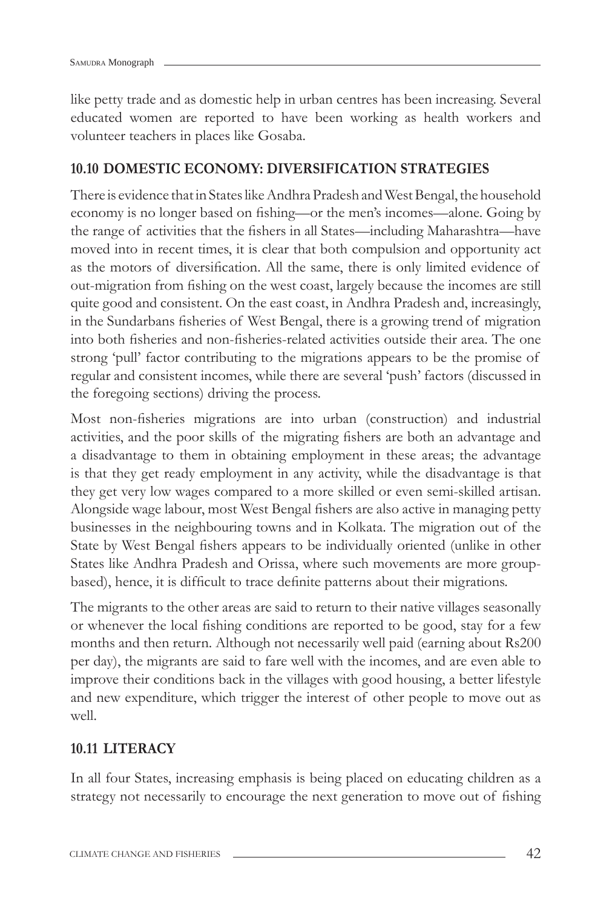like petty trade and as domestic help in urban centres has been increasing. Several educated women are reported to have been working as health workers and volunteer teachers in places like Gosaba.

## 10.10 DOMESTIC ECONOMY: DIVERSIFICATION STRATEGIES

There is evidence that in States like Andhra Pradesh and West Bengal, the household economy is no longer based on fishing—or the men's incomes—alone. Going by the range of activities that the fishers in all States—including Maharashtra—have moved into in recent times, it is clear that both compulsion and opportunity act as the motors of diversification. All the same, there is only limited evidence of out-migration from fishing on the west coast, largely because the incomes are still quite good and consistent. On the east coast, in Andhra Pradesh and, increasingly, in the Sundarbans fisheries of West Bengal, there is a growing trend of migration into both fisheries and non-fisheries-related activities outside their area. The one strong 'pull' factor contributing to the migrations appears to be the promise of regular and consistent incomes, while there are several 'push' factors (discussed in the foregoing sections) driving the process.

Most non-fisheries migrations are into urban (construction) and industrial activities, and the poor skills of the migrating fishers are both an advantage and a disadvantage to them in obtaining employment in these areas; the advantage is that they get ready employment in any activity, while the disadvantage is that they get very low wages compared to a more skilled or even semi-skilled artisan. Alongside wage labour, most West Bengal fishers are also active in managing petty businesses in the neighbouring towns and in Kolkata. The migration out of the State by West Bengal fishers appears to be individually oriented (unlike in other States like Andhra Pradesh and Orissa, where such movements are more group-based), hence, it is difficult to trace definite patterns about their migrations.

The migrants to the other areas are said to return to their native villages seasonally or whenever the local fishing conditions are reported to be good, stay for a few months and then return. Although not necessarily well paid (earning about Rs200 per day), the migrants are said to fare well with the incomes, and are even able to improve their conditions back in the villages with good housing, a better lifestyle and new expenditure, which trigger the interest of other people to move out as well.

## 10.11 LITERACY

In all four States, increasing emphasis is being placed on educating children as a strategy not necessarily to encourage the next generation to move out of fishing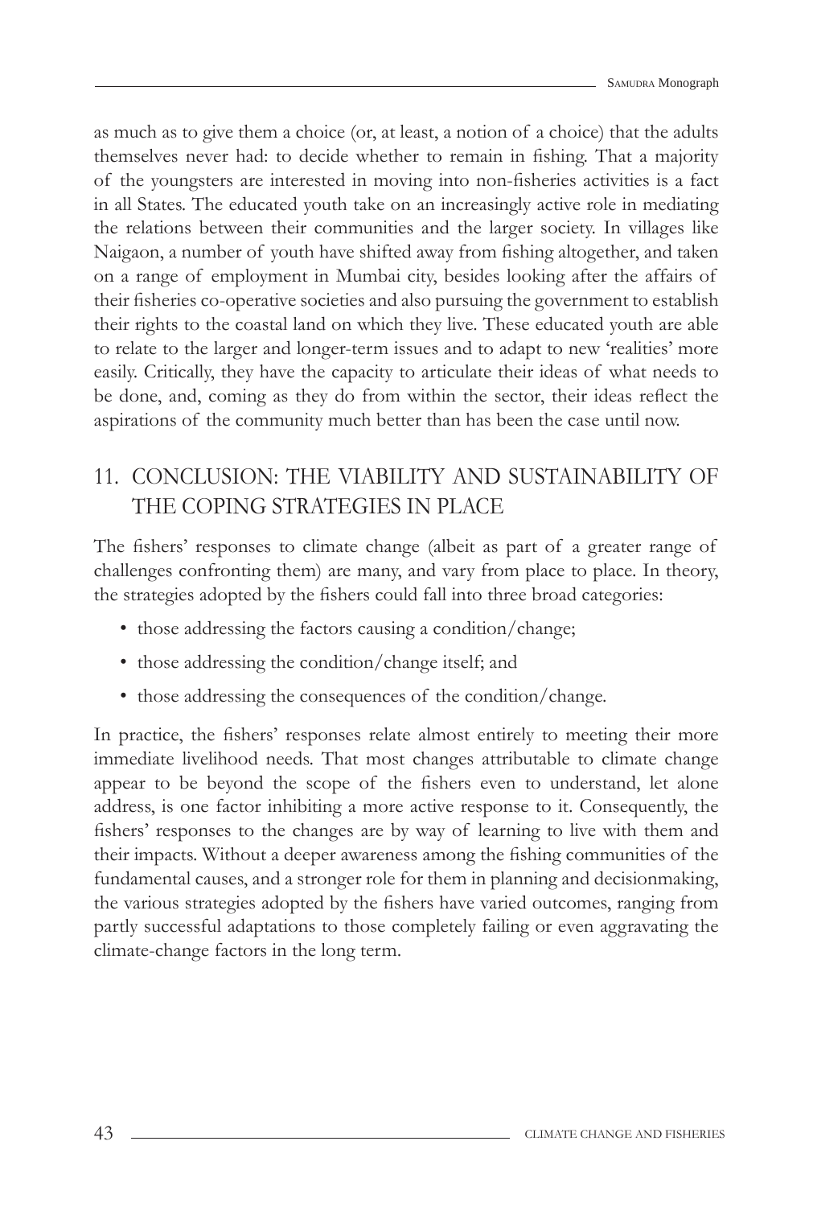as much as to give them a choice (or, at least, a notion of a choice) that the adults themselves never had: to decide whether to remain in fishing. That a majority of the youngsters are interested in moving into non-fisheries activities is a fact in all States. The educated youth take on an increasingly active role in mediating the relations between their communities and the larger society. In villages like Naigaon, a number of youth have shifted away from fishing altogether, and taken on a range of employment in Mumbai city, besides looking after the affairs of their fisheries co-operative societies and also pursuing the government to establish their rights to the coastal land on which they live. These educated youth are able to relate to the larger and longer-term issues and to adapt to new 'realities' more easily. Critically, they have the capacity to articulate their ideas of what needs to be done, and, coming as they do from within the sector, their ideas reflect the aspirations of the community much better than has been the case until now.

## 11. CONCLUSION: THE VIABILITY AND SUSTAINABILITY OF THE COPING STRATEGIES IN PLACE

The fishers' responses to climate change (albeit as part of a greater range of challenges confronting them) are many, and vary from place to place. In theory, the strategies adopted by the fishers could fall into three broad categories:

- those addressing the factors causing a condition/change;
- those addressing the condition/change itself; and
- those addressing the consequences of the condition/change.

In practice, the fishers' responses relate almost entirely to meeting their more immediate livelihood needs. That most changes attributable to climate change appear to be beyond the scope of the fishers even to understand, let alone address, is one factor inhibiting a more active response to it. Consequently, the fishers' responses to the changes are by way of learning to live with them and their impacts. Without a deeper awareness among the fishing communities of the fundamental causes, and a stronger role for them in planning and decisionmaking, the various strategies adopted by the fishers have varied outcomes, ranging from partly successful adaptations to those completely failing or even aggravating the climate-change factors in the long term.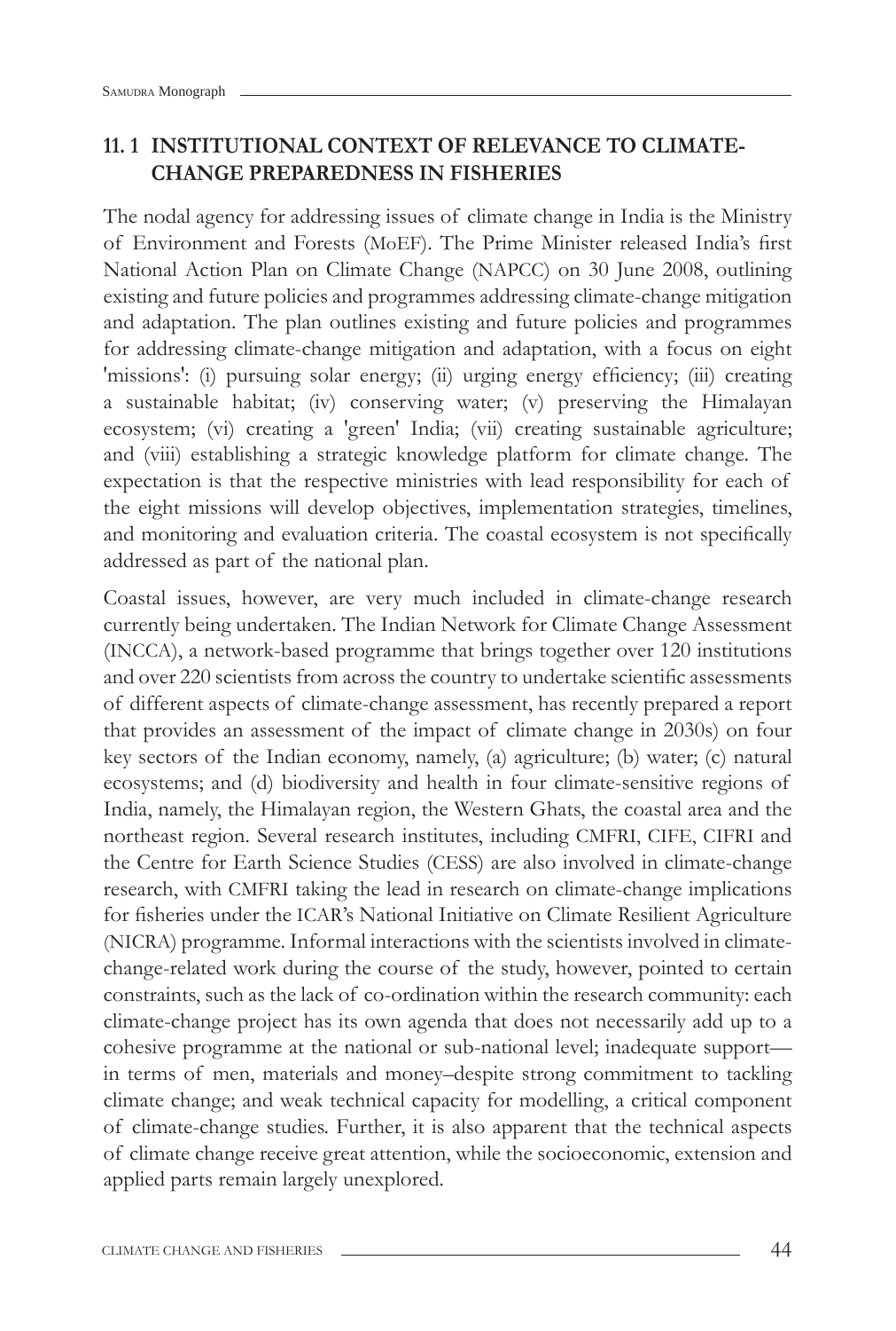## 11. 1 INSTITUTIONAL CONTEXT OF RELEVANCE TO CLIMATE-CHANGE PREPAREDNESS IN FISHERIES

The nodal agency for addressing issues of climate change in India is the Ministry of Environment and Forests (MoEF). The Prime Minister released India's first National Action Plan on Climate Change (NAPCC) on 30 June 2008, outlining existing and future policies and programmes addressing climate-change mitigation and adaptation. The plan outlines existing and future policies and programmes for addressing climate-change mitigation and adaptation, with a focus on eight 'missions': (i) pursuing solar energy; (ii) urging energy efficiency; (iii) creating a sustainable habitat; (iv) conserving water; (v) preserving the Himalayan ecosystem; (vi) creating a 'green' India; (vii) creating sustainable agriculture; and (viii) establishing a strategic knowledge platform for climate change. The expectation is that the respective ministries with lead responsibility for each of the eight missions will develop objectives, implementation strategies, timelines, and monitoring and evaluation criteria. The coastal ecosystem is not specifically addressed as part of the national plan.

Coastal issues, however, are very much included in climate-change research currently being undertaken. The Indian Network for Climate Change Assessment (INCCA), a network-based programme that brings together over 120 institutions and over 220 scientists from across the country to undertake scientific assessments of different aspects of climate-change assessment, has recently prepared a report that provides an assessment of the impact of climate change in 2030s) on four key sectors of the Indian economy, namely, (a) agriculture; (b) water; (c) natural ecosystems; and (d) biodiversity and health in four climate-sensitive regions of India, namely, the Himalayan region, the Western Ghats, the coastal area and the northeast region. Several research institutes, including CMFRI, CIFE, CIFRI and the Centre for Earth Science Studies (CESS) are also involved in climate-change research, with CMFRI taking the lead in research on climate-change implications for fisheries under the ICAR's National Initiative on Climate Resilient Agriculture (NICRA) programme. Informal interactions with the scientists involved in climate-change-related work during the course of the study, however, pointed to certain constraints, such as the lack of co-ordination within the research community: each climate-change project has its own agenda that does not necessarily add up to a cohesive programme at the national or sub-national level; inadequate support—in terms of men, materials and money–despite strong commitment to tackling climate change; and weak technical capacity for modelling, a critical component of climate-change studies. Further, it is also apparent that the technical aspects of climate change receive great attention, while the socioeconomic, extension and applied parts remain largely unexplored.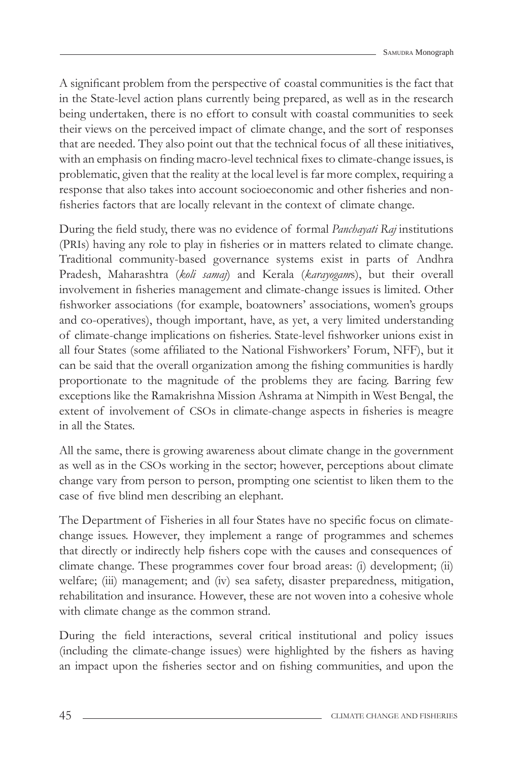A significant problem from the perspective of coastal communities is the fact that in the State-level action plans currently being prepared, as well as in the research being undertaken, there is no effort to consult with coastal communities to seek their views on the perceived impact of climate change, and the sort of responses that are needed. They also point out that the technical focus of all these initiatives, with an emphasis on finding macro-level technical fixes to climate-change issues, is problematic, given that the reality at the local level is far more complex, requiring a response that also takes into account socioeconomic and other fisheries and non-fisheries factors that are locally relevant in the context of climate change.

During the field study, there was no evidence of formal *Panchayati Raj* institutions (PRIs) having any role to play in fisheries or in matters related to climate change. Traditional community-based governance systems exist in parts of Andhra Pradesh, Maharashtra (*koli samaj*) and Kerala (*karayogam*s), but their overall involvement in fisheries management and climate-change issues is limited. Other fishworker associations (for example, boatowners' associations, women's groups and co-operatives), though important, have, as yet, a very limited understanding of climate-change implications on fisheries. State-level fishworker unions exist in all four States (some affiliated to the National Fishworkers' Forum, NFF), but it can be said that the overall organization among the fishing communities is hardly proportionate to the magnitude of the problems they are facing. Barring few exceptions like the Ramakrishna Mission Ashrama at Nimpith in West Bengal, the extent of involvement of CSOs in climate-change aspects in fisheries is meagre in all the States.

All the same, there is growing awareness about climate change in the government as well as in the CSOs working in the sector; however, perceptions about climate change vary from person to person, prompting one scientist to liken them to the case of five blind men describing an elephant.

The Department of Fisheries in all four States have no specific focus on climate-change issues. However, they implement a range of programmes and schemes that directly or indirectly help fishers cope with the causes and consequences of climate change. These programmes cover four broad areas: (i) development; (ii) welfare; (iii) management; and (iv) sea safety, disaster preparedness, mitigation, rehabilitation and insurance. However, these are not woven into a cohesive whole with climate change as the common strand.

During the field interactions, several critical institutional and policy issues (including the climate-change issues) were highlighted by the fishers as having an impact upon the fisheries sector and on fishing communities, and upon the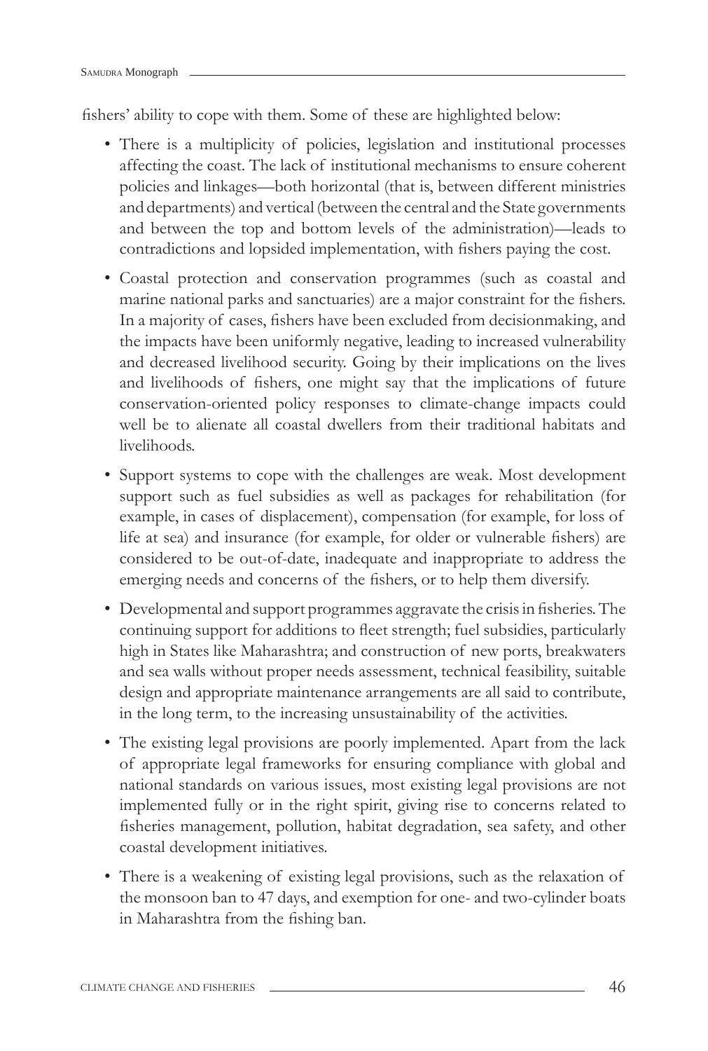fishers' ability to cope with them. Some of these are highlighted below:

- There is a multiplicity of policies, legislation and institutional processes affecting the coast. The lack of institutional mechanisms to ensure coherent policies and linkages—both horizontal (that is, between different ministries and departments) and vertical (between the central and the State governments and between the top and bottom levels of the administration)—leads to contradictions and lopsided implementation, with fishers paying the cost.
- Coastal protection and conservation programmes (such as coastal and marine national parks and sanctuaries) are a major constraint for the fishers. In a majority of cases, fishers have been excluded from decisionmaking, and the impacts have been uniformly negative, leading to increased vulnerability and decreased livelihood security. Going by their implications on the lives and livelihoods of fishers, one might say that the implications of future conservation-oriented policy responses to climate-change impacts could well be to alienate all coastal dwellers from their traditional habitats and livelihoods.
- Support systems to cope with the challenges are weak. Most development support such as fuel subsidies as well as packages for rehabilitation (for example, in cases of displacement), compensation (for example, for loss of life at sea) and insurance (for example, for older or vulnerable fishers) are considered to be out-of-date, inadequate and inappropriate to address the emerging needs and concerns of the fishers, or to help them diversify.
- Developmental and support programmes aggravate the crisis in fisheries. The continuing support for additions to fleet strength; fuel subsidies, particularly high in States like Maharashtra; and construction of new ports, breakwaters and sea walls without proper needs assessment, technical feasibility, suitable design and appropriate maintenance arrangements are all said to contribute, in the long term, to the increasing unsustainability of the activities.
- The existing legal provisions are poorly implemented. Apart from the lack of appropriate legal frameworks for ensuring compliance with global and national standards on various issues, most existing legal provisions are not implemented fully or in the right spirit, giving rise to concerns related to fisheries management, pollution, habitat degradation, sea safety, and other coastal development initiatives.
- There is a weakening of existing legal provisions, such as the relaxation of the monsoon ban to 47 days, and exemption for one- and two-cylinder boats in Maharashtra from the fishing ban.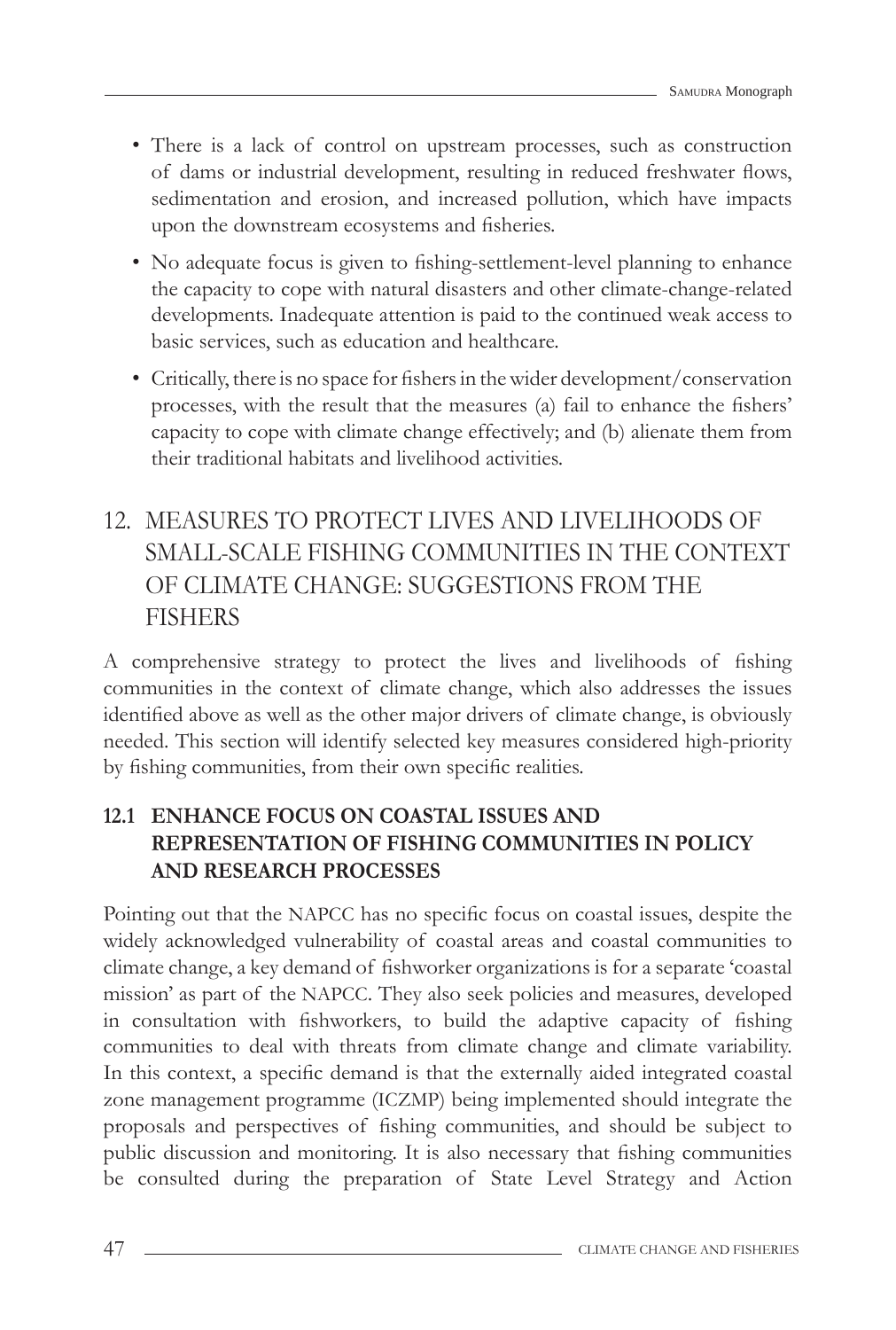- There is a lack of control on upstream processes, such as construction of dams or industrial development, resulting in reduced freshwater flows, sedimentation and erosion, and increased pollution, which have impacts upon the downstream ecosystems and fisheries.
- No adequate focus is given to fishing-settlement-level planning to enhance the capacity to cope with natural disasters and other climate-change-related developments. Inadequate attention is paid to the continued weak access to basic services, such as education and healthcare.
- Critically, there is no space for fishers in the wider development/conservation processes, with the result that the measures (a) fail to enhance the fishers' capacity to cope with climate change effectively; and (b) alienate them from their traditional habitats and livelihood activities.

## 12. MEASURES TO PROTECT LIVES AND LIVELIHOODS OF SMALL-SCALE FISHING COMMUNITIES IN THE CONTEXT OF CLIMATE CHANGE: SUGGESTIONS FROM THE FISHERS

A comprehensive strategy to protect the lives and livelihoods of fishing communities in the context of climate change, which also addresses the issues identified above as well as the other major drivers of climate change, is obviously needed. This section will identify selected key measures considered high-priority by fishing communities, from their own specific realities.

### 12.1 ENHANCE FOCUS ON COASTAL ISSUES AND REPRESENTATION OF FISHING COMMUNITIES IN POLICY AND RESEARCH PROCESSES

Pointing out that the NAPCC has no specific focus on coastal issues, despite the widely acknowledged vulnerability of coastal areas and coastal communities to climate change, a key demand of fishworker organizations is for a separate 'coastal mission' as part of the NAPCC. They also seek policies and measures, developed in consultation with fishworkers, to build the adaptive capacity of fishing communities to deal with threats from climate change and climate variability. In this context, a specific demand is that the externally aided integrated coastal zone management programme (ICZMP) being implemented should integrate the proposals and perspectives of fishing communities, and should be subject to public discussion and monitoring. It is also necessary that fishing communities be consulted during the preparation of State Level Strategy and Action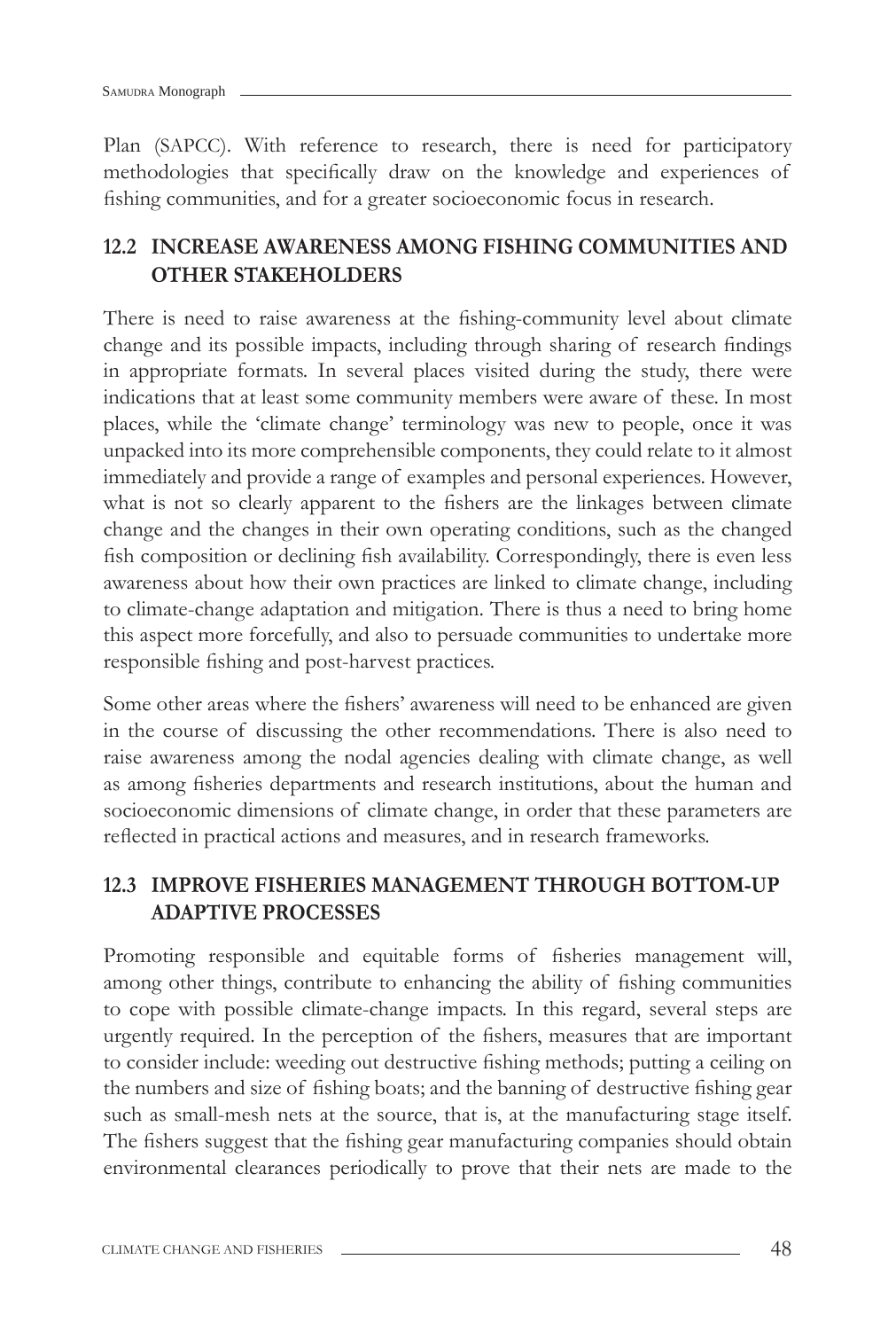Plan (SAPCC). With reference to research, there is need for participatory methodologies that specifically draw on the knowledge and experiences of fishing communities, and for a greater socioeconomic focus in research.

## 12.2 INCREASE AWARENESS AMONG FISHING COMMUNITIES AND OTHER STAKEHOLDERS

There is need to raise awareness at the fishing-community level about climate change and its possible impacts, including through sharing of research findings in appropriate formats. In several places visited during the study, there were indications that at least some community members were aware of these. In most places, while the 'climate change' terminology was new to people, once it was unpacked into its more comprehensible components, they could relate to it almost immediately and provide a range of examples and personal experiences. However, what is not so clearly apparent to the fishers are the linkages between climate change and the changes in their own operating conditions, such as the changed fish composition or declining fish availability. Correspondingly, there is even less awareness about how their own practices are linked to climate change, including to climate-change adaptation and mitigation. There is thus a need to bring home this aspect more forcefully, and also to persuade communities to undertake more responsible fishing and post-harvest practices.

Some other areas where the fishers' awareness will need to be enhanced are given in the course of discussing the other recommendations. There is also need to raise awareness among the nodal agencies dealing with climate change, as well as among fisheries departments and research institutions, about the human and socioeconomic dimensions of climate change, in order that these parameters are reflected in practical actions and measures, and in research frameworks.

## 12.3 IMPROVE FISHERIES MANAGEMENT THROUGH BOTTOM-UP ADAPTIVE PROCESSES

Promoting responsible and equitable forms of fisheries management will, among other things, contribute to enhancing the ability of fishing communities to cope with possible climate-change impacts. In this regard, several steps are urgently required. In the perception of the fishers, measures that are important to consider include: weeding out destructive fishing methods; putting a ceiling on the numbers and size of fishing boats; and the banning of destructive fishing gear such as small-mesh nets at the source, that is, at the manufacturing stage itself. The fishers suggest that the fishing gear manufacturing companies should obtain environmental clearances periodically to prove that their nets are made to the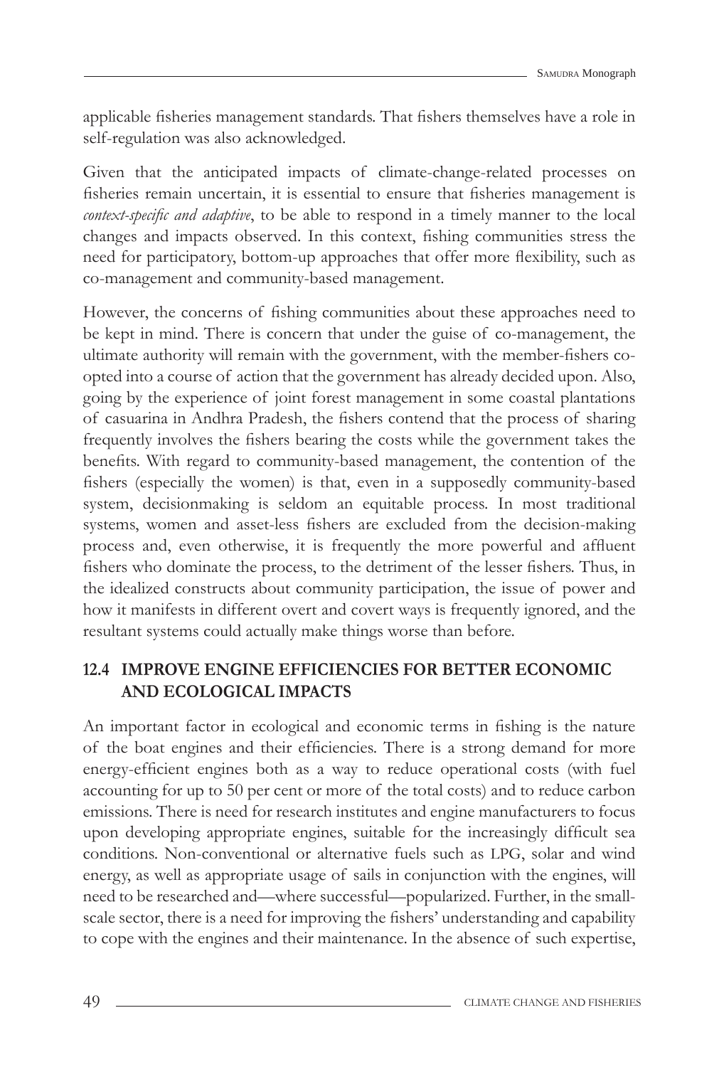applicable fisheries management standards. That fishers themselves have a role in self-regulation was also acknowledged.

Given that the anticipated impacts of climate-change-related processes on fisheries remain uncertain, it is essential to ensure that fisheries management is *context-specific and adaptive*, to be able to respond in a timely manner to the local changes and impacts observed. In this context, fishing communities stress the need for participatory, bottom-up approaches that offer more flexibility, such as co-management and community-based management.

However, the concerns of fishing communities about these approaches need to be kept in mind. There is concern that under the guise of co-management, the ultimate authority will remain with the government, with the member-fishers co-opted into a course of action that the government has already decided upon. Also, going by the experience of joint forest management in some coastal plantations of casuarina in Andhra Pradesh, the fishers contend that the process of sharing frequently involves the fishers bearing the costs while the government takes the benefits. With regard to community-based management, the contention of the fishers (especially the women) is that, even in a supposedly community-based system, decisionmaking is seldom an equitable process. In most traditional systems, women and asset-less fishers are excluded from the decision-making process and, even otherwise, it is frequently the more powerful and affluent fishers who dominate the process, to the detriment of the lesser fishers. Thus, in the idealized constructs about community participation, the issue of power and how it manifests in different overt and covert ways is frequently ignored, and the resultant systems could actually make things worse than before.

## 12.4 IMPROVE ENGINE EFFICIENCIES FOR BETTER ECONOMIC AND ECOLOGICAL IMPACTS

An important factor in ecological and economic terms in fishing is the nature of the boat engines and their efficiencies. There is a strong demand for more energy-efficient engines both as a way to reduce operational costs (with fuel accounting for up to 50 per cent or more of the total costs) and to reduce carbon emissions. There is need for research institutes and engine manufacturers to focus upon developing appropriate engines, suitable for the increasingly difficult sea conditions. Non-conventional or alternative fuels such as LPG, solar and wind energy, as well as appropriate usage of sails in conjunction with the engines, will need to be researched and—where successful—popularized. Further, in the small-scale sector, there is a need for improving the fishers' understanding and capability to cope with the engines and their maintenance. In the absence of such expertise,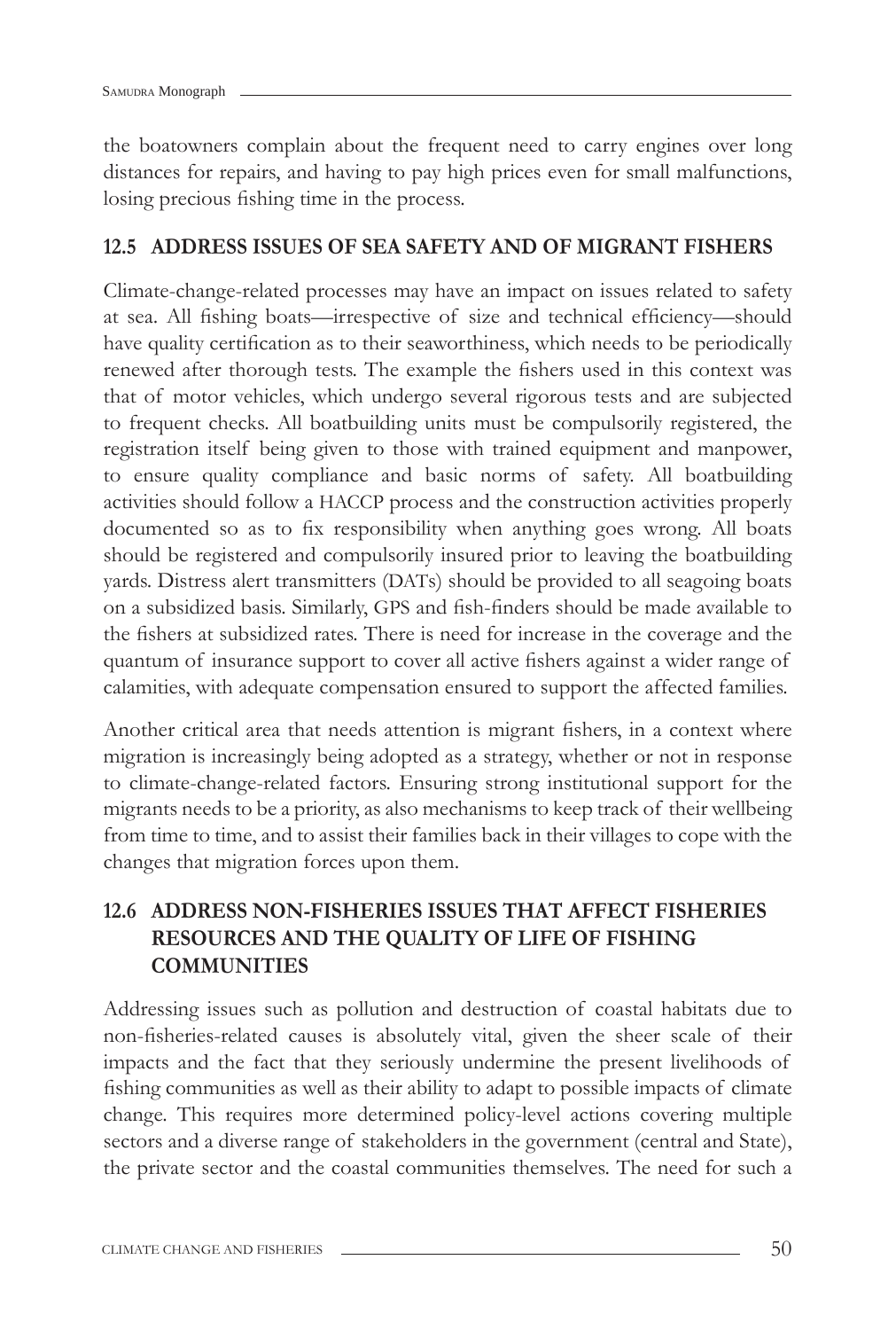the boatowners complain about the frequent need to carry engines over long distances for repairs, and having to pay high prices even for small malfunctions, losing precious fishing time in the process.

## 12.5 ADDRESS ISSUES OF SEA SAFETY AND OF MIGRANT FISHERS

Climate-change-related processes may have an impact on issues related to safety at sea. All fishing boats—irrespective of size and technical efficiency—should have quality certification as to their seaworthiness, which needs to be periodically renewed after thorough tests. The example the fishers used in this context was that of motor vehicles, which undergo several rigorous tests and are subjected to frequent checks. All boatbuilding units must be compulsorily registered, the registration itself being given to those with trained equipment and manpower, to ensure quality compliance and basic norms of safety. All boatbuilding activities should follow a HACCP process and the construction activities properly documented so as to fix responsibility when anything goes wrong. All boats should be registered and compulsorily insured prior to leaving the boatbuilding yards. Distress alert transmitters (DATs) should be provided to all seagoing boats on a subsidized basis. Similarly, GPS and fish-finders should be made available to the fishers at subsidized rates. There is need for increase in the coverage and the quantum of insurance support to cover all active fishers against a wider range of calamities, with adequate compensation ensured to support the affected families.

Another critical area that needs attention is migrant fishers, in a context where migration is increasingly being adopted as a strategy, whether or not in response to climate-change-related factors. Ensuring strong institutional support for the migrants needs to be a priority, as also mechanisms to keep track of their wellbeing from time to time, and to assist their families back in their villages to cope with the changes that migration forces upon them.

## 12.6 ADDRESS NON-FISHERIES ISSUES THAT AFFECT FISHERIES RESOURCES AND THE QUALITY OF LIFE OF FISHING COMMUNITIES

Addressing issues such as pollution and destruction of coastal habitats due to non-fisheries-related causes is absolutely vital, given the sheer scale of their impacts and the fact that they seriously undermine the present livelihoods of fishing communities as well as their ability to adapt to possible impacts of climate change. This requires more determined policy-level actions covering multiple sectors and a diverse range of stakeholders in the government (central and State), the private sector and the coastal communities themselves. The need for such a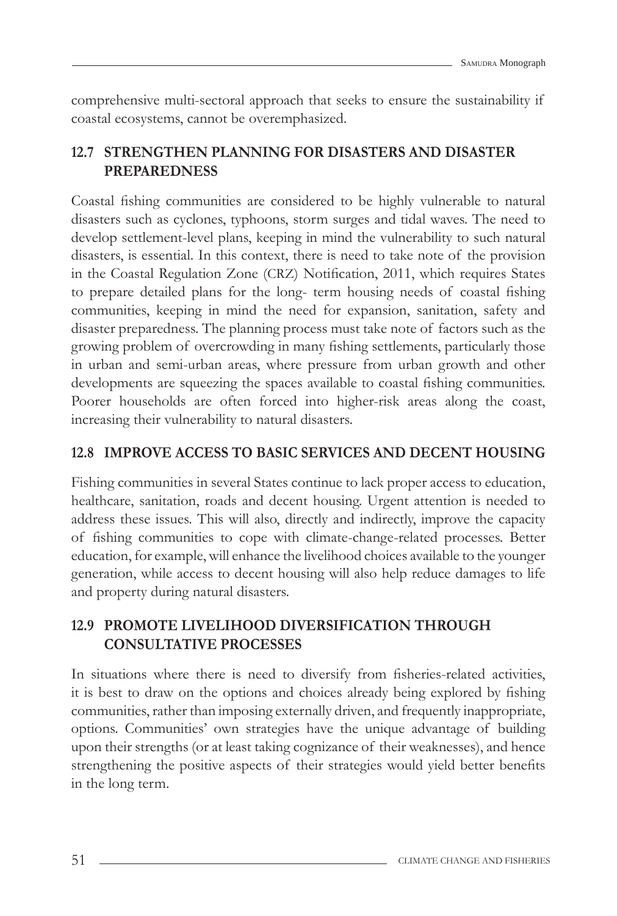comprehensive multi-sectoral approach that seeks to ensure the sustainability if coastal ecosystems, cannot be overemphasized.

## 12.7 STRENGTHEN PLANNING FOR DISASTERS AND DISASTER PREPAREDNESS

Coastal fishing communities are considered to be highly vulnerable to natural disasters such as cyclones, typhoons, storm surges and tidal waves. The need to develop settlement-level plans, keeping in mind the vulnerability to such natural disasters, is essential. In this context, there is need to take note of the provision in the Coastal Regulation Zone (CRZ) Notification, 2011, which requires States to prepare detailed plans for the long- term housing needs of coastal fishing communities, keeping in mind the need for expansion, sanitation, safety and disaster preparedness. The planning process must take note of factors such as the growing problem of overcrowding in many fishing settlements, particularly those in urban and semi-urban areas, where pressure from urban growth and other developments are squeezing the spaces available to coastal fishing communities. Poorer households are often forced into higher-risk areas along the coast, increasing their vulnerability to natural disasters.

## 12.8 IMPROVE ACCESS TO BASIC SERVICES AND DECENT HOUSING

Fishing communities in several States continue to lack proper access to education, healthcare, sanitation, roads and decent housing. Urgent attention is needed to address these issues. This will also, directly and indirectly, improve the capacity of fishing communities to cope with climate-change-related processes. Better education, for example, will enhance the livelihood choices available to the younger generation, while access to decent housing will also help reduce damages to life and property during natural disasters.

## 12.9 PROMOTE LIVELIHOOD DIVERSIFICATION THROUGH CONSULTATIVE PROCESSES

In situations where there is need to diversify from fisheries-related activities, it is best to draw on the options and choices already being explored by fishing communities, rather than imposing externally driven, and frequently inappropriate, options. Communities' own strategies have the unique advantage of building upon their strengths (or at least taking cognizance of their weaknesses), and hence strengthening the positive aspects of their strategies would yield better benefits in the long term.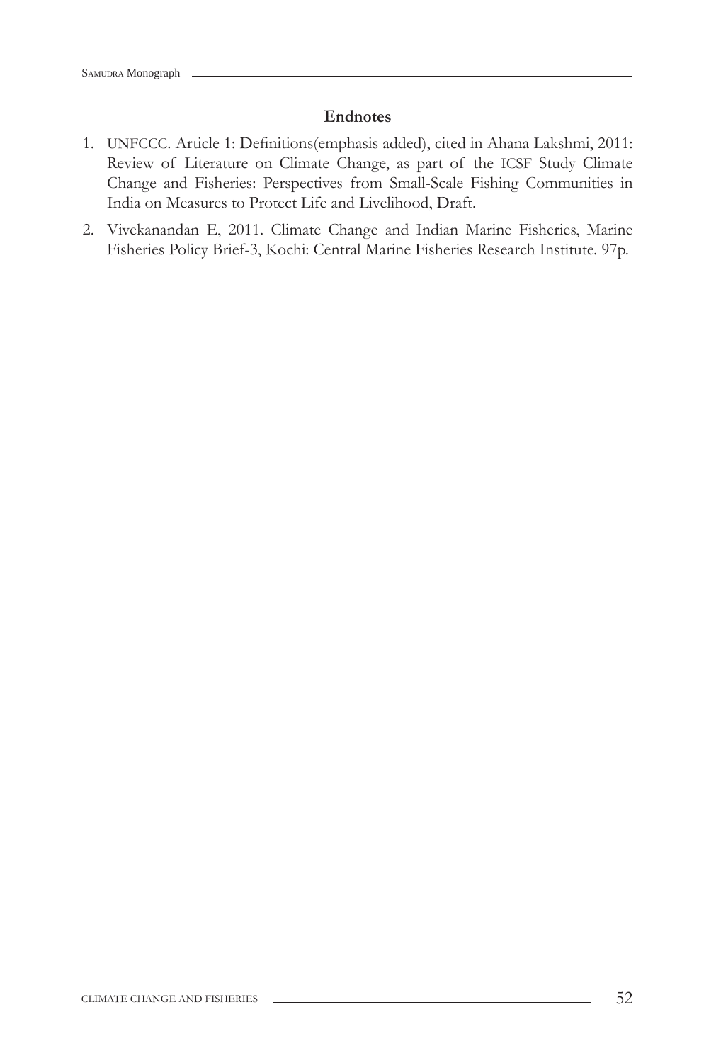## Endnotes

1. UNFCCC. Article 1: Definitions(emphasis added), cited in Ahana Lakshmi, 2011: Review of Literature on Climate Change, as part of the ICSF Study Climate Change and Fisheries: Perspectives from Small-Scale Fishing Communities in India on Measures to Protect Life and Livelihood, Draft.
2. Vivekanandan E, 2011. Climate Change and Indian Marine Fisheries, Marine Fisheries Policy Brief-3, Kochi: Central Marine Fisheries Research Institute. 97p.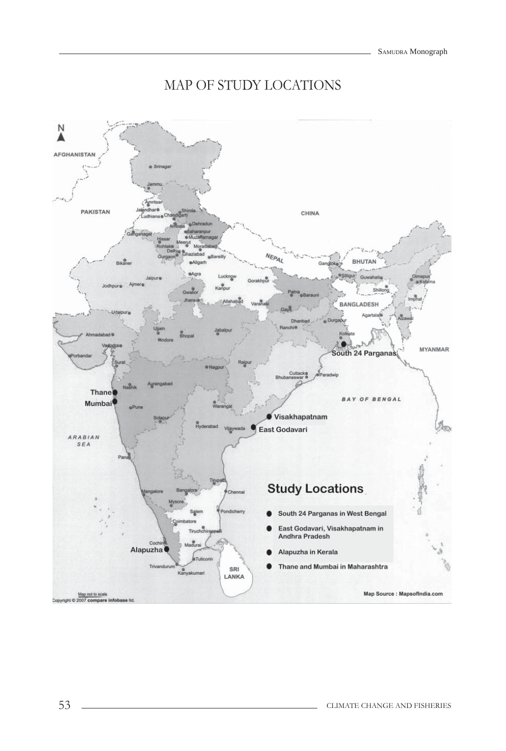# MAP OF STUDY LOCATIONS

N

AFGHANISTAN

PAKISTAN

CHINA

NEPAL

BHUTAN

BANGLADESH

MYANMAR

BAY OF BENGAL

ARABIAN SEA

SRI LANKA

Srinagar, Jammu, Amritsar, Jalandhar, Ludhiana, Chandigarh, Shimla, Dehradun, Ambala, Saharanpur, Muzaffarnagar, Ganganagar, Hissar, Meerut, Rohtak, Moradabad, Delhi, Ghaziabad, Bareilly, Gurgaon, Aligarh, Bikaner, Agra, Jaipur, Lucknow, Gorakhpur, Jodhpur, Ajmer, Kanpur, Gwalior, Jhansi, Allahabad, Varanasi, Patna, Barauni, Gaya, Udaipur, Ujjain, Bhopal, Jabalpur, Indore, Ahmadabad, Vadodara, Porbandar, Surat, Raipur, Nagpur, Nashik, Aurangabad, Pune, Solapur, Hyderabad, Warangal, Vijaywada, Panaji, Mangalore, Bangalore, Mysore, Tirupati, Chennai, Salem, Pondicherry, Coimbatore, Tiruchchirappalli, Cochin, Madurai, Tuticorin, Trivandurum, Kanyakumari, Dhanbad, Ranchi, Durgapur, Kolkata, Cuttack, Bhubaneswar, Paradwip, Gangtok, Siliguri, Guwahati, Dimapur, Kohima, Shillong, Imphal, Agartala, Aizawal

Thane

Mumbai

Visakhapatnam

East Godavari

South 24 Parganas

Alapuzha

**Study Locations**

- South 24 Parganas in West Bengal
- East Godavari, Visakhapatnam in Andhra Pradesh
- Alapuzha in Kerala
- Thane and Mumbai in Maharashtra

Map not to scale
Copyright © 2007 compare infobase ltd.

Map Source : MapsofIndia.com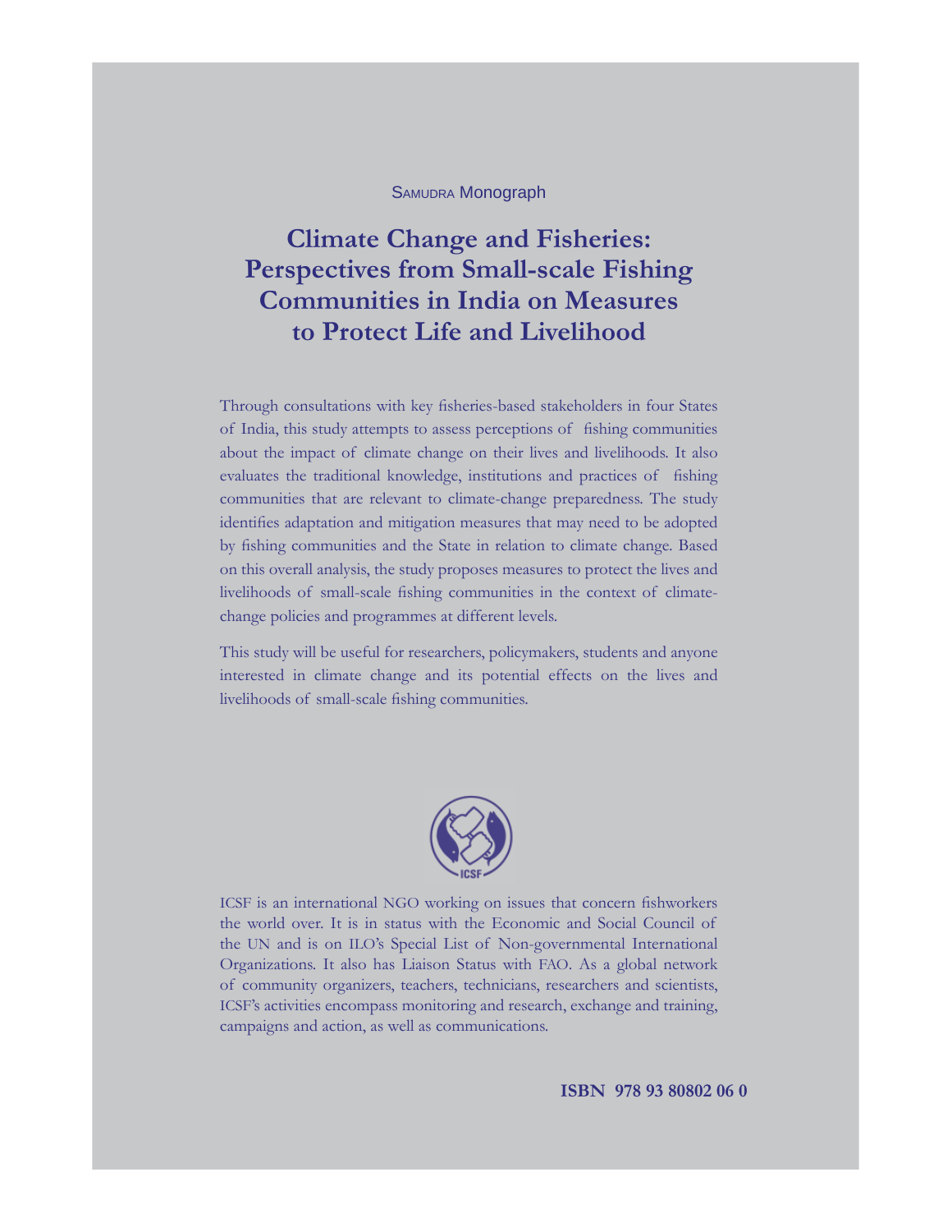SAMUDRA Monograph

# Climate Change and Fisheries: Perspectives from Small-scale Fishing Communities in India on Measures to Protect Life and Livelihood

Through consultations with key fisheries-based stakeholders in four States of India, this study attempts to assess perceptions of fishing communities about the impact of climate change on their lives and livelihoods. It also evaluates the traditional knowledge, institutions and practices of fishing communities that are relevant to climate-change preparedness. The study identifies adaptation and mitigation measures that may need to be adopted by fishing communities and the State in relation to climate change. Based on this overall analysis, the study proposes measures to protect the lives and livelihoods of small-scale fishing communities in the context of climate-change policies and programmes at different levels.

This study will be useful for researchers, policymakers, students and anyone interested in climate change and its potential effects on the lives and livelihoods of small-scale fishing communities.

ICSF

ICSF is an international NGO working on issues that concern fishworkers the world over. It is in status with the Economic and Social Council of the UN and is on ILO's Special List of Non-governmental International Organizations. It also has Liaison Status with FAO. As a global network of community organizers, teachers, technicians, researchers and scientists, ICSF's activities encompass monitoring and research, exchange and training, campaigns and action, as well as communications.

**ISBN 978 93 80802 06 0**